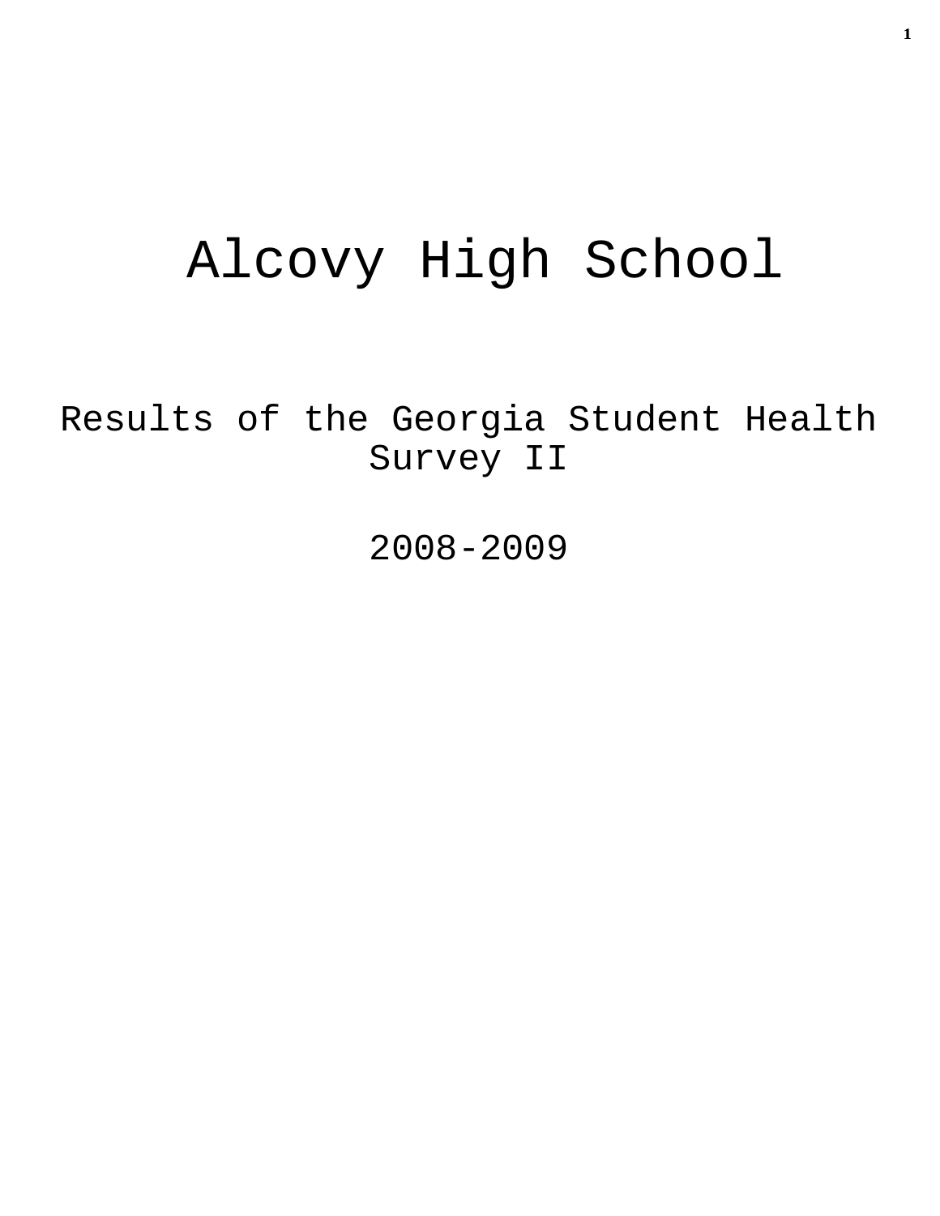# Alcovy High School

## Results of the Georgia Student Health Survey II

## 2008-2009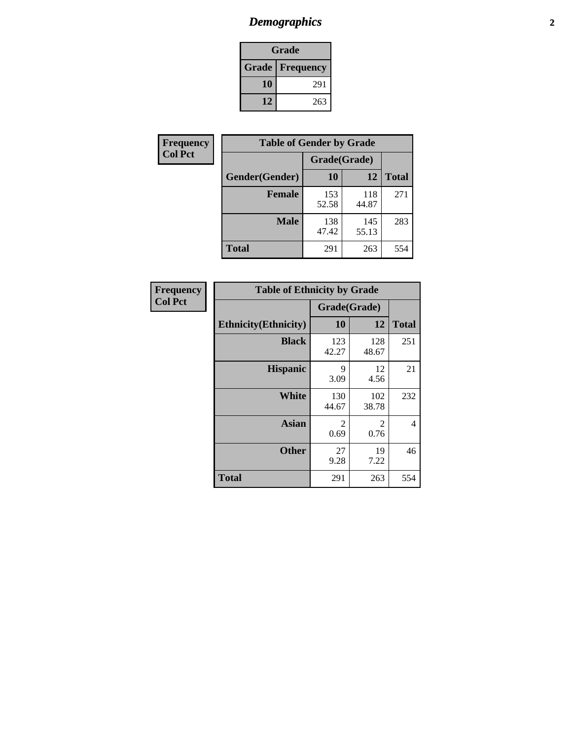# Demographics

| Grade | |
|---|---|
| **Grade** | **Frequency** |
| **10** | 291 |
| **12** | 263 |

**Frequency**
**Col Pct**

| Table of Gender by Grade | | | |
|---|---|---|---|
| | Grade(Grade) | | |
| **Gender(Gender)** | **10** | **12** | **Total** |
| **Female** | 153<br>52.58 | 118<br>44.87 | 271 |
| **Male** | 138<br>47.42 | 145<br>55.13 | 283 |
| **Total** | 291 | 263 | 554 |

**Frequency**
**Col Pct**

| Table of Ethnicity by Grade | | | |
|---|---|---|---|
| | Grade(Grade) | | |
| **Ethnicity(Ethnicity)** | **10** | **12** | **Total** |
| **Black** | 123<br>42.27 | 128<br>48.67 | 251 |
| **Hispanic** | 9<br>3.09 | 12<br>4.56 | 21 |
| **White** | 130<br>44.67 | 102<br>38.78 | 232 |
| **Asian** | 2<br>0.69 | 2<br>0.76 | 4 |
| **Other** | 27<br>9.28 | 19<br>7.22 | 46 |
| **Total** | 291 | 263 | 554 |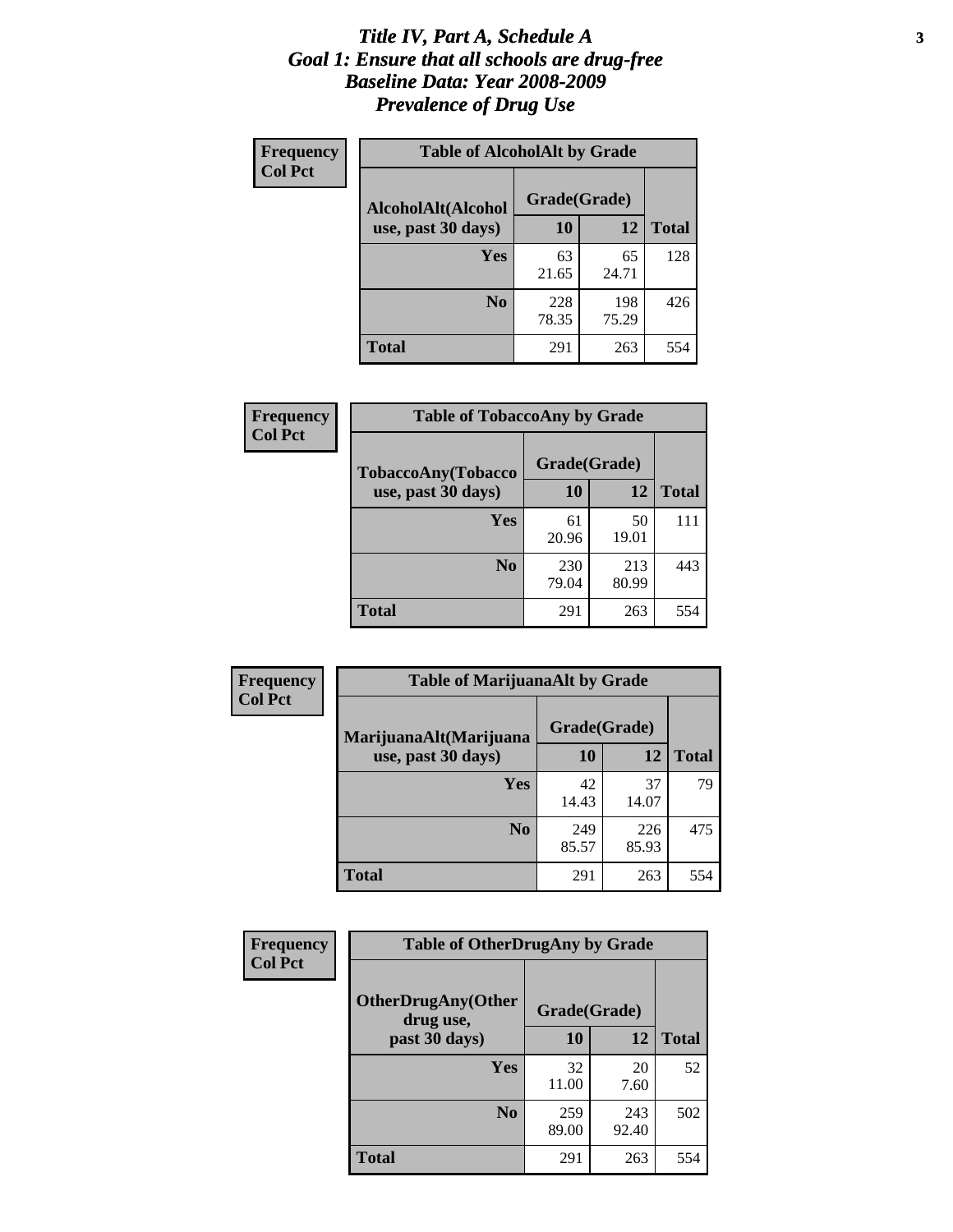# *Title IV, Part A, Schedule A*
# *Goal 1: Ensure that all schools are drug-free*
# *Baseline Data: Year 2008-2009*
# *Prevalence of Drug Use*

**Frequency**
**Col Pct**

**Table of AlcoholAlt by Grade**

| AlcoholAlt(Alcohol use, past 30 days) | Grade(Grade) | | Total |
|---|---|---|---|
| | 10 | 12 | |
| Yes | 63<br>21.65 | 65<br>24.71 | 128 |
| No | 228<br>78.35 | 198<br>75.29 | 426 |
| Total | 291 | 263 | 554 |

**Frequency**
**Col Pct**

**Table of TobaccoAny by Grade**

| TobaccoAny(Tobacco use, past 30 days) | Grade(Grade) | | Total |
|---|---|---|---|
| | 10 | 12 | |
| Yes | 61<br>20.96 | 50<br>19.01 | 111 |
| No | 230<br>79.04 | 213<br>80.99 | 443 |
| Total | 291 | 263 | 554 |

**Frequency**
**Col Pct**

**Table of MarijuanaAlt by Grade**

| MarijuanaAlt(Marijuana use, past 30 days) | Grade(Grade) | | Total |
|---|---|---|---|
| | 10 | 12 | |
| Yes | 42<br>14.43 | 37<br>14.07 | 79 |
| No | 249<br>85.57 | 226<br>85.93 | 475 |
| Total | 291 | 263 | 554 |

**Frequency**
**Col Pct**

**Table of OtherDrugAny by Grade**

| OtherDrugAny(Other drug use, past 30 days) | Grade(Grade) | | Total |
|---|---|---|---|
| | 10 | 12 | |
| Yes | 32<br>11.00 | 20<br>7.60 | 52 |
| No | 259<br>89.00 | 243<br>92.40 | 502 |
| Total | 291 | 263 | 554 |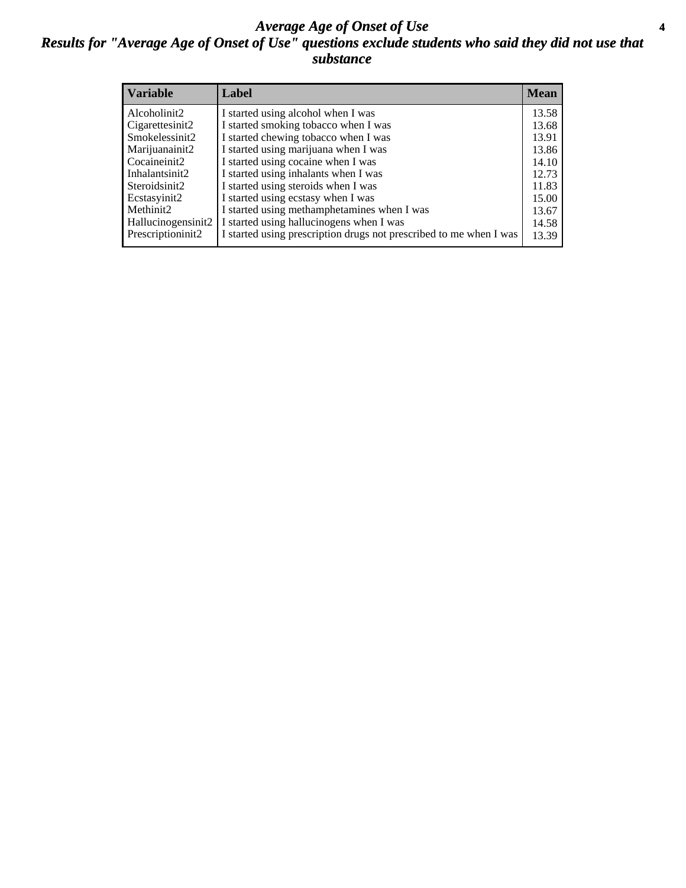# Average Age of Onset of Use

## Results for "Average Age of Onset of Use" questions exclude students who said they did not use that substance

| Variable | Label | Mean |
|---|---|---|
| Alcoholinit2 | I started using alcohol when I was | 13.58 |
| Cigarettesinit2 | I started smoking tobacco when I was | 13.68 |
| Smokelessinit2 | I started chewing tobacco when I was | 13.91 |
| Marijuanainit2 | I started using marijuana when I was | 13.86 |
| Cocaineinit2 | I started using cocaine when I was | 14.10 |
| Inhalantsinit2 | I started using inhalants when I was | 12.73 |
| Steroidsinit2 | I started using steroids when I was | 11.83 |
| Ecstasyinit2 | I started using ecstasy when I was | 15.00 |
| Methinit2 | I started using methamphetamines when I was | 13.67 |
| Hallucinogensinit2 | I started using hallucinogens when I was | 14.58 |
| Prescriptioninit2 | I started using prescription drugs not prescribed to me when I was | 13.39 |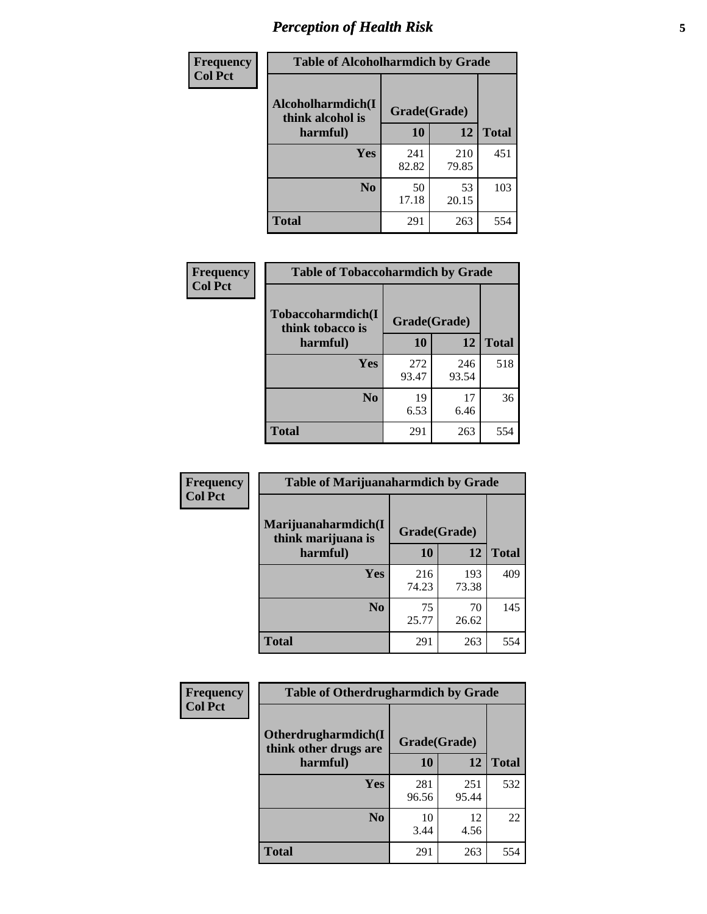## Perception of Health Risk

| Frequency Col Pct | Table of Alcoholharmdich by Grade | | |
|---|---|---|---|
| Alcoholharmdich(I think alcohol is harmful) | Grade(Grade) | | |
| | 10 | 12 | Total |
| Yes | 241<br>82.82 | 210<br>79.85 | 451 |
| No | 50<br>17.18 | 53<br>20.15 | 103 |
| Total | 291 | 263 | 554 |

| Frequency Col Pct | Table of Tobaccoharmdich by Grade | | |
|---|---|---|---|
| Tobaccoharmdich(I think tobacco is harmful) | Grade(Grade) | | |
| | 10 | 12 | Total |
| Yes | 272<br>93.47 | 246<br>93.54 | 518 |
| No | 19<br>6.53 | 17<br>6.46 | 36 |
| Total | 291 | 263 | 554 |

| Frequency Col Pct | Table of Marijuanaharmdich by Grade | | |
|---|---|---|---|
| Marijuanaharmdich(I think marijuana is harmful) | Grade(Grade) | | |
| | 10 | 12 | Total |
| Yes | 216<br>74.23 | 193<br>73.38 | 409 |
| No | 75<br>25.77 | 70<br>26.62 | 145 |
| Total | 291 | 263 | 554 |

| Frequency Col Pct | Table of Otherdrugharmdich by Grade | | |
|---|---|---|---|
| Otherdrugharmdich(I think other drugs are harmful) | Grade(Grade) | | |
| | 10 | 12 | Total |
| Yes | 281<br>96.56 | 251<br>95.44 | 532 |
| No | 10<br>3.44 | 12<br>4.56 | 22 |
| Total | 291 | 263 | 554 |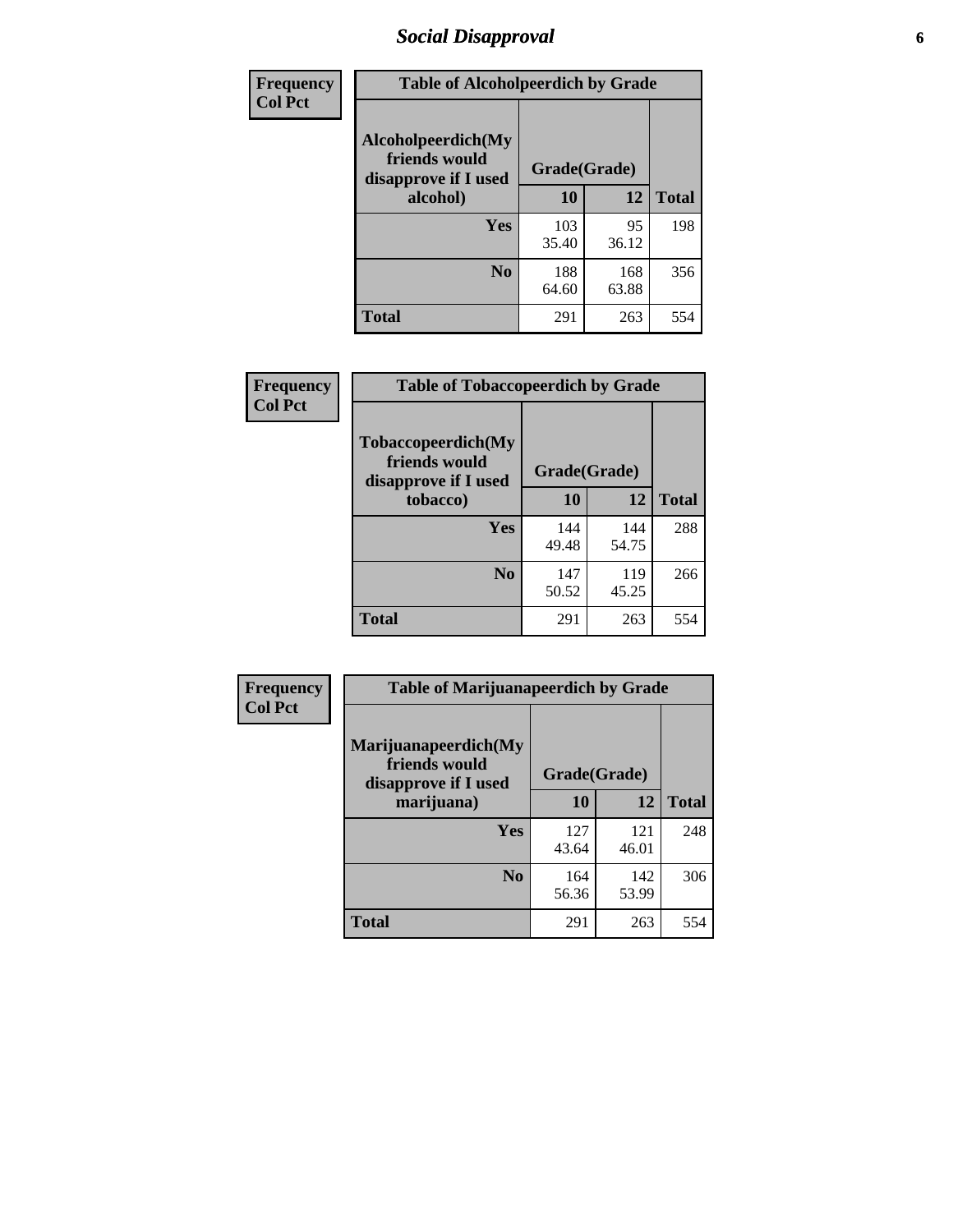## Social Disapproval

| Frequency Col Pct | Table of Alcoholpeerdich by Grade | | |
|---|---|---|---|
| Alcoholpeerdich(My friends would disapprove if I used alcohol) | Grade(Grade) | | |
| | 10 | 12 | Total |
| Yes | 103<br>35.40 | 95<br>36.12 | 198 |
| No | 188<br>64.60 | 168<br>63.88 | 356 |
| Total | 291 | 263 | 554 |

| Frequency Col Pct | Table of Tobaccopeerdich by Grade | | |
|---|---|---|---|
| Tobaccopeerdich(My friends would disapprove if I used tobacco) | Grade(Grade) | | |
| | 10 | 12 | Total |
| Yes | 144<br>49.48 | 144<br>54.75 | 288 |
| No | 147<br>50.52 | 119<br>45.25 | 266 |
| Total | 291 | 263 | 554 |

| Frequency Col Pct | Table of Marijuanapeerdich by Grade | | |
|---|---|---|---|
| Marijuanapeerdich(My friends would disapprove if I used marijuana) | Grade(Grade) | | |
| | 10 | 12 | Total |
| Yes | 127<br>43.64 | 121<br>46.01 | 248 |
| No | 164<br>56.36 | 142<br>53.99 | 306 |
| Total | 291 | 263 | 554 |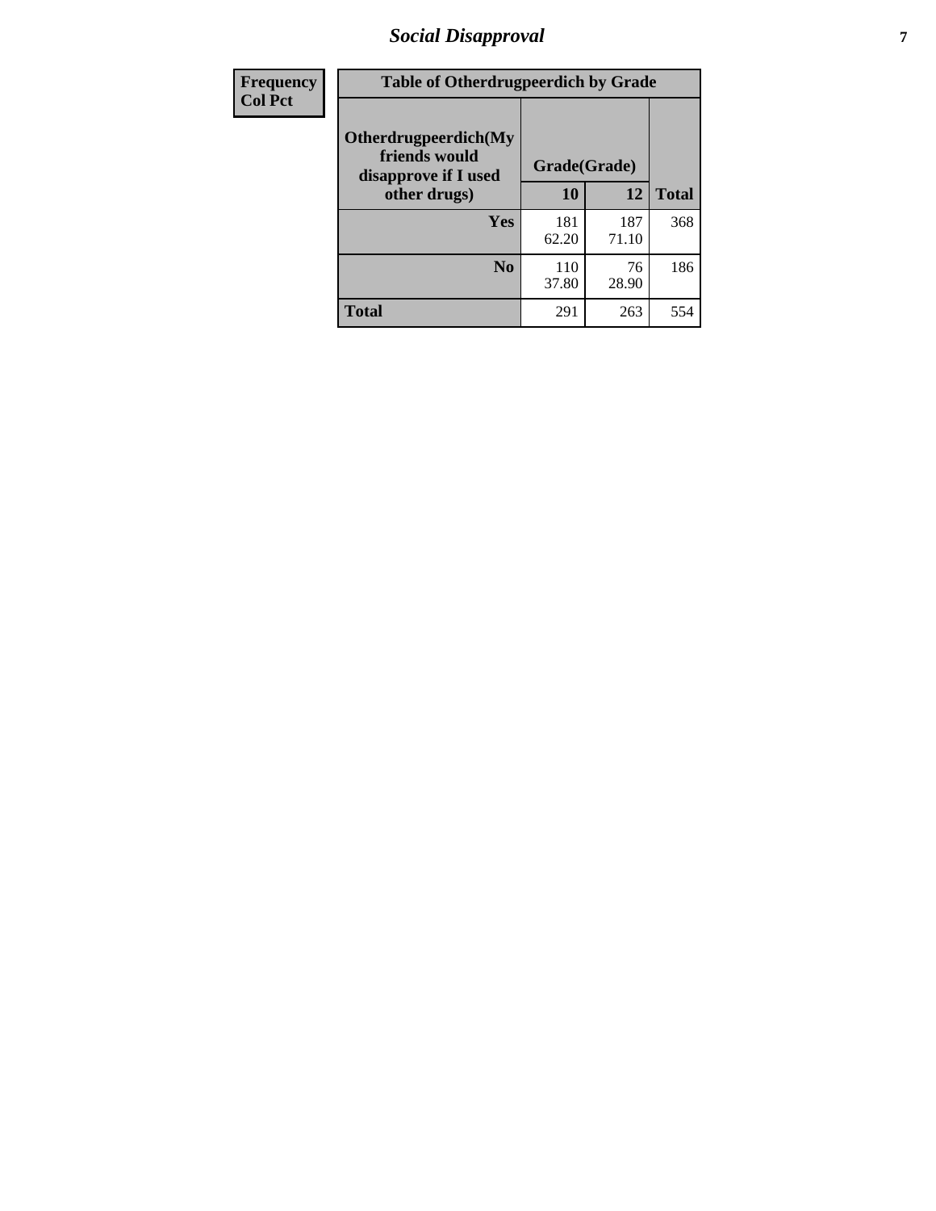| Frequency Col Pct | Table of Otherdrugpeerdich by Grade | | |
|---|---|---|---|
| **Otherdrugpeerdich(My friends would disapprove if I used other drugs)** | **Grade(Grade)** | | |
| | **10** | **12** | **Total** |
| **Yes** | 181<br>62.20 | 187<br>71.10 | 368 |
| **No** | 110<br>37.80 | 76<br>28.90 | 186 |
| **Total** | 291 | 263 | 554 |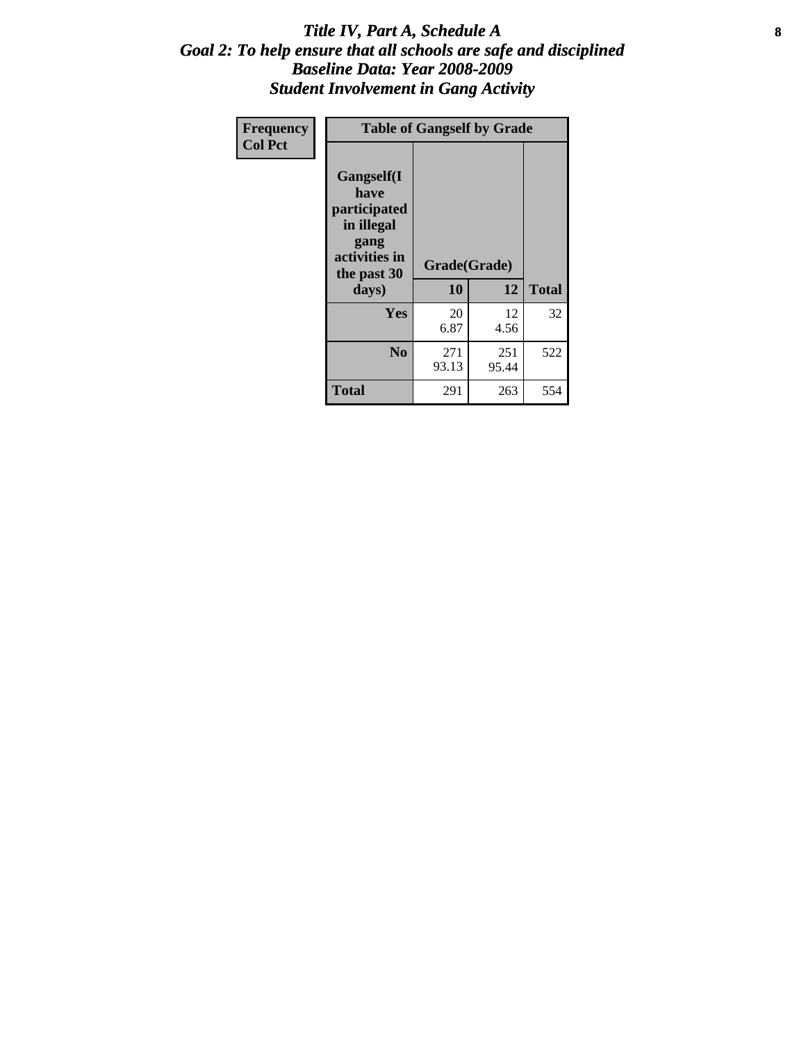# *Title IV, Part A, Schedule A*
## *Goal 2: To help ensure that all schools are safe and disciplined*
## *Baseline Data: Year 2008-2009*
## *Student Involvement in Gang Activity*

| Frequency<br>Col Pct | Table of Gangself by Grade | | |
|---|---|---|---|
| Gangself(I have participated in illegal gang activities in the past 30 days) | Grade(Grade) | | |
| | 10 | 12 | Total |
| Yes | 20<br>6.87 | 12<br>4.56 | 32 |
| No | 271<br>93.13 | 251<br>95.44 | 522 |
| Total | 291 | 263 | 554 |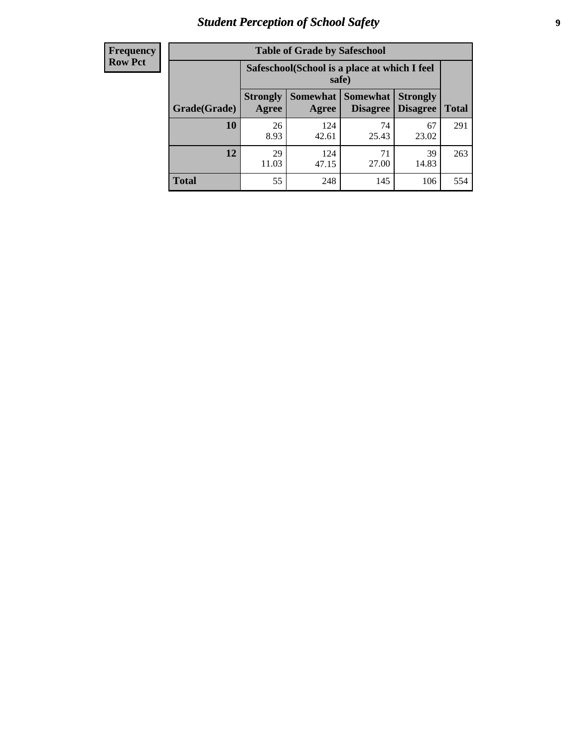| Frequency Row Pct |
|---|

**Table of Grade by Safeschool**

| Grade(Grade) | Safeschool(School is a place at which I feel safe) | | | | Total |
|---|---|---|---|---|---|
| | Strongly Agree | Somewhat Agree | Somewhat Disagree | Strongly Disagree | |
| 10 | 26<br>8.93 | 124<br>42.61 | 74<br>25.43 | 67<br>23.02 | 291 |
| 12 | 29<br>11.03 | 124<br>47.15 | 71<br>27.00 | 39<br>14.83 | 263 |
| Total | 55 | 248 | 145 | 106 | 554 |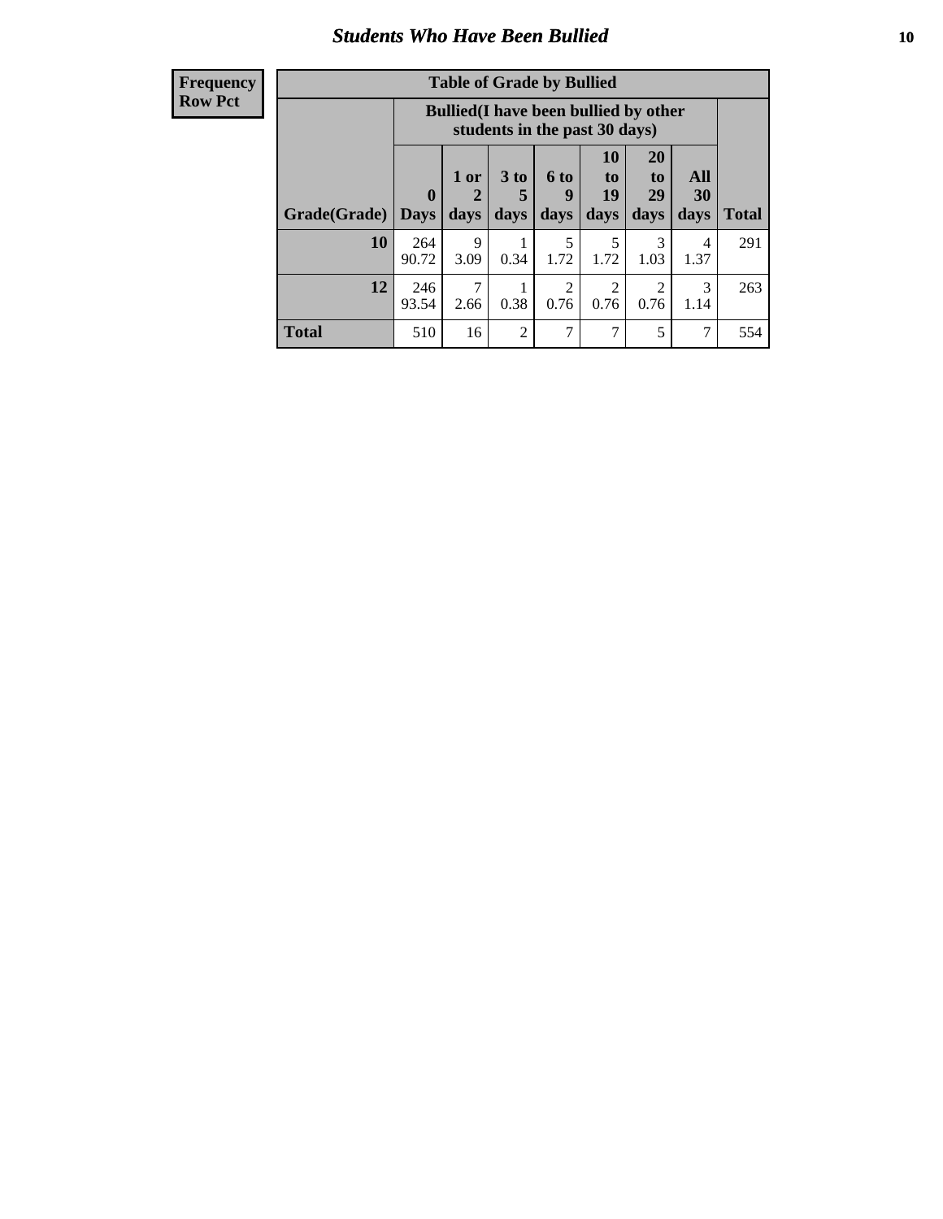## Students Who Have Been Bullied

**Frequency**
**Row Pct**

**Table of Grade by Bullied**

| | Bullied(I have been bullied by other students in the past 30 days) | | | | | | | |
|---|---|---|---|---|---|---|---|---|
| Grade(Grade) | 0 Days | 1 or 2 days | 3 to 5 days | 6 to 9 days | 10 to 19 days | 20 to 29 days | All 30 days | Total |
| 10 | 264<br>90.72 | 9<br>3.09 | 1<br>0.34 | 5<br>1.72 | 5<br>1.72 | 3<br>1.03 | 4<br>1.37 | 291 |
| 12 | 246<br>93.54 | 7<br>2.66 | 1<br>0.38 | 2<br>0.76 | 2<br>0.76 | 2<br>0.76 | 3<br>1.14 | 263 |
| Total | 510 | 16 | 2 | 7 | 7 | 5 | 7 | 554 |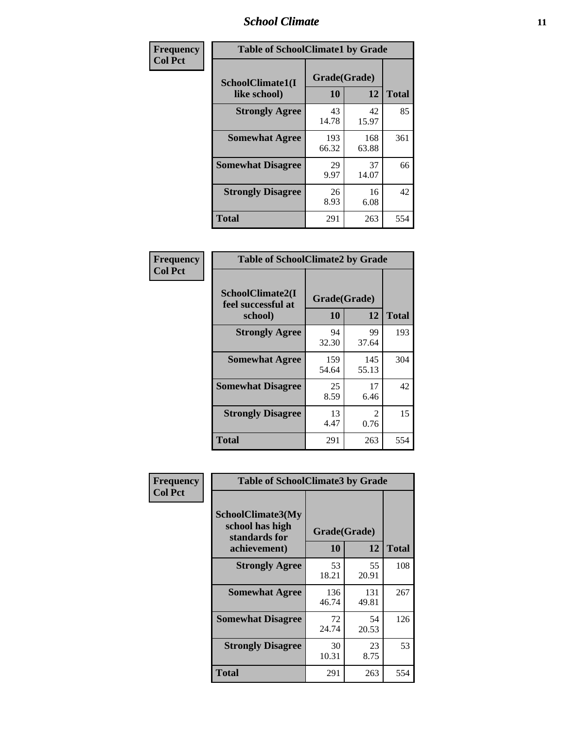# School Climate

**Frequency Col Pct**

| Table of SchoolClimate1 by Grade | | | |
|---|---|---|---|
| SchoolClimate1(I like school) | Grade(Grade) | | |
| | 10 | 12 | Total |
| Strongly Agree | 43<br>14.78 | 42<br>15.97 | 85 |
| Somewhat Agree | 193<br>66.32 | 168<br>63.88 | 361 |
| Somewhat Disagree | 29<br>9.97 | 37<br>14.07 | 66 |
| Strongly Disagree | 26<br>8.93 | 16<br>6.08 | 42 |
| Total | 291 | 263 | 554 |

**Frequency Col Pct**

| Table of SchoolClimate2 by Grade | | | |
|---|---|---|---|
| SchoolClimate2(I feel successful at school) | Grade(Grade) | | |
| | 10 | 12 | Total |
| Strongly Agree | 94<br>32.30 | 99<br>37.64 | 193 |
| Somewhat Agree | 159<br>54.64 | 145<br>55.13 | 304 |
| Somewhat Disagree | 25<br>8.59 | 17<br>6.46 | 42 |
| Strongly Disagree | 13<br>4.47 | 2<br>0.76 | 15 |
| Total | 291 | 263 | 554 |

**Frequency Col Pct**

| Table of SchoolClimate3 by Grade | | | |
|---|---|---|---|
| SchoolClimate3(My school has high standards for achievement) | Grade(Grade) | | |
| | 10 | 12 | Total |
| Strongly Agree | 53<br>18.21 | 55<br>20.91 | 108 |
| Somewhat Agree | 136<br>46.74 | 131<br>49.81 | 267 |
| Somewhat Disagree | 72<br>24.74 | 54<br>20.53 | 126 |
| Strongly Disagree | 30<br>10.31 | 23<br>8.75 | 53 |
| Total | 291 | 263 | 554 |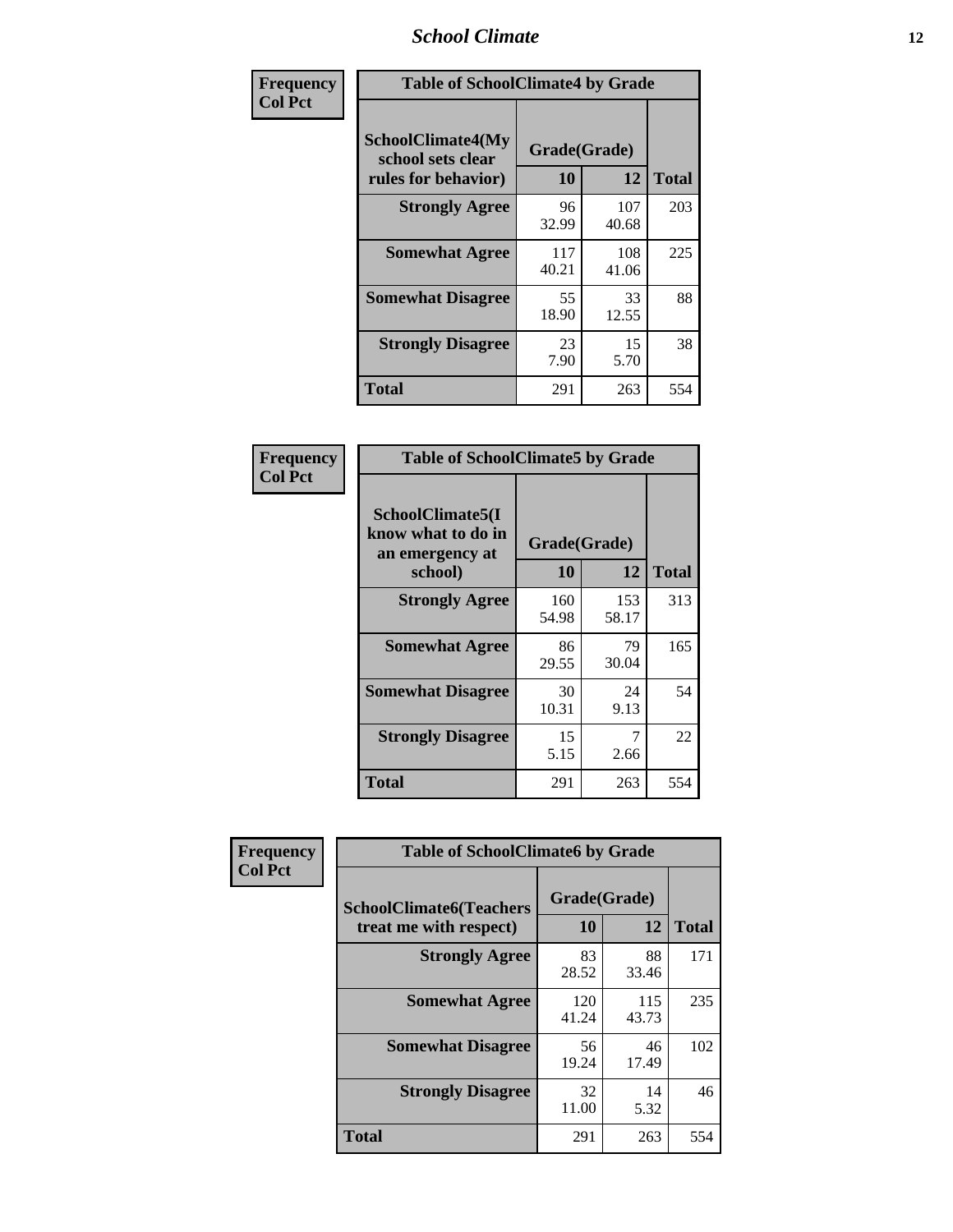| Frequency Col Pct | Table of SchoolClimate4 by Grade | | |
|---|---|---|---|
| SchoolClimate4(My school sets clear rules for behavior) | Grade(Grade) | | |
| | 10 | 12 | Total |
| Strongly Agree | 96<br>32.99 | 107<br>40.68 | 203 |
| Somewhat Agree | 117<br>40.21 | 108<br>41.06 | 225 |
| Somewhat Disagree | 55<br>18.90 | 33<br>12.55 | 88 |
| Strongly Disagree | 23<br>7.90 | 15<br>5.70 | 38 |
| Total | 291 | 263 | 554 |

| Frequency Col Pct | Table of SchoolClimate5 by Grade | | |
|---|---|---|---|
| SchoolClimate5(I know what to do in an emergency at school) | Grade(Grade) | | |
| | 10 | 12 | Total |
| Strongly Agree | 160<br>54.98 | 153<br>58.17 | 313 |
| Somewhat Agree | 86<br>29.55 | 79<br>30.04 | 165 |
| Somewhat Disagree | 30<br>10.31 | 24<br>9.13 | 54 |
| Strongly Disagree | 15<br>5.15 | 7<br>2.66 | 22 |
| Total | 291 | 263 | 554 |

| Frequency Col Pct | Table of SchoolClimate6 by Grade | | |
|---|---|---|---|
| SchoolClimate6(Teachers treat me with respect) | Grade(Grade) | | |
| | 10 | 12 | Total |
| Strongly Agree | 83<br>28.52 | 88<br>33.46 | 171 |
| Somewhat Agree | 120<br>41.24 | 115<br>43.73 | 235 |
| Somewhat Disagree | 56<br>19.24 | 46<br>17.49 | 102 |
| Strongly Disagree | 32<br>11.00 | 14<br>5.32 | 46 |
| Total | 291 | 263 | 554 |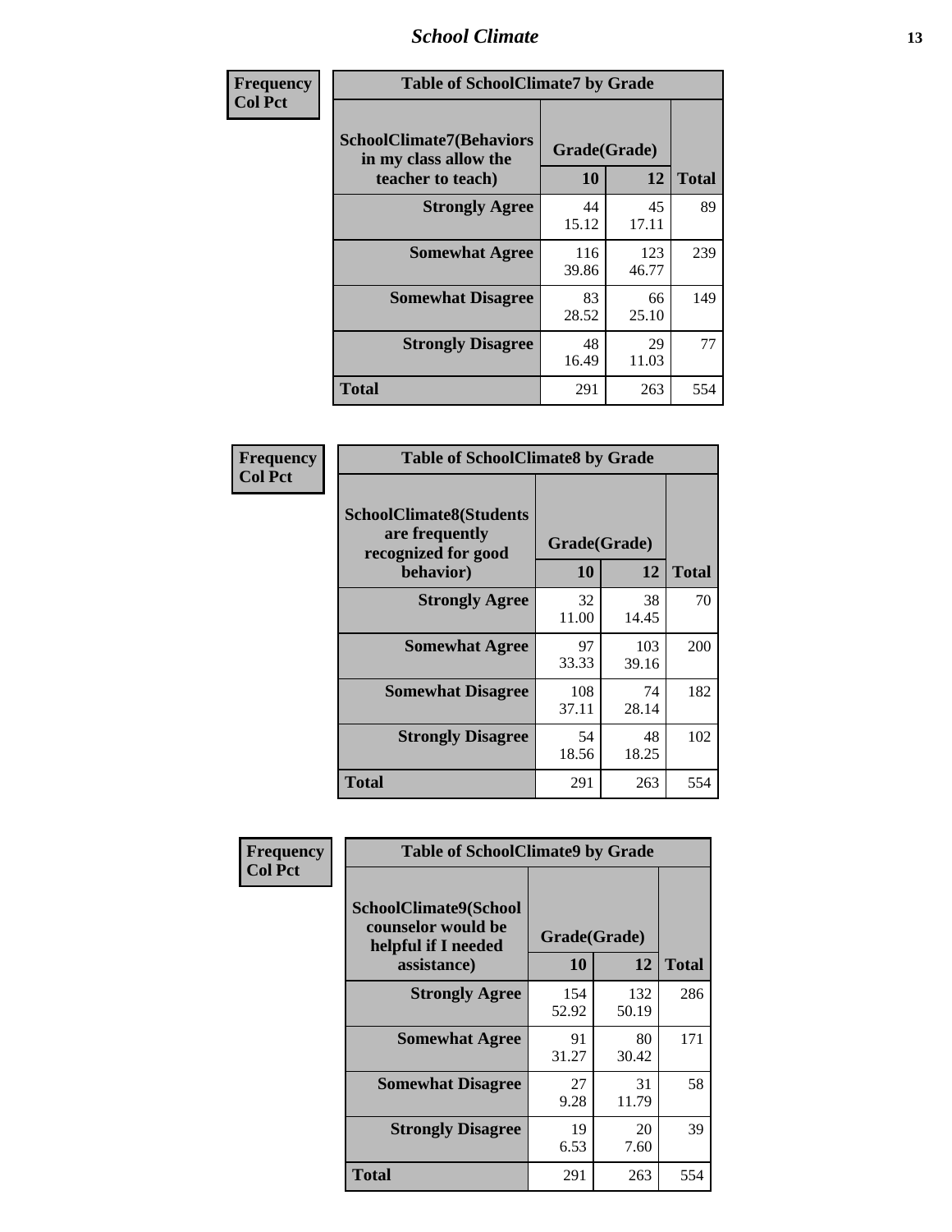| Frequency<br>Col Pct |
|---|

**Table of SchoolClimate7 by Grade**

| SchoolClimate7(Behaviors in my class allow the teacher to teach) | Grade(Grade) | | Total |
|---|---|---|---|
| | 10 | 12 | |
| Strongly Agree | 44<br>15.12 | 45<br>17.11 | 89 |
| Somewhat Agree | 116<br>39.86 | 123<br>46.77 | 239 |
| Somewhat Disagree | 83<br>28.52 | 66<br>25.10 | 149 |
| Strongly Disagree | 48<br>16.49 | 29<br>11.03 | 77 |
| Total | 291 | 263 | 554 |

| Frequency<br>Col Pct |
|---|

**Table of SchoolClimate8 by Grade**

| SchoolClimate8(Students are frequently recognized for good behavior) | Grade(Grade) | | Total |
|---|---|---|---|
| | 10 | 12 | |
| Strongly Agree | 32<br>11.00 | 38<br>14.45 | 70 |
| Somewhat Agree | 97<br>33.33 | 103<br>39.16 | 200 |
| Somewhat Disagree | 108<br>37.11 | 74<br>28.14 | 182 |
| Strongly Disagree | 54<br>18.56 | 48<br>18.25 | 102 |
| Total | 291 | 263 | 554 |

| Frequency<br>Col Pct |
|---|

**Table of SchoolClimate9 by Grade**

| SchoolClimate9(School counselor would be helpful if I needed assistance) | Grade(Grade) | | Total |
|---|---|---|---|
| | 10 | 12 | |
| Strongly Agree | 154<br>52.92 | 132<br>50.19 | 286 |
| Somewhat Agree | 91<br>31.27 | 80<br>30.42 | 171 |
| Somewhat Disagree | 27<br>9.28 | 31<br>11.79 | 58 |
| Strongly Disagree | 19<br>6.53 | 20<br>7.60 | 39 |
| Total | 291 | 263 | 554 |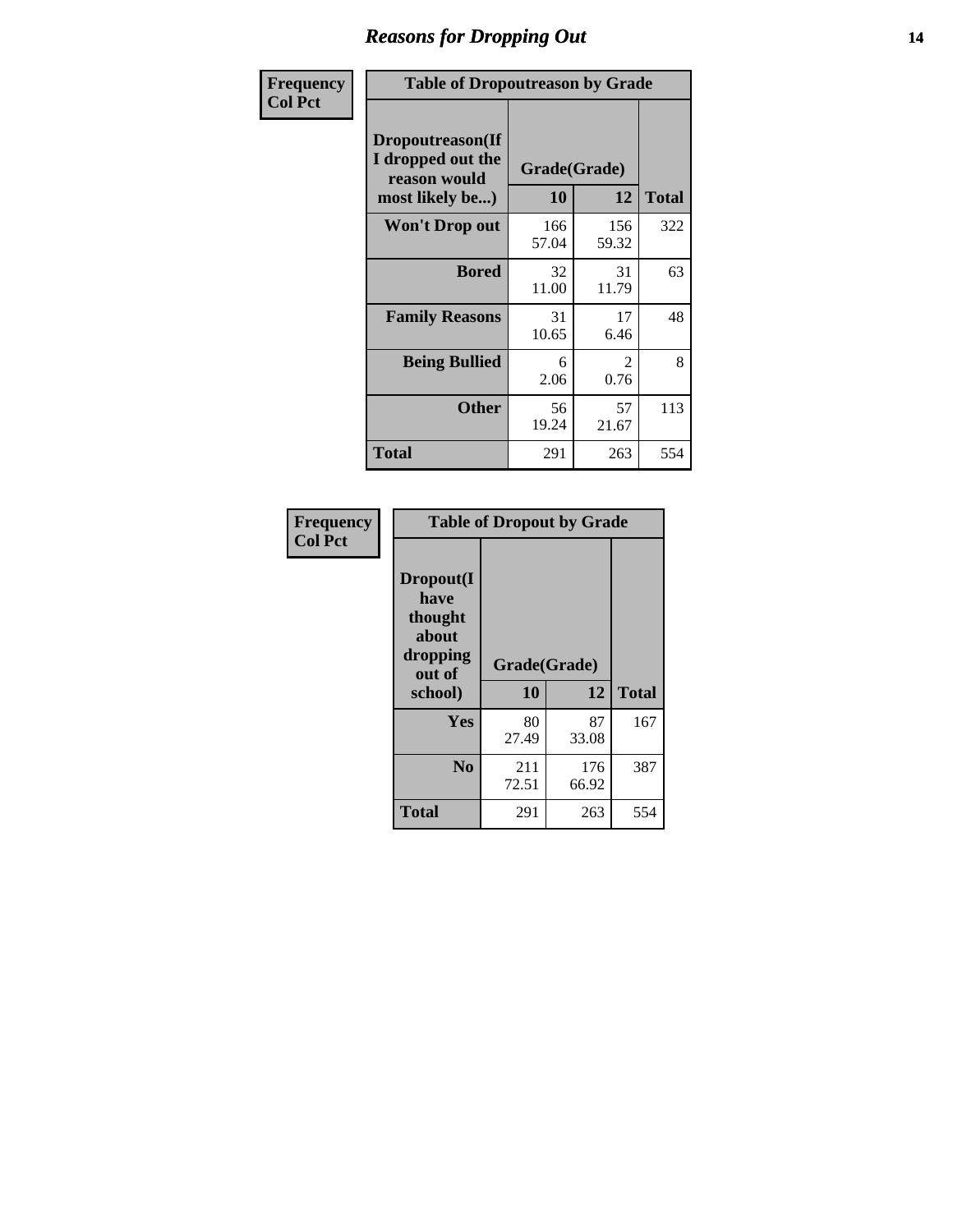# Reasons for Dropping Out

| Frequency<br>Col Pct | Table of Dropoutreason by Grade | | |
|---|---|---|---|
| Dropoutreason(If I dropped out the reason would most likely be...) | Grade(Grade) | | |
| | 10 | 12 | Total |
| Won't Drop out | 166<br>57.04 | 156<br>59.32 | 322 |
| Bored | 32<br>11.00 | 31<br>11.79 | 63 |
| Family Reasons | 31<br>10.65 | 17<br>6.46 | 48 |
| Being Bullied | 6<br>2.06 | 2<br>0.76 | 8 |
| Other | 56<br>19.24 | 57<br>21.67 | 113 |
| Total | 291 | 263 | 554 |

| Frequency<br>Col Pct | Table of Dropout by Grade | | |
|---|---|---|---|
| Dropout(I have thought about dropping out of school) | Grade(Grade) | | |
| | 10 | 12 | Total |
| Yes | 80<br>27.49 | 87<br>33.08 | 167 |
| No | 211<br>72.51 | 176<br>66.92 | 387 |
| Total | 291 | 263 | 554 |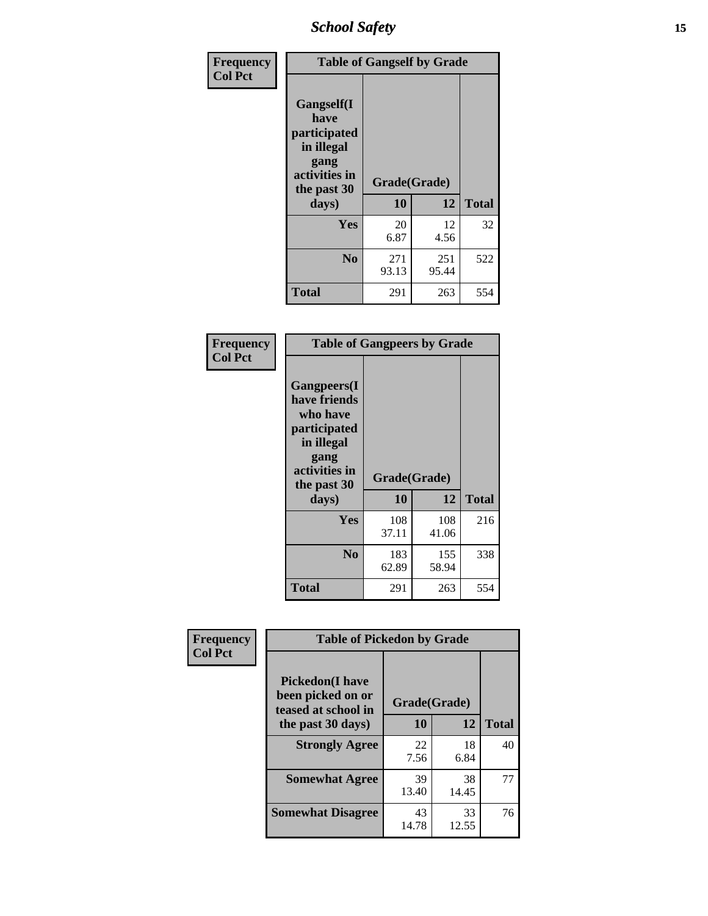# School Safety

**Frequency**
**Col Pct**

| Table of Gangself by Grade | | | |
|---|---|---|---|
| **Gangself(I have participated in illegal gang activities in the past 30 days)** | **Grade(Grade)** | | |
| | **10** | **12** | **Total** |
| **Yes** | 20<br>6.87 | 12<br>4.56 | 32 |
| **No** | 271<br>93.13 | 251<br>95.44 | 522 |
| **Total** | 291 | 263 | 554 |

**Frequency**
**Col Pct**

| Table of Gangpeers by Grade | | | |
|---|---|---|---|
| **Gangpeers(I have friends who have participated in illegal gang activities in the past 30 days)** | **Grade(Grade)** | | |
| | **10** | **12** | **Total** |
| **Yes** | 108<br>37.11 | 108<br>41.06 | 216 |
| **No** | 183<br>62.89 | 155<br>58.94 | 338 |
| **Total** | 291 | 263 | 554 |

**Frequency**
**Col Pct**

| Table of Pickedon by Grade | | | |
|---|---|---|---|
| **Pickedon(I have been picked on or teased at school in the past 30 days)** | **Grade(Grade)** | | |
| | **10** | **12** | **Total** |
| **Strongly Agree** | 22<br>7.56 | 18<br>6.84 | 40 |
| **Somewhat Agree** | 39<br>13.40 | 38<br>14.45 | 77 |
| **Somewhat Disagree** | 43<br>14.78 | 33<br>12.55 | 76 |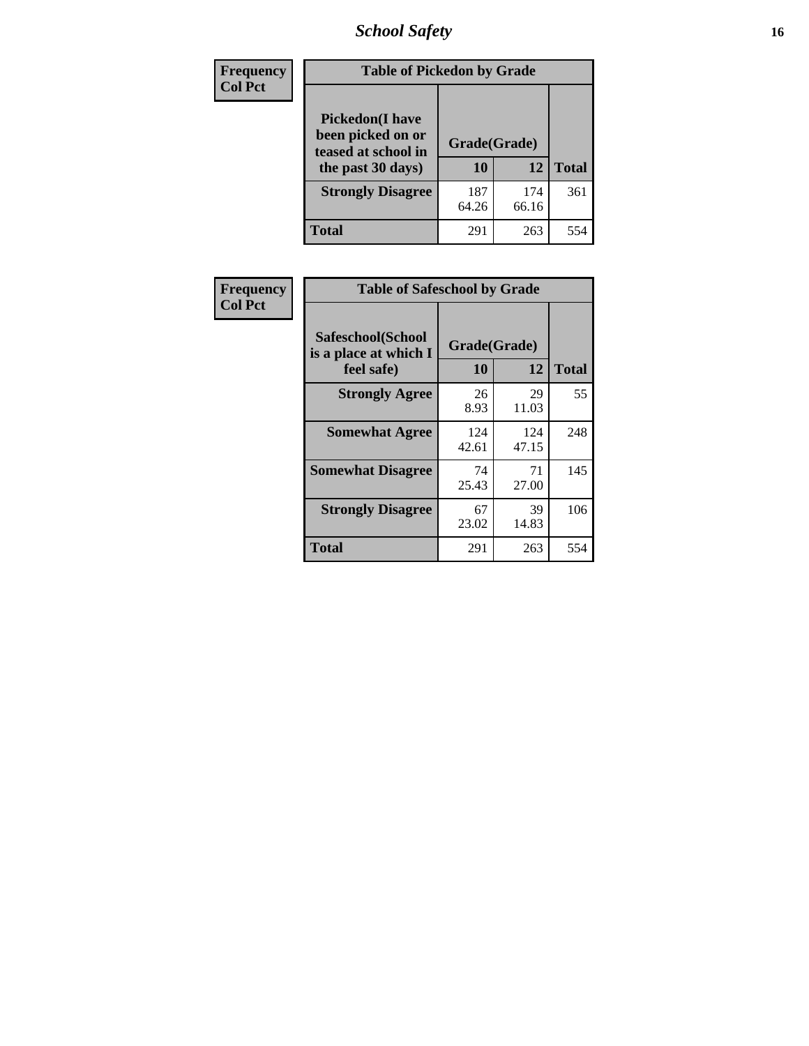| Frequency<br>Col Pct | Table of Pickedon by Grade | | |
|---|---|---|---|
| **Pickedon(I have been picked on or teased at school in the past 30 days)** | **Grade(Grade)** | | |
| | **10** | **12** | **Total** |
| **Strongly Disagree** | 187<br>64.26 | 174<br>66.16 | 361 |
| **Total** | 291 | 263 | 554 |

| Frequency<br>Col Pct | Table of Safeschool by Grade | | |
|---|---|---|---|
| **Safeschool(School is a place at which I feel safe)** | **Grade(Grade)** | | |
| | **10** | **12** | **Total** |
| **Strongly Agree** | 26<br>8.93 | 29<br>11.03 | 55 |
| **Somewhat Agree** | 124<br>42.61 | 124<br>47.15 | 248 |
| **Somewhat Disagree** | 74<br>25.43 | 71<br>27.00 | 145 |
| **Strongly Disagree** | 67<br>23.02 | 39<br>14.83 | 106 |
| **Total** | 291 | 263 | 554 |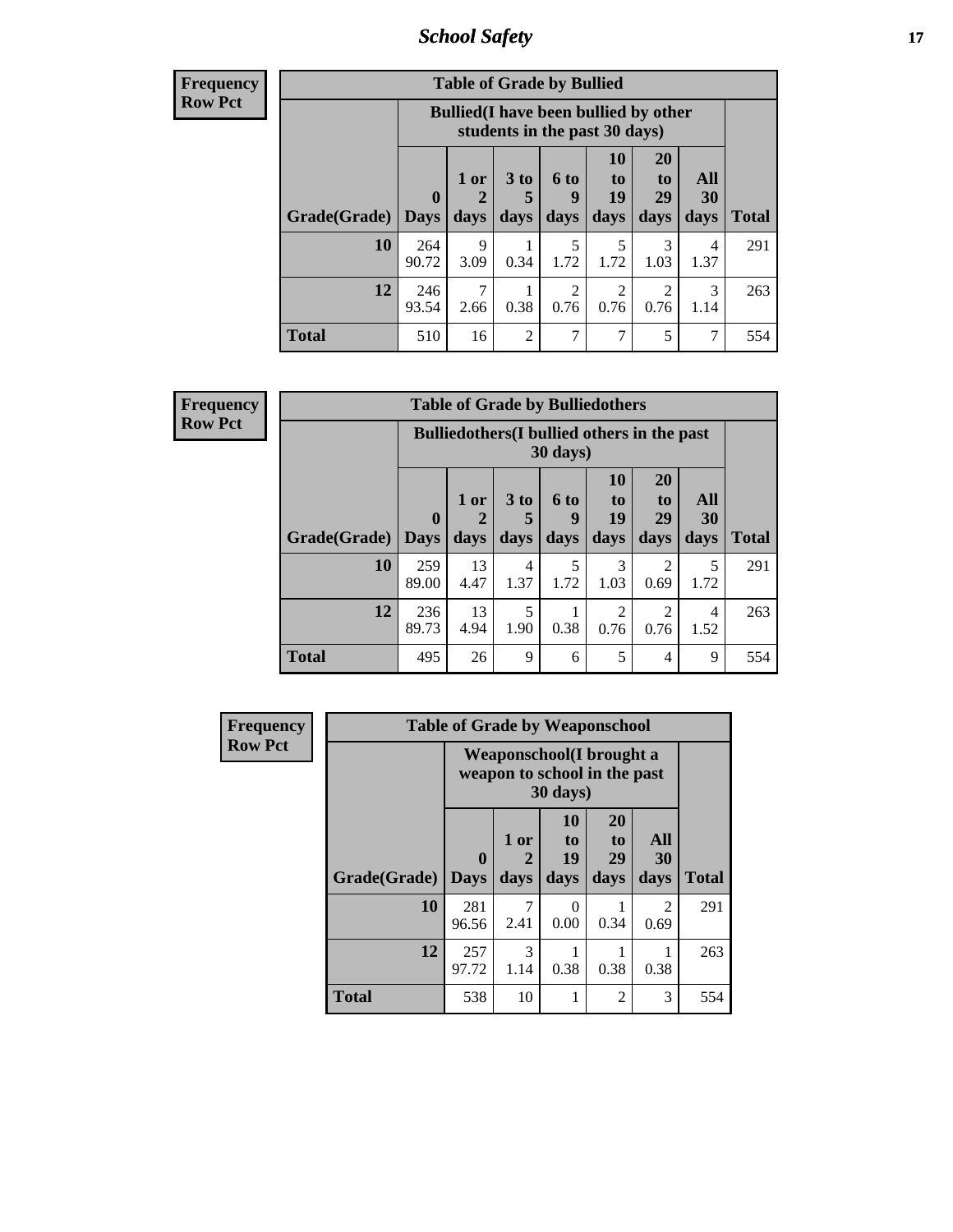| Frequency |
|---|
| Row Pct |

**Table of Grade by Bullied**

| Grade(Grade) | Bullied(I have been bullied by other students in the past 30 days) | | | | | | | Total |
|---|---|---|---|---|---|---|---|---|
| | 0 Days | 1 or 2 days | 3 to 5 days | 6 to 9 days | 10 to 19 days | 20 to 29 days | All 30 days | |
| **10** | 264<br>90.72 | 9<br>3.09 | 1<br>0.34 | 5<br>1.72 | 5<br>1.72 | 3<br>1.03 | 4<br>1.37 | 291 |
| **12** | 246<br>93.54 | 7<br>2.66 | 1<br>0.38 | 2<br>0.76 | 2<br>0.76 | 2<br>0.76 | 3<br>1.14 | 263 |
| **Total** | 510 | 16 | 2 | 7 | 7 | 5 | 7 | 554 |

| Frequency |
|---|
| Row Pct |

**Table of Grade by Bulliedothers**

| Grade(Grade) | Bulliedothers(I bullied others in the past 30 days) | | | | | | | Total |
|---|---|---|---|---|---|---|---|---|
| | 0 Days | 1 or 2 days | 3 to 5 days | 6 to 9 days | 10 to 19 days | 20 to 29 days | All 30 days | |
| **10** | 259<br>89.00 | 13<br>4.47 | 4<br>1.37 | 5<br>1.72 | 3<br>1.03 | 2<br>0.69 | 5<br>1.72 | 291 |
| **12** | 236<br>89.73 | 13<br>4.94 | 5<br>1.90 | 1<br>0.38 | 2<br>0.76 | 2<br>0.76 | 4<br>1.52 | 263 |
| **Total** | 495 | 26 | 9 | 6 | 5 | 4 | 9 | 554 |

| Frequency |
|---|
| Row Pct |

**Table of Grade by Weaponschool**

| Grade(Grade) | Weaponschool(I brought a weapon to school in the past 30 days) | | | | | Total |
|---|---|---|---|---|---|---|
| | 0 Days | 1 or 2 days | 10 to 19 days | 20 to 29 days | All 30 days | |
| **10** | 281<br>96.56 | 7<br>2.41 | 0<br>0.00 | 1<br>0.34 | 2<br>0.69 | 291 |
| **12** | 257<br>97.72 | 3<br>1.14 | 1<br>0.38 | 1<br>0.38 | 1<br>0.38 | 263 |
| **Total** | 538 | 10 | 1 | 2 | 3 | 554 |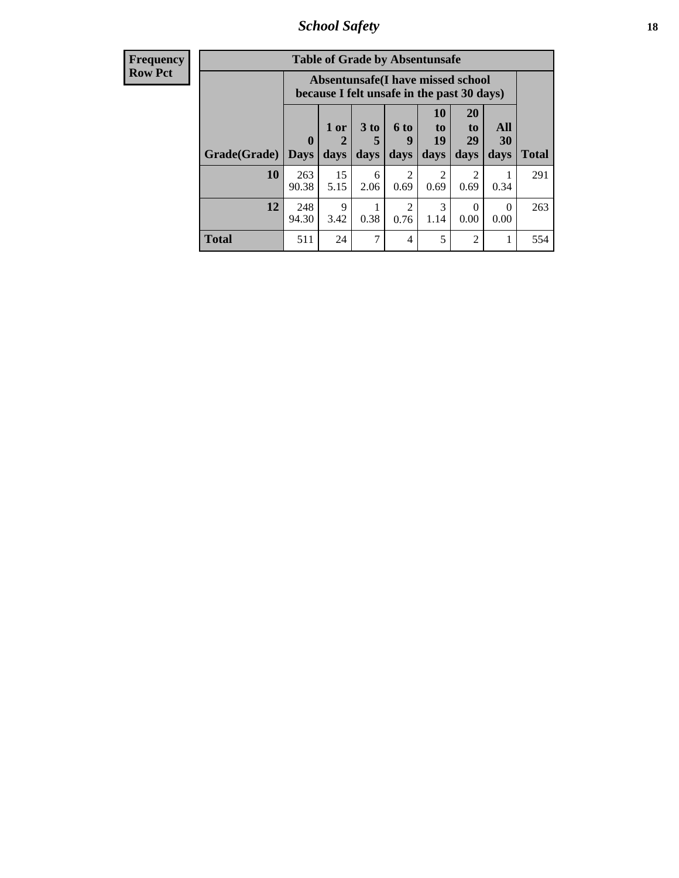## School Safety

**Frequency**
**Row Pct**

**Table of Grade by Absentunsafe**

| Grade(Grade) | Absentunsafe(I have missed school because I felt unsafe in the past 30 days) | | | | | | | Total |
|---|---|---|---|---|---|---|---|---|
| | 0 Days | 1 or 2 days | 3 to 5 days | 6 to 9 days | 10 to 19 days | 20 to 29 days | All 30 days | |
| **10** | 263<br>90.38 | 15<br>5.15 | 6<br>2.06 | 2<br>0.69 | 2<br>0.69 | 2<br>0.69 | 1<br>0.34 | 291 |
| **12** | 248<br>94.30 | 9<br>3.42 | 1<br>0.38 | 2<br>0.76 | 3<br>1.14 | 0<br>0.00 | 0<br>0.00 | 263 |
| **Total** | 511 | 24 | 7 | 4 | 5 | 2 | 1 | 554 |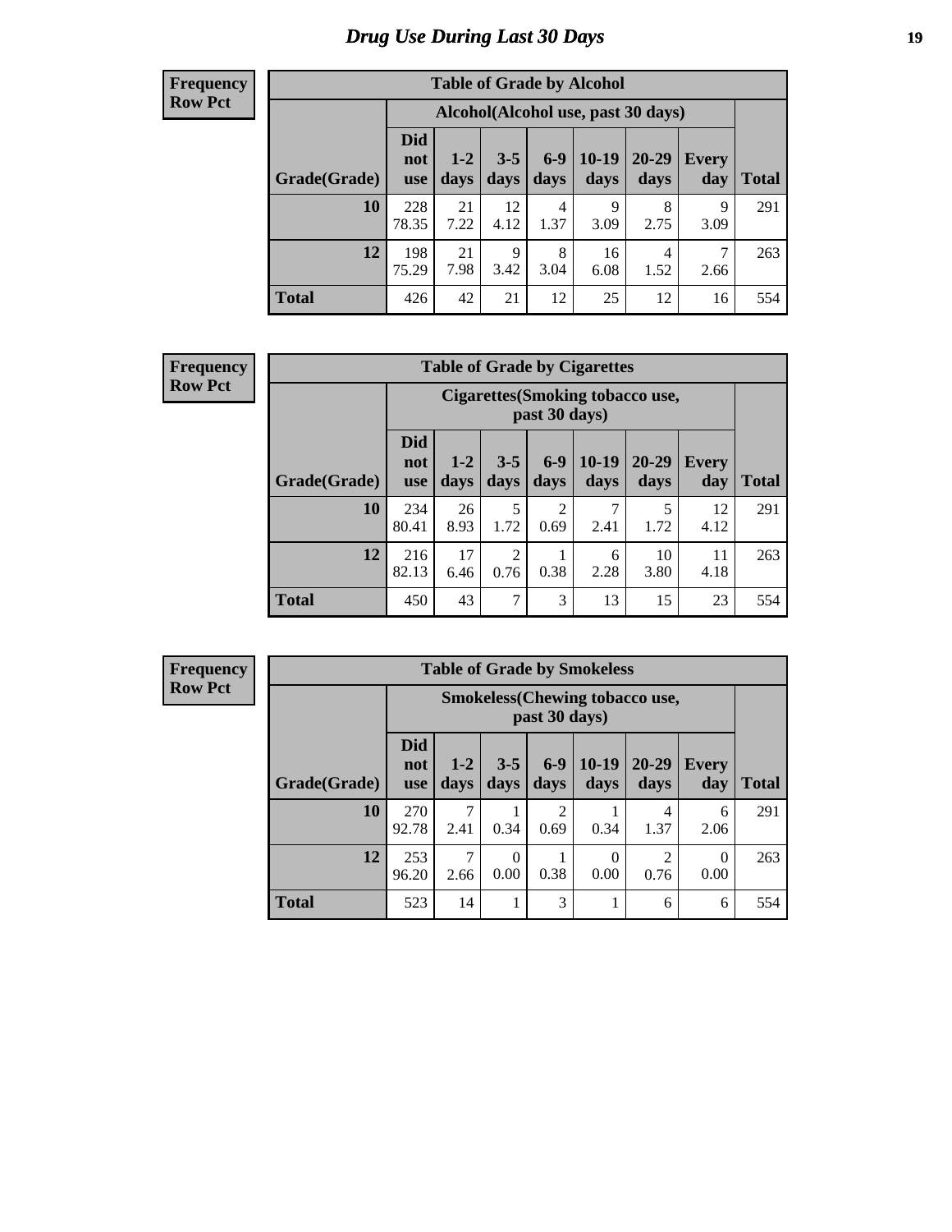# Drug Use During Last 30 Days

**Frequency**
**Row Pct**

| Table of Grade by Alcohol | | | | | | | | |
|---|---|---|---|---|---|---|---|---|
| | Alcohol(Alcohol use, past 30 days) | | | | | | | |
| Grade(Grade) | Did not use | 1-2 days | 3-5 days | 6-9 days | 10-19 days | 20-29 days | Every day | Total |
| 10 | 228<br>78.35 | 21<br>7.22 | 12<br>4.12 | 4<br>1.37 | 9<br>3.09 | 8<br>2.75 | 9<br>3.09 | 291 |
| 12 | 198<br>75.29 | 21<br>7.98 | 9<br>3.42 | 8<br>3.04 | 16<br>6.08 | 4<br>1.52 | 7<br>2.66 | 263 |
| Total | 426 | 42 | 21 | 12 | 25 | 12 | 16 | 554 |

**Frequency**
**Row Pct**

| Table of Grade by Cigarettes | | | | | | | | |
|---|---|---|---|---|---|---|---|---|
| | Cigarettes(Smoking tobacco use, past 30 days) | | | | | | | |
| Grade(Grade) | Did not use | 1-2 days | 3-5 days | 6-9 days | 10-19 days | 20-29 days | Every day | Total |
| 10 | 234<br>80.41 | 26<br>8.93 | 5<br>1.72 | 2<br>0.69 | 7<br>2.41 | 5<br>1.72 | 12<br>4.12 | 291 |
| 12 | 216<br>82.13 | 17<br>6.46 | 2<br>0.76 | 1<br>0.38 | 6<br>2.28 | 10<br>3.80 | 11<br>4.18 | 263 |
| Total | 450 | 43 | 7 | 3 | 13 | 15 | 23 | 554 |

**Frequency**
**Row Pct**

| Table of Grade by Smokeless | | | | | | | | |
|---|---|---|---|---|---|---|---|---|
| | Smokeless(Chewing tobacco use, past 30 days) | | | | | | | |
| Grade(Grade) | Did not use | 1-2 days | 3-5 days | 6-9 days | 10-19 days | 20-29 days | Every day | Total |
| 10 | 270<br>92.78 | 7<br>2.41 | 1<br>0.34 | 2<br>0.69 | 1<br>0.34 | 4<br>1.37 | 6<br>2.06 | 291 |
| 12 | 253<br>96.20 | 7<br>2.66 | 0<br>0.00 | 1<br>0.38 | 0<br>0.00 | 2<br>0.76 | 0<br>0.00 | 263 |
| Total | 523 | 14 | 1 | 3 | 1 | 6 | 6 | 554 |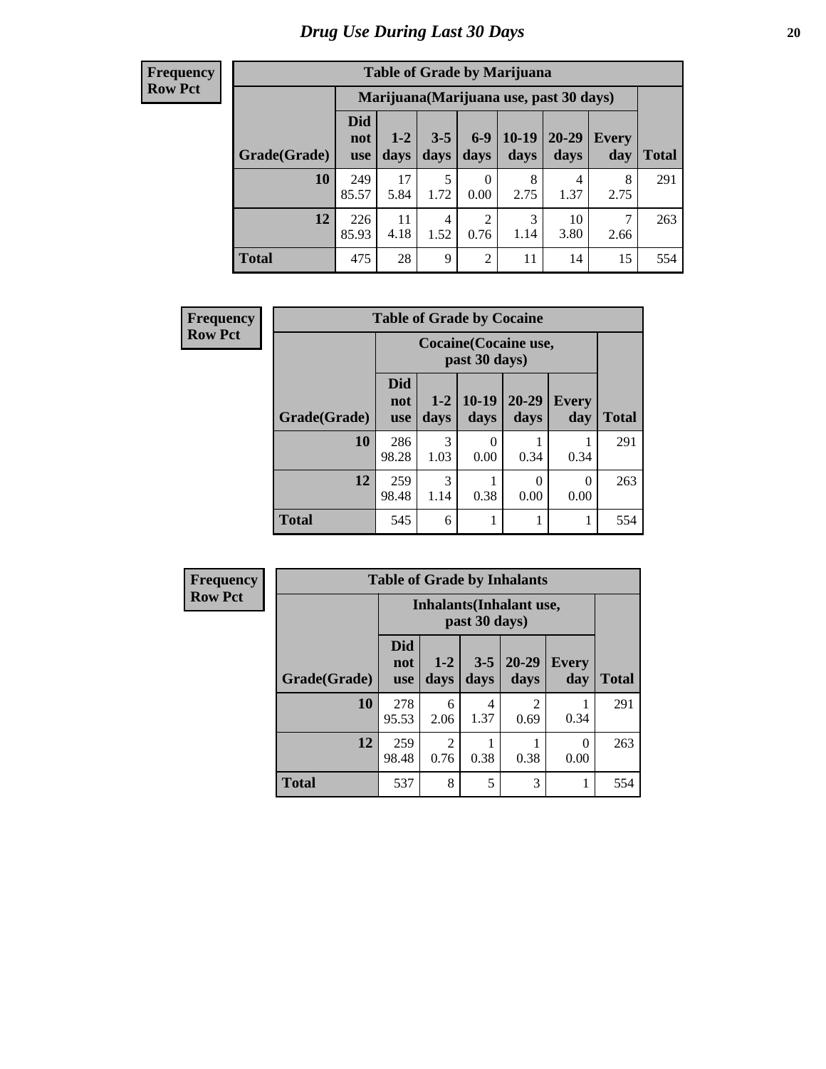# Drug Use During Last 30 Days

**Frequency**
**Row Pct**

| Table of Grade by Marijuana | | | | | | | | |
|---|---|---|---|---|---|---|---|---|
| | Marijuana(Marijuana use, past 30 days) | | | | | | | |
| Grade(Grade) | Did not use | 1-2 days | 3-5 days | 6-9 days | 10-19 days | 20-29 days | Every day | Total |
| 10 | 249<br>85.57 | 17<br>5.84 | 5<br>1.72 | 0<br>0.00 | 8<br>2.75 | 4<br>1.37 | 8<br>2.75 | 291 |
| 12 | 226<br>85.93 | 11<br>4.18 | 4<br>1.52 | 2<br>0.76 | 3<br>1.14 | 10<br>3.80 | 7<br>2.66 | 263 |
| Total | 475 | 28 | 9 | 2 | 11 | 14 | 15 | 554 |

**Frequency**
**Row Pct**

| Table of Grade by Cocaine | | | | | | |
|---|---|---|---|---|---|---|
| | Cocaine(Cocaine use, past 30 days) | | | | | |
| Grade(Grade) | Did not use | 1-2 days | 10-19 days | 20-29 days | Every day | Total |
| 10 | 286<br>98.28 | 3<br>1.03 | 0<br>0.00 | 1<br>0.34 | 1<br>0.34 | 291 |
| 12 | 259<br>98.48 | 3<br>1.14 | 1<br>0.38 | 0<br>0.00 | 0<br>0.00 | 263 |
| Total | 545 | 6 | 1 | 1 | 1 | 554 |

**Frequency**
**Row Pct**

| Table of Grade by Inhalants | | | | | | |
|---|---|---|---|---|---|---|
| | Inhalants(Inhalant use, past 30 days) | | | | | |
| Grade(Grade) | Did not use | 1-2 days | 3-5 days | 20-29 days | Every day | Total |
| 10 | 278<br>95.53 | 6<br>2.06 | 4<br>1.37 | 2<br>0.69 | 1<br>0.34 | 291 |
| 12 | 259<br>98.48 | 2<br>0.76 | 1<br>0.38 | 1<br>0.38 | 0<br>0.00 | 263 |
| Total | 537 | 8 | 5 | 3 | 1 | 554 |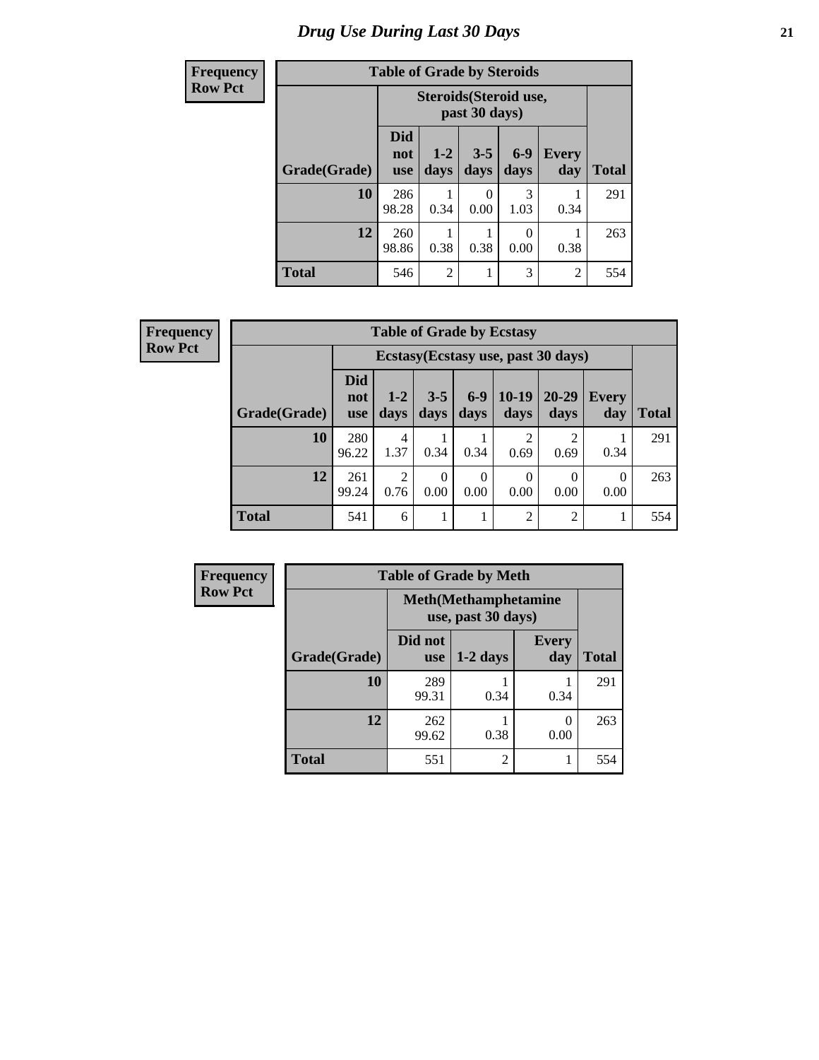# Drug Use During Last 30 Days

**Frequency**
**Row Pct**

**Table of Grade by Steroids**

| Grade(Grade) | Steroids(Steroid use, past 30 days) | | | | | Total |
|---|---|---|---|---|---|---|
| | Did not use | 1-2 days | 3-5 days | 6-9 days | Every day | |
| **10** | 286<br>98.28 | 1<br>0.34 | 0<br>0.00 | 3<br>1.03 | 1<br>0.34 | 291 |
| **12** | 260<br>98.86 | 1<br>0.38 | 1<br>0.38 | 0<br>0.00 | 1<br>0.38 | 263 |
| **Total** | 546 | 2 | 1 | 3 | 2 | 554 |

**Frequency**
**Row Pct**

**Table of Grade by Ecstasy**

| Grade(Grade) | Ecstasy(Ecstasy use, past 30 days) | | | | | | | Total |
|---|---|---|---|---|---|---|---|---|
| | Did not use | 1-2 days | 3-5 days | 6-9 days | 10-19 days | 20-29 days | Every day | |
| **10** | 280<br>96.22 | 4<br>1.37 | 1<br>0.34 | 1<br>0.34 | 2<br>0.69 | 2<br>0.69 | 1<br>0.34 | 291 |
| **12** | 261<br>99.24 | 2<br>0.76 | 0<br>0.00 | 0<br>0.00 | 0<br>0.00 | 0<br>0.00 | 0<br>0.00 | 263 |
| **Total** | 541 | 6 | 1 | 1 | 2 | 2 | 1 | 554 |

**Frequency**
**Row Pct**

**Table of Grade by Meth**

| Grade(Grade) | Meth(Methamphetamine use, past 30 days) | | | Total |
|---|---|---|---|---|
| | Did not use | 1-2 days | Every day | |
| **10** | 289<br>99.31 | 1<br>0.34 | 1<br>0.34 | 291 |
| **12** | 262<br>99.62 | 1<br>0.38 | 0<br>0.00 | 263 |
| **Total** | 551 | 2 | 1 | 554 |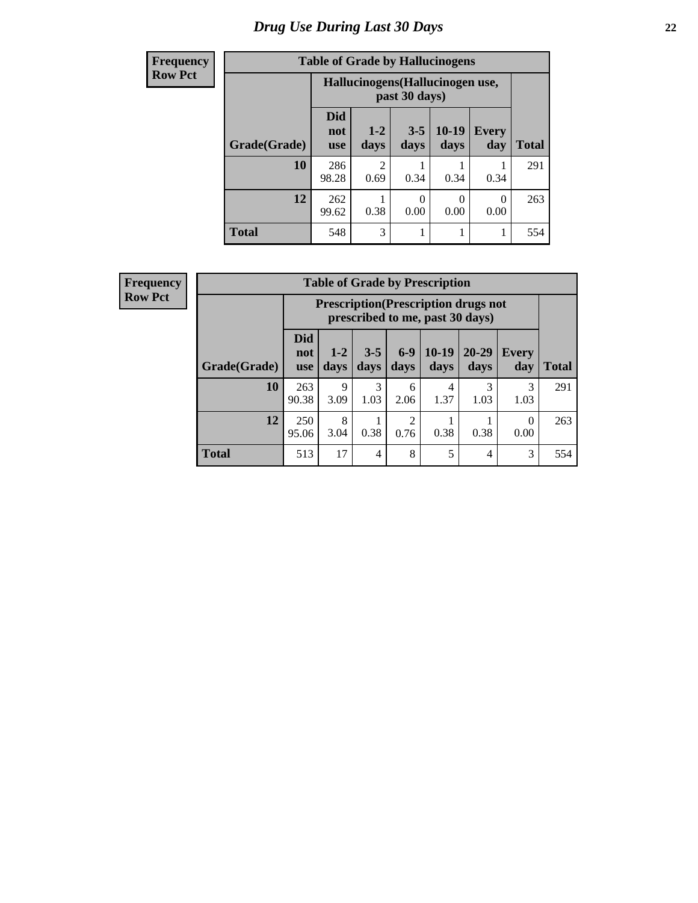# Drug Use During Last 30 Days

**Frequency**
**Row Pct**

| Table of Grade by Hallucinogens | | | | | | |
|---|---|---|---|---|---|---|
| | Hallucinogens(Hallucinogen use, past 30 days) | | | | | |
| Grade(Grade) | Did not use | 1-2 days | 3-5 days | 10-19 days | Every day | Total |
| **10** | 286<br>98.28 | 2<br>0.69 | 1<br>0.34 | 1<br>0.34 | 1<br>0.34 | 291 |
| **12** | 262<br>99.62 | 1<br>0.38 | 0<br>0.00 | 0<br>0.00 | 0<br>0.00 | 263 |
| **Total** | 548 | 3 | 1 | 1 | 1 | 554 |

**Frequency**
**Row Pct**

| Table of Grade by Prescription | | | | | | | | |
|---|---|---|---|---|---|---|---|---|
| | Prescription(Prescription drugs not prescribed to me, past 30 days) | | | | | | | |
| Grade(Grade) | Did not use | 1-2 days | 3-5 days | 6-9 days | 10-19 days | 20-29 days | Every day | Total |
| **10** | 263<br>90.38 | 9<br>3.09 | 3<br>1.03 | 6<br>2.06 | 4<br>1.37 | 3<br>1.03 | 3<br>1.03 | 291 |
| **12** | 250<br>95.06 | 8<br>3.04 | 1<br>0.38 | 2<br>0.76 | 1<br>0.38 | 1<br>0.38 | 0<br>0.00 | 263 |
| **Total** | 513 | 17 | 4 | 8 | 5 | 4 | 3 | 554 |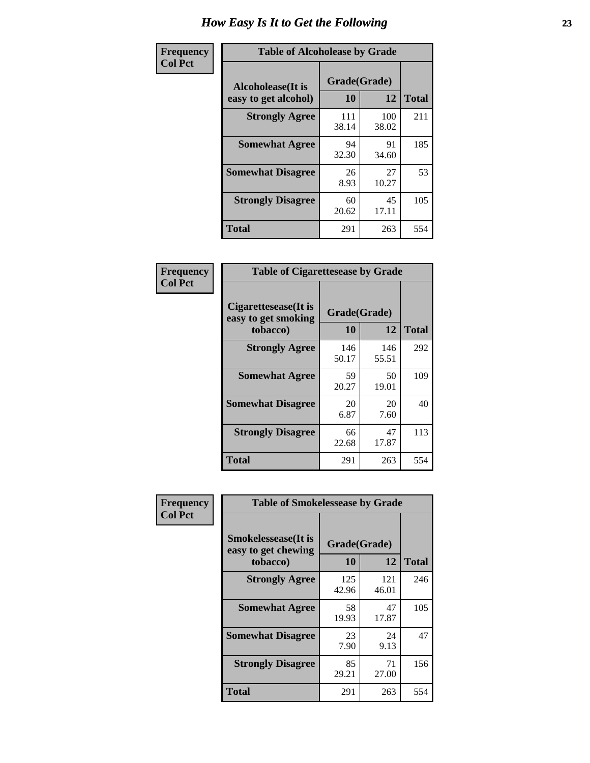# How Easy Is It to Get the Following

**Frequency**
**Col Pct**

**Table of Alcoholease by Grade**

| Alcoholease(It is easy to get alcohol) | Grade(Grade) | | Total |
|---|---|---|---|
| | 10 | 12 | |
| **Strongly Agree** | 111<br>38.14 | 100<br>38.02 | 211 |
| **Somewhat Agree** | 94<br>32.30 | 91<br>34.60 | 185 |
| **Somewhat Disagree** | 26<br>8.93 | 27<br>10.27 | 53 |
| **Strongly Disagree** | 60<br>20.62 | 45<br>17.11 | 105 |
| **Total** | 291 | 263 | 554 |

**Frequency**
**Col Pct**

**Table of Cigarettesease by Grade**

| Cigarettesease(It is easy to get smoking tobacco) | Grade(Grade) | | Total |
|---|---|---|---|
| | 10 | 12 | |
| **Strongly Agree** | 146<br>50.17 | 146<br>55.51 | 292 |
| **Somewhat Agree** | 59<br>20.27 | 50<br>19.01 | 109 |
| **Somewhat Disagree** | 20<br>6.87 | 20<br>7.60 | 40 |
| **Strongly Disagree** | 66<br>22.68 | 47<br>17.87 | 113 |
| **Total** | 291 | 263 | 554 |

**Frequency**
**Col Pct**

**Table of Smokelessease by Grade**

| Smokelessease(It is easy to get chewing tobacco) | Grade(Grade) | | Total |
|---|---|---|---|
| | 10 | 12 | |
| **Strongly Agree** | 125<br>42.96 | 121<br>46.01 | 246 |
| **Somewhat Agree** | 58<br>19.93 | 47<br>17.87 | 105 |
| **Somewhat Disagree** | 23<br>7.90 | 24<br>9.13 | 47 |
| **Strongly Disagree** | 85<br>29.21 | 71<br>27.00 | 156 |
| **Total** | 291 | 263 | 554 |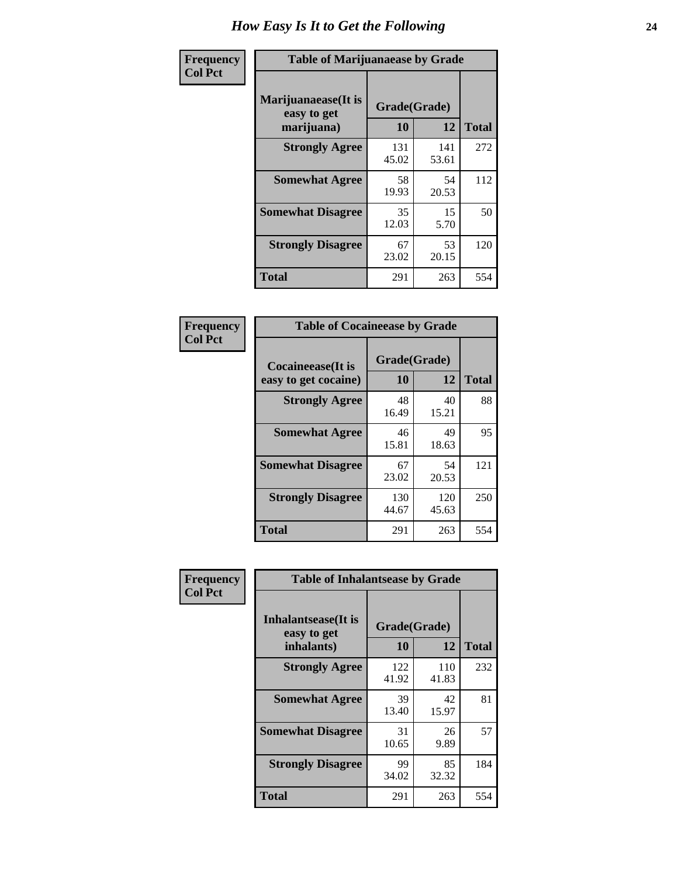# How Easy Is It to Get the Following

**Frequency**
**Col Pct**

**Table of Marijuanaease by Grade**

| Marijuanaease(It is easy to get marijuana) | Grade(Grade) | | Total |
|---|---|---|---|
| | 10 | 12 | |
| **Strongly Agree** | 131<br>45.02 | 141<br>53.61 | 272 |
| **Somewhat Agree** | 58<br>19.93 | 54<br>20.53 | 112 |
| **Somewhat Disagree** | 35<br>12.03 | 15<br>5.70 | 50 |
| **Strongly Disagree** | 67<br>23.02 | 53<br>20.15 | 120 |
| **Total** | 291 | 263 | 554 |

**Frequency**
**Col Pct**

**Table of Cocaineease by Grade**

| Cocaineease(It is easy to get cocaine) | Grade(Grade) | | Total |
|---|---|---|---|
| | 10 | 12 | |
| **Strongly Agree** | 48<br>16.49 | 40<br>15.21 | 88 |
| **Somewhat Agree** | 46<br>15.81 | 49<br>18.63 | 95 |
| **Somewhat Disagree** | 67<br>23.02 | 54<br>20.53 | 121 |
| **Strongly Disagree** | 130<br>44.67 | 120<br>45.63 | 250 |
| **Total** | 291 | 263 | 554 |

**Frequency**
**Col Pct**

**Table of Inhalantsease by Grade**

| Inhalantsease(It is easy to get inhalants) | Grade(Grade) | | Total |
|---|---|---|---|
| | 10 | 12 | |
| **Strongly Agree** | 122<br>41.92 | 110<br>41.83 | 232 |
| **Somewhat Agree** | 39<br>13.40 | 42<br>15.97 | 81 |
| **Somewhat Disagree** | 31<br>10.65 | 26<br>9.89 | 57 |
| **Strongly Disagree** | 99<br>34.02 | 85<br>32.32 | 184 |
| **Total** | 291 | 263 | 554 |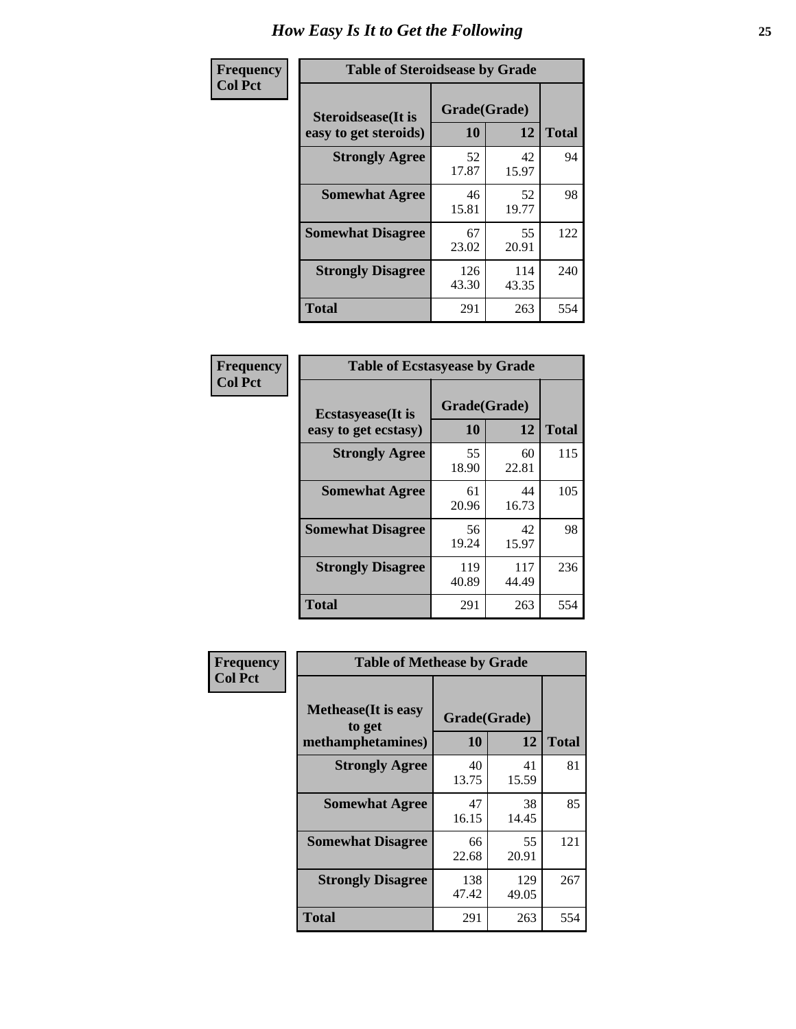# How Easy Is It to Get the Following

**Frequency**
**Col Pct**

**Table of Steroidsease by Grade**

| Steroidsease(It is easy to get steroids) | Grade(Grade) | | Total |
|---|---|---|---|
| | 10 | 12 | |
| **Strongly Agree** | 52<br>17.87 | 42<br>15.97 | 94 |
| **Somewhat Agree** | 46<br>15.81 | 52<br>19.77 | 98 |
| **Somewhat Disagree** | 67<br>23.02 | 55<br>20.91 | 122 |
| **Strongly Disagree** | 126<br>43.30 | 114<br>43.35 | 240 |
| **Total** | 291 | 263 | 554 |

**Frequency**
**Col Pct**

**Table of Ecstasyease by Grade**

| Ecstasyease(It is easy to get ecstasy) | Grade(Grade) | | Total |
|---|---|---|---|
| | 10 | 12 | |
| **Strongly Agree** | 55<br>18.90 | 60<br>22.81 | 115 |
| **Somewhat Agree** | 61<br>20.96 | 44<br>16.73 | 105 |
| **Somewhat Disagree** | 56<br>19.24 | 42<br>15.97 | 98 |
| **Strongly Disagree** | 119<br>40.89 | 117<br>44.49 | 236 |
| **Total** | 291 | 263 | 554 |

**Frequency**
**Col Pct**

**Table of Methease by Grade**

| Methease(It is easy to get methamphetamines) | Grade(Grade) | | Total |
|---|---|---|---|
| | 10 | 12 | |
| **Strongly Agree** | 40<br>13.75 | 41<br>15.59 | 81 |
| **Somewhat Agree** | 47<br>16.15 | 38<br>14.45 | 85 |
| **Somewhat Disagree** | 66<br>22.68 | 55<br>20.91 | 121 |
| **Strongly Disagree** | 138<br>47.42 | 129<br>49.05 | 267 |
| **Total** | 291 | 263 | 554 |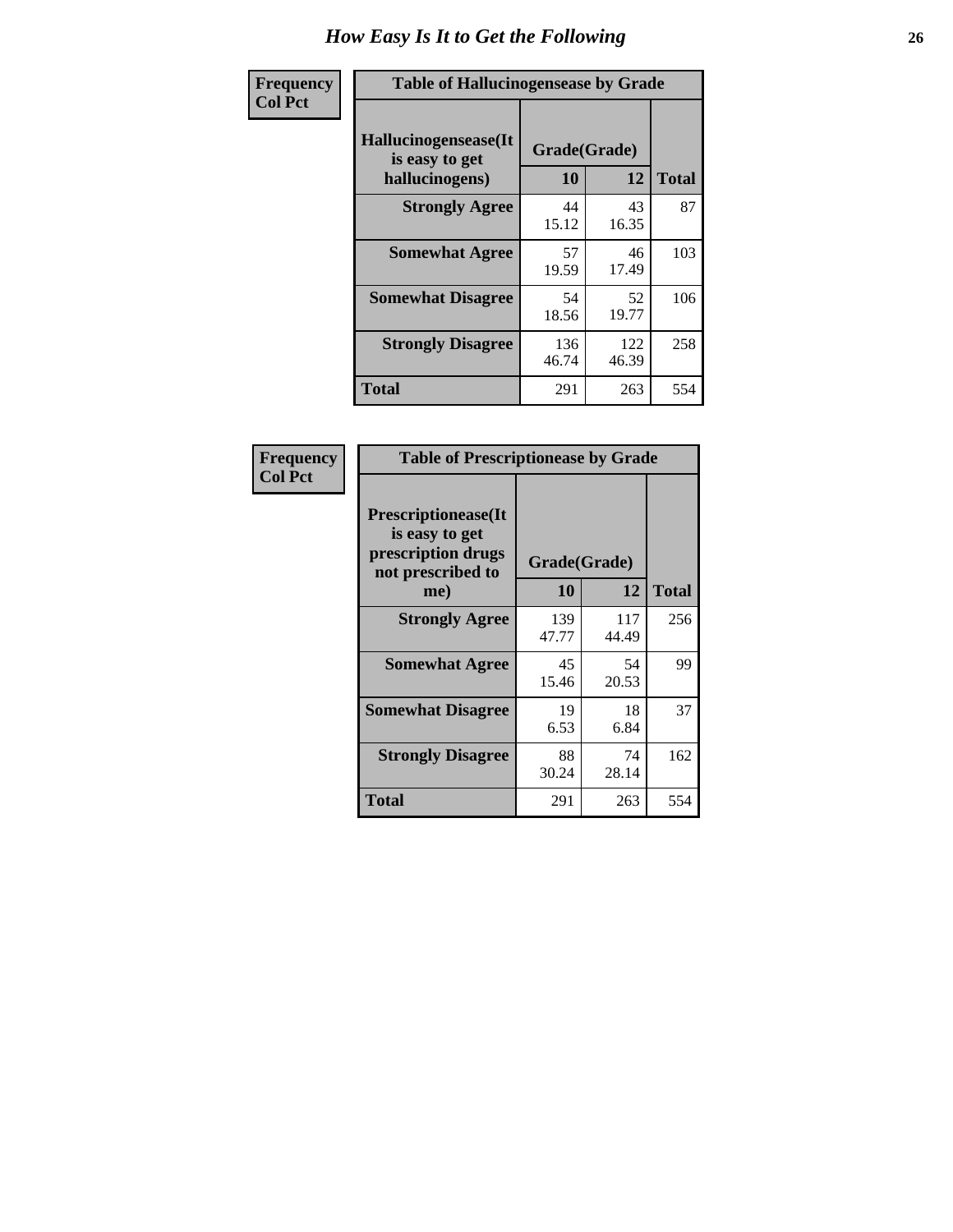# How Easy Is It to Get the Following

**Frequency**
**Col Pct**

**Table of Hallucinogensease by Grade**

| Hallucinogensease(It is easy to get hallucinogens) | Grade(Grade) 10 | 12 | Total |
|---|---|---|---|
| **Strongly Agree** | 44<br>15.12 | 43<br>16.35 | 87 |
| **Somewhat Agree** | 57<br>19.59 | 46<br>17.49 | 103 |
| **Somewhat Disagree** | 54<br>18.56 | 52<br>19.77 | 106 |
| **Strongly Disagree** | 136<br>46.74 | 122<br>46.39 | 258 |
| **Total** | 291 | 263 | 554 |

**Frequency**
**Col Pct**

**Table of Prescriptionease by Grade**

| Prescriptionease(It is easy to get prescription drugs not prescribed to me) | Grade(Grade) 10 | 12 | Total |
|---|---|---|---|
| **Strongly Agree** | 139<br>47.77 | 117<br>44.49 | 256 |
| **Somewhat Agree** | 45<br>15.46 | 54<br>20.53 | 99 |
| **Somewhat Disagree** | 19<br>6.53 | 18<br>6.84 | 37 |
| **Strongly Disagree** | 88<br>30.24 | 74<br>28.14 | 162 |
| **Total** | 291 | 263 | 554 |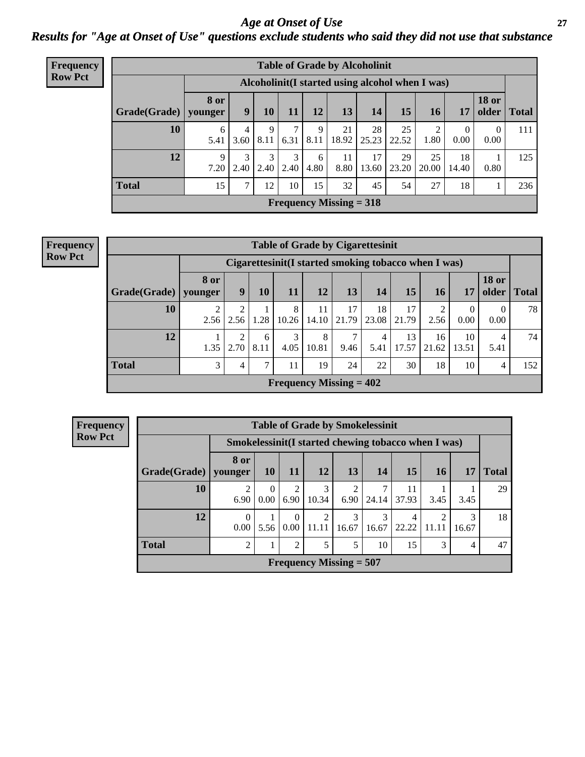# *Age at Onset of Use*

## *Results for "Age at Onset of Use" questions exclude students who said they did not use that substance*

**Frequency**
**Row Pct**

| Table of Grade by Alcoholinit | | | | | | | | | | | | |
|---|---|---|---|---|---|---|---|---|---|---|---|---|
| | Alcoholinit(I started using alcohol when I was) | | | | | | | | | | | |
| Grade(Grade) | 8 or younger | 9 | 10 | 11 | 12 | 13 | 14 | 15 | 16 | 17 | 18 or older | Total |
| 10 | 6<br>5.41 | 4<br>3.60 | 9<br>8.11 | 7<br>6.31 | 9<br>8.11 | 21<br>18.92 | 28<br>25.23 | 25<br>22.52 | 2<br>1.80 | 0<br>0.00 | 0<br>0.00 | 111 |
| 12 | 9<br>7.20 | 3<br>2.40 | 3<br>2.40 | 3<br>2.40 | 6<br>4.80 | 11<br>8.80 | 17<br>13.60 | 29<br>23.20 | 25<br>20.00 | 18<br>14.40 | 1<br>0.80 | 125 |
| Total | 15 | 7 | 12 | 10 | 15 | 32 | 45 | 54 | 27 | 18 | 1 | 236 |
| Frequency Missing = 318 | | | | | | | | | | | | |

**Frequency**
**Row Pct**

| Table of Grade by Cigarettesinit | | | | | | | | | | | | |
|---|---|---|---|---|---|---|---|---|---|---|---|---|
| | Cigarettesinit(I started smoking tobacco when I was) | | | | | | | | | | | |
| Grade(Grade) | 8 or younger | 9 | 10 | 11 | 12 | 13 | 14 | 15 | 16 | 17 | 18 or older | Total |
| 10 | 2<br>2.56 | 2<br>2.56 | 1<br>1.28 | 8<br>10.26 | 11<br>14.10 | 17<br>21.79 | 18<br>23.08 | 17<br>21.79 | 2<br>2.56 | 0<br>0.00 | 0<br>0.00 | 78 |
| 12 | 1<br>1.35 | 2<br>2.70 | 6<br>8.11 | 3<br>4.05 | 8<br>10.81 | 7<br>9.46 | 4<br>5.41 | 13<br>17.57 | 16<br>21.62 | 10<br>13.51 | 4<br>5.41 | 74 |
| Total | 3 | 4 | 7 | 11 | 19 | 24 | 22 | 30 | 18 | 10 | 4 | 152 |
| Frequency Missing = 402 | | | | | | | | | | | | |

**Frequency**
**Row Pct**

| Table of Grade by Smokelessinit | | | | | | | | | | |
|---|---|---|---|---|---|---|---|---|---|---|
| | Smokelessinit(I started chewing tobacco when I was) | | | | | | | | | |
| Grade(Grade) | 8 or younger | 10 | 11 | 12 | 13 | 14 | 15 | 16 | 17 | Total |
| 10 | 2<br>6.90 | 0<br>0.00 | 2<br>6.90 | 3<br>10.34 | 2<br>6.90 | 7<br>24.14 | 11<br>37.93 | 1<br>3.45 | 1<br>3.45 | 29 |
| 12 | 0<br>0.00 | 1<br>5.56 | 0<br>0.00 | 2<br>11.11 | 3<br>16.67 | 3<br>16.67 | 4<br>22.22 | 2<br>11.11 | 3<br>16.67 | 18 |
| Total | 2 | 1 | 2 | 5 | 5 | 10 | 15 | 3 | 4 | 47 |
| Frequency Missing = 507 | | | | | | | | | | |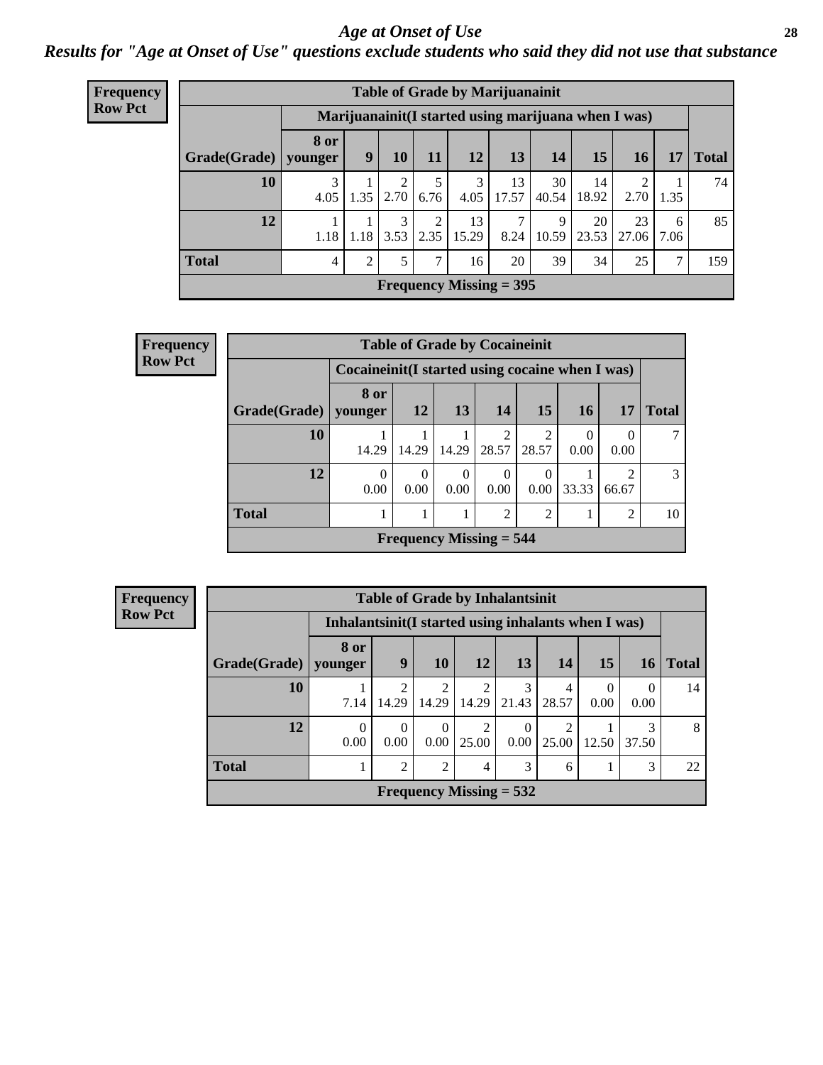## Age at Onset of Use

### Results for "Age at Onset of Use" questions exclude students who said they did not use that substance

**Frequency**
**Row Pct**

**Table of Grade by Marijuanainit**

| Grade(Grade) | Marijuanainit(I started using marijuana when I was) | | | | | | | | | | Total |
|---|---|---|---|---|---|---|---|---|---|---|---|
| | 8 or younger | 9 | 10 | 11 | 12 | 13 | 14 | 15 | 16 | 17 | |
| 10 | 3<br>4.05 | 1<br>1.35 | 2<br>2.70 | 5<br>6.76 | 3<br>4.05 | 13<br>17.57 | 30<br>40.54 | 14<br>18.92 | 2<br>2.70 | 1<br>1.35 | 74 |
| 12 | 1<br>1.18 | 1<br>1.18 | 3<br>3.53 | 2<br>2.35 | 13<br>15.29 | 7<br>8.24 | 9<br>10.59 | 20<br>23.53 | 23<br>27.06 | 6<br>7.06 | 85 |
| Total | 4 | 2 | 5 | 7 | 16 | 20 | 39 | 34 | 25 | 7 | 159 |

Frequency Missing = 395

**Frequency**
**Row Pct**

**Table of Grade by Cocaineinit**

| Grade(Grade) | Cocaineinit(I started using cocaine when I was) | | | | | | | Total |
|---|---|---|---|---|---|---|---|---|
| | 8 or younger | 12 | 13 | 14 | 15 | 16 | 17 | |
| 10 | 1<br>14.29 | 1<br>14.29 | 1<br>14.29 | 2<br>28.57 | 2<br>28.57 | 0<br>0.00 | 0<br>0.00 | 7 |
| 12 | 0<br>0.00 | 0<br>0.00 | 0<br>0.00 | 0<br>0.00 | 0<br>0.00 | 1<br>33.33 | 2<br>66.67 | 3 |
| Total | 1 | 1 | 1 | 2 | 2 | 1 | 2 | 10 |

Frequency Missing = 544

**Frequency**
**Row Pct**

**Table of Grade by Inhalantsinit**

| Grade(Grade) | Inhalantsinit(I started using inhalants when I was) | | | | | | | | Total |
|---|---|---|---|---|---|---|---|---|---|
| | 8 or younger | 9 | 10 | 12 | 13 | 14 | 15 | 16 | |
| 10 | 1<br>7.14 | 2<br>14.29 | 2<br>14.29 | 2<br>14.29 | 3<br>21.43 | 4<br>28.57 | 0<br>0.00 | 0<br>0.00 | 14 |
| 12 | 0<br>0.00 | 0<br>0.00 | 0<br>0.00 | 2<br>25.00 | 0<br>0.00 | 2<br>25.00 | 1<br>12.50 | 3<br>37.50 | 8 |
| Total | 1 | 2 | 2 | 4 | 3 | 6 | 1 | 3 | 22 |

Frequency Missing = 532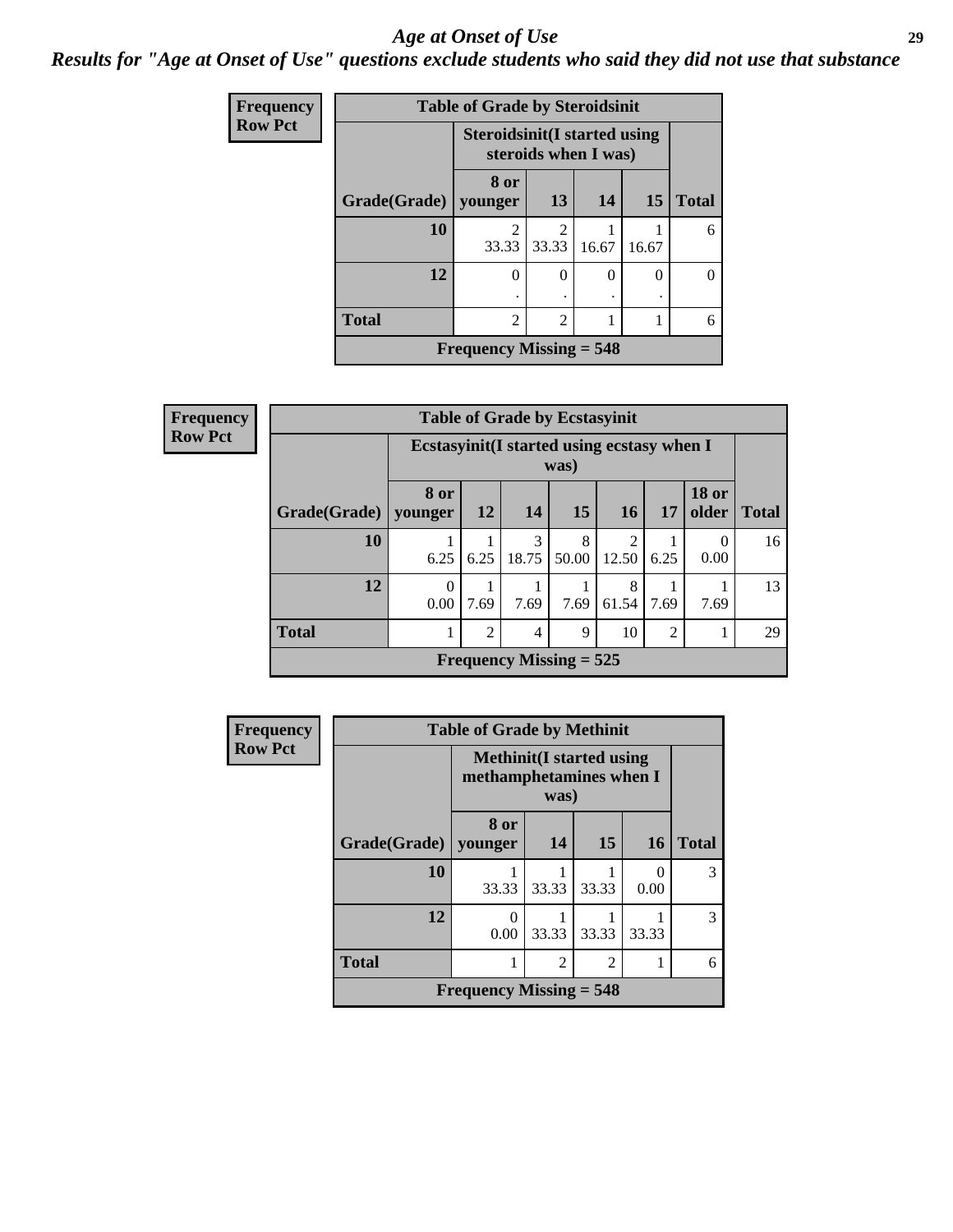# Age at Onset of Use

*Results for "Age at Onset of Use" questions exclude students who said they did not use that substance*

**Frequency**
**Row Pct**

| Table of Grade by Steroidsinit | | | | | |
|---|---|---|---|---|---|
| | Steroidsinit(I started using steroids when I was) | | | | |
| Grade(Grade) | 8 or younger | 13 | 14 | 15 | Total |
| 10 | 2<br>33.33 | 2<br>33.33 | 1<br>16.67 | 1<br>16.67 | 6 |
| 12 | 0<br>. | 0<br>. | 0<br>. | 0<br>. | 0 |
| Total | 2 | 2 | 1 | 1 | 6 |
| Frequency Missing = 548 | | | | | |

**Frequency**
**Row Pct**

| Table of Grade by Ecstasyinit | | | | | | | | |
|---|---|---|---|---|---|---|---|---|
| | Ecstasyinit(I started using ecstasy when I was) | | | | | | | |
| Grade(Grade) | 8 or younger | 12 | 14 | 15 | 16 | 17 | 18 or older | Total |
| 10 | 1<br>6.25 | 1<br>6.25 | 3<br>18.75 | 8<br>50.00 | 2<br>12.50 | 1<br>6.25 | 0<br>0.00 | 16 |
| 12 | 0<br>0.00 | 1<br>7.69 | 1<br>7.69 | 1<br>7.69 | 8<br>61.54 | 1<br>7.69 | 1<br>7.69 | 13 |
| Total | 1 | 2 | 4 | 9 | 10 | 2 | 1 | 29 |
| Frequency Missing = 525 | | | | | | | | |

**Frequency**
**Row Pct**

| Table of Grade by Methinit | | | | | |
|---|---|---|---|---|---|
| | Methinit(I started using methamphetamines when I was) | | | | |
| Grade(Grade) | 8 or younger | 14 | 15 | 16 | Total |
| 10 | 1<br>33.33 | 1<br>33.33 | 1<br>33.33 | 0<br>0.00 | 3 |
| 12 | 0<br>0.00 | 1<br>33.33 | 1<br>33.33 | 1<br>33.33 | 3 |
| Total | 1 | 2 | 2 | 1 | 6 |
| Frequency Missing = 548 | | | | | |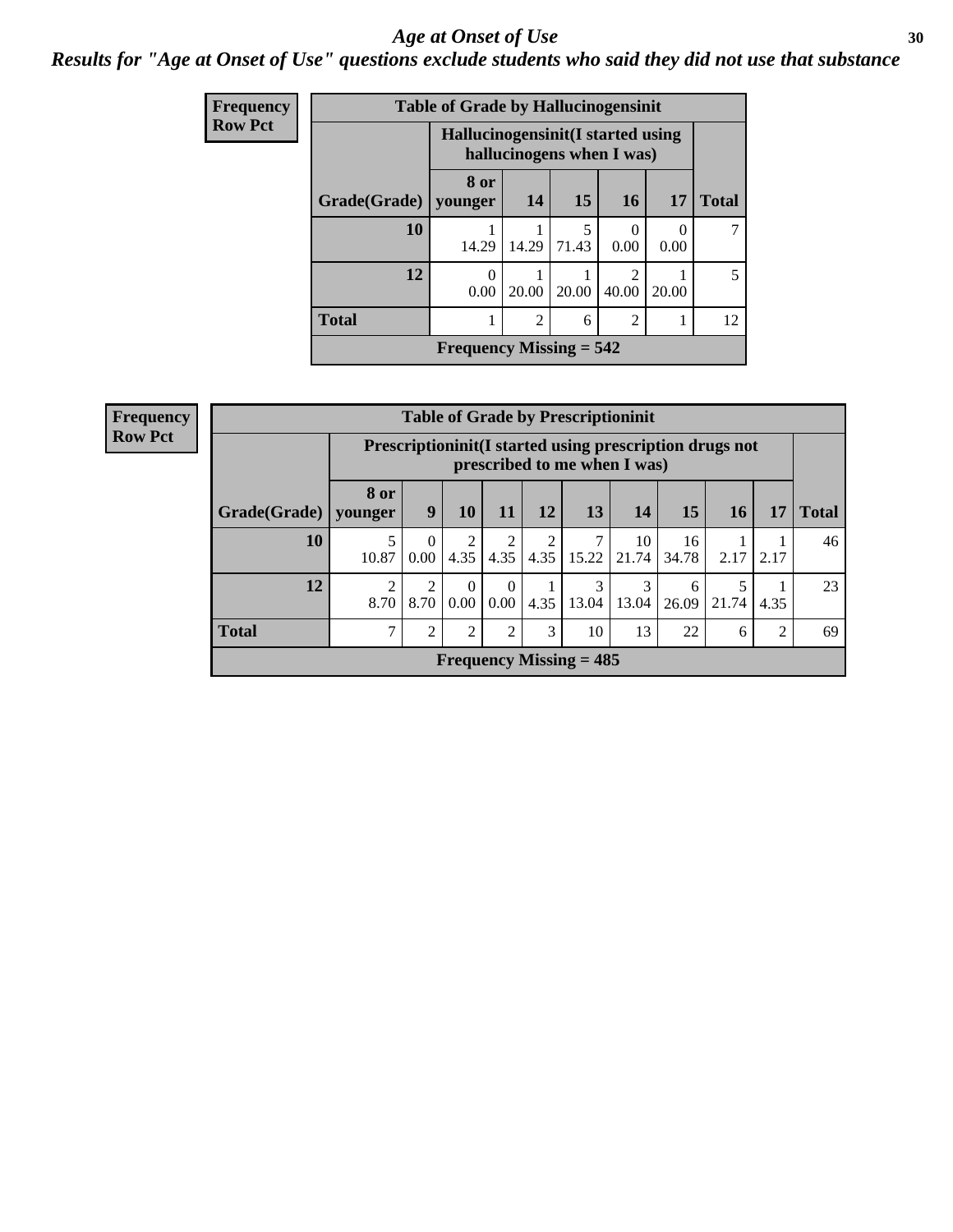# Age at Onset of Use

## Results for "Age at Onset of Use" questions exclude students who said they did not use that substance

**Frequency**
**Row Pct**

| Table of Grade by Hallucinogensinit | | | | | | |
|---|---|---|---|---|---|---|
| | Hallucinogensinit(I started using hallucinogens when I was) | | | | | |
| Grade(Grade) | 8 or younger | 14 | 15 | 16 | 17 | Total |
| 10 | 1<br>14.29 | 1<br>14.29 | 5<br>71.43 | 0<br>0.00 | 0<br>0.00 | 7 |
| 12 | 0<br>0.00 | 1<br>20.00 | 1<br>20.00 | 2<br>40.00 | 1<br>20.00 | 5 |
| Total | 1 | 2 | 6 | 2 | 1 | 12 |
| Frequency Missing = 542 | | | | | | |

**Frequency**
**Row Pct**

| Table of Grade by Prescriptioninit | | | | | | | | | | | |
|---|---|---|---|---|---|---|---|---|---|---|---|
| | Prescriptioninit(I started using prescription drugs not prescribed to me when I was) | | | | | | | | | | |
| Grade(Grade) | 8 or younger | 9 | 10 | 11 | 12 | 13 | 14 | 15 | 16 | 17 | Total |
| 10 | 5<br>10.87 | 0<br>0.00 | 2<br>4.35 | 2<br>4.35 | 2<br>4.35 | 7<br>15.22 | 10<br>21.74 | 16<br>34.78 | 1<br>2.17 | 1<br>2.17 | 46 |
| 12 | 2<br>8.70 | 2<br>8.70 | 0<br>0.00 | 0<br>0.00 | 1<br>4.35 | 3<br>13.04 | 3<br>13.04 | 6<br>26.09 | 5<br>21.74 | 1<br>4.35 | 23 |
| Total | 7 | 2 | 2 | 2 | 3 | 10 | 13 | 22 | 6 | 2 | 69 |
| Frequency Missing = 485 | | | | | | | | | | | |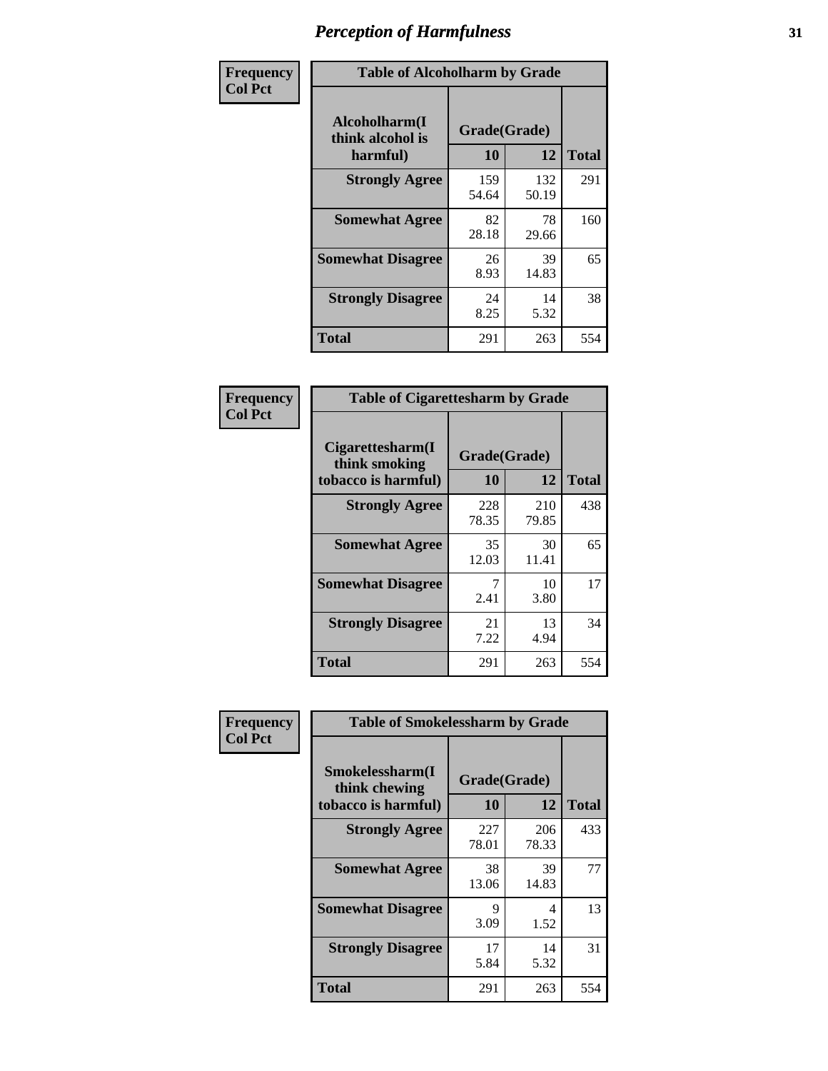# Perception of Harmfulness

| Frequency Col Pct | Table of Alcoholharm by Grade | | |
|---|---|---|---|
| Alcoholharm(I think alcohol is harmful) | Grade(Grade) | | |
| | 10 | 12 | Total |
| Strongly Agree | 159<br>54.64 | 132<br>50.19 | 291 |
| Somewhat Agree | 82<br>28.18 | 78<br>29.66 | 160 |
| Somewhat Disagree | 26<br>8.93 | 39<br>14.83 | 65 |
| Strongly Disagree | 24<br>8.25 | 14<br>5.32 | 38 |
| Total | 291 | 263 | 554 |

| Frequency Col Pct | Table of Cigarettesharm by Grade | | |
|---|---|---|---|
| Cigarettesharm(I think smoking tobacco is harmful) | Grade(Grade) | | |
| | 10 | 12 | Total |
| Strongly Agree | 228<br>78.35 | 210<br>79.85 | 438 |
| Somewhat Agree | 35<br>12.03 | 30<br>11.41 | 65 |
| Somewhat Disagree | 7<br>2.41 | 10<br>3.80 | 17 |
| Strongly Disagree | 21<br>7.22 | 13<br>4.94 | 34 |
| Total | 291 | 263 | 554 |

| Frequency Col Pct | Table of Smokelessharm by Grade | | |
|---|---|---|---|
| Smokelessharm(I think chewing tobacco is harmful) | Grade(Grade) | | |
| | 10 | 12 | Total |
| Strongly Agree | 227<br>78.01 | 206<br>78.33 | 433 |
| Somewhat Agree | 38<br>13.06 | 39<br>14.83 | 77 |
| Somewhat Disagree | 9<br>3.09 | 4<br>1.52 | 13 |
| Strongly Disagree | 17<br>5.84 | 14<br>5.32 | 31 |
| Total | 291 | 263 | 554 |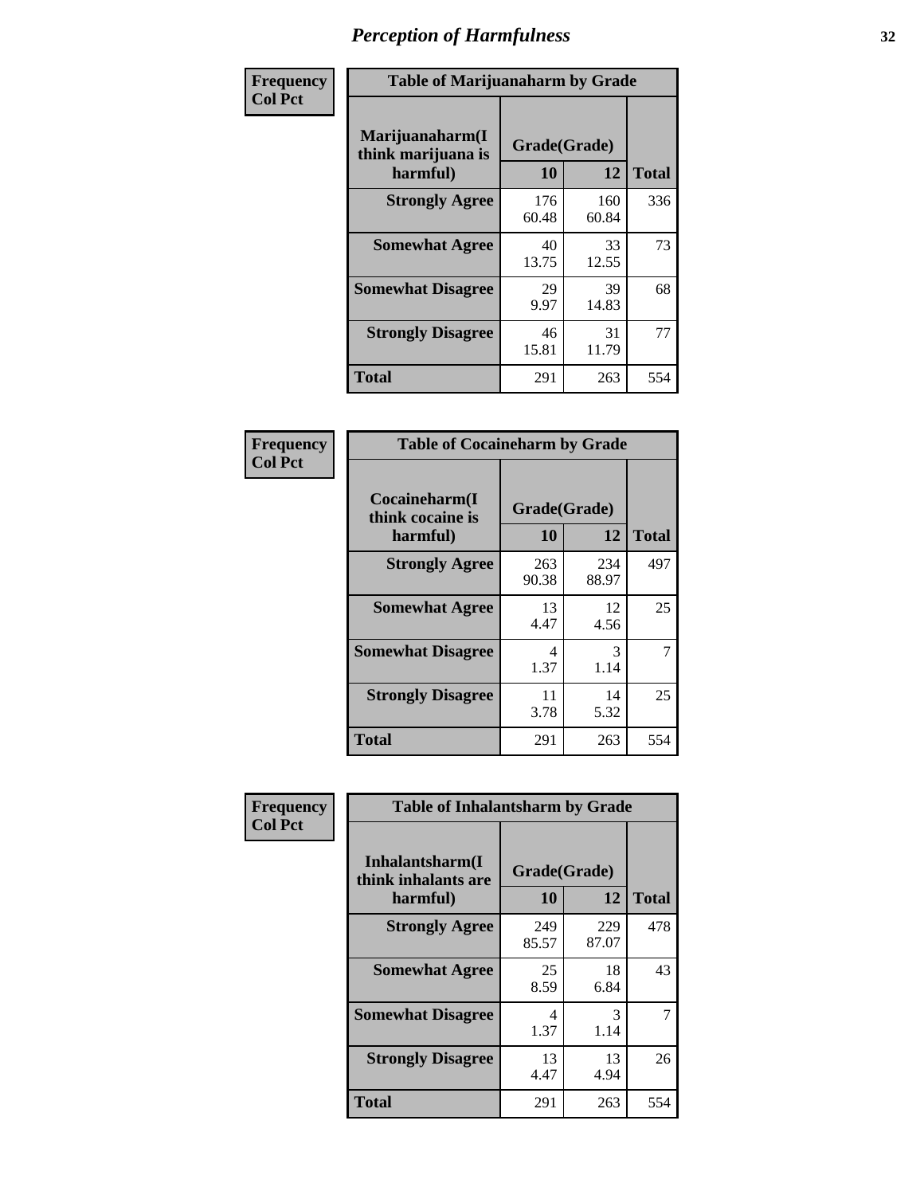# Perception of Harmfulness

**Frequency**
**Col Pct**

| Table of Marijuanaharm by Grade | | | |
|---|---|---|---|
| Marijuanaharm(I think marijuana is harmful) | Grade(Grade) | | Total |
| | 10 | 12 | |
| Strongly Agree | 176<br>60.48 | 160<br>60.84 | 336 |
| Somewhat Agree | 40<br>13.75 | 33<br>12.55 | 73 |
| Somewhat Disagree | 29<br>9.97 | 39<br>14.83 | 68 |
| Strongly Disagree | 46<br>15.81 | 31<br>11.79 | 77 |
| Total | 291 | 263 | 554 |

**Frequency**
**Col Pct**

| Table of Cocaineharm by Grade | | | |
|---|---|---|---|
| Cocaineharm(I think cocaine is harmful) | Grade(Grade) | | Total |
| | 10 | 12 | |
| Strongly Agree | 263<br>90.38 | 234<br>88.97 | 497 |
| Somewhat Agree | 13<br>4.47 | 12<br>4.56 | 25 |
| Somewhat Disagree | 4<br>1.37 | 3<br>1.14 | 7 |
| Strongly Disagree | 11<br>3.78 | 14<br>5.32 | 25 |
| Total | 291 | 263 | 554 |

**Frequency**
**Col Pct**

| Table of Inhalantsharm by Grade | | | |
|---|---|---|---|
| Inhalantsharm(I think inhalants are harmful) | Grade(Grade) | | Total |
| | 10 | 12 | |
| Strongly Agree | 249<br>85.57 | 229<br>87.07 | 478 |
| Somewhat Agree | 25<br>8.59 | 18<br>6.84 | 43 |
| Somewhat Disagree | 4<br>1.37 | 3<br>1.14 | 7 |
| Strongly Disagree | 13<br>4.47 | 13<br>4.94 | 26 |
| Total | 291 | 263 | 554 |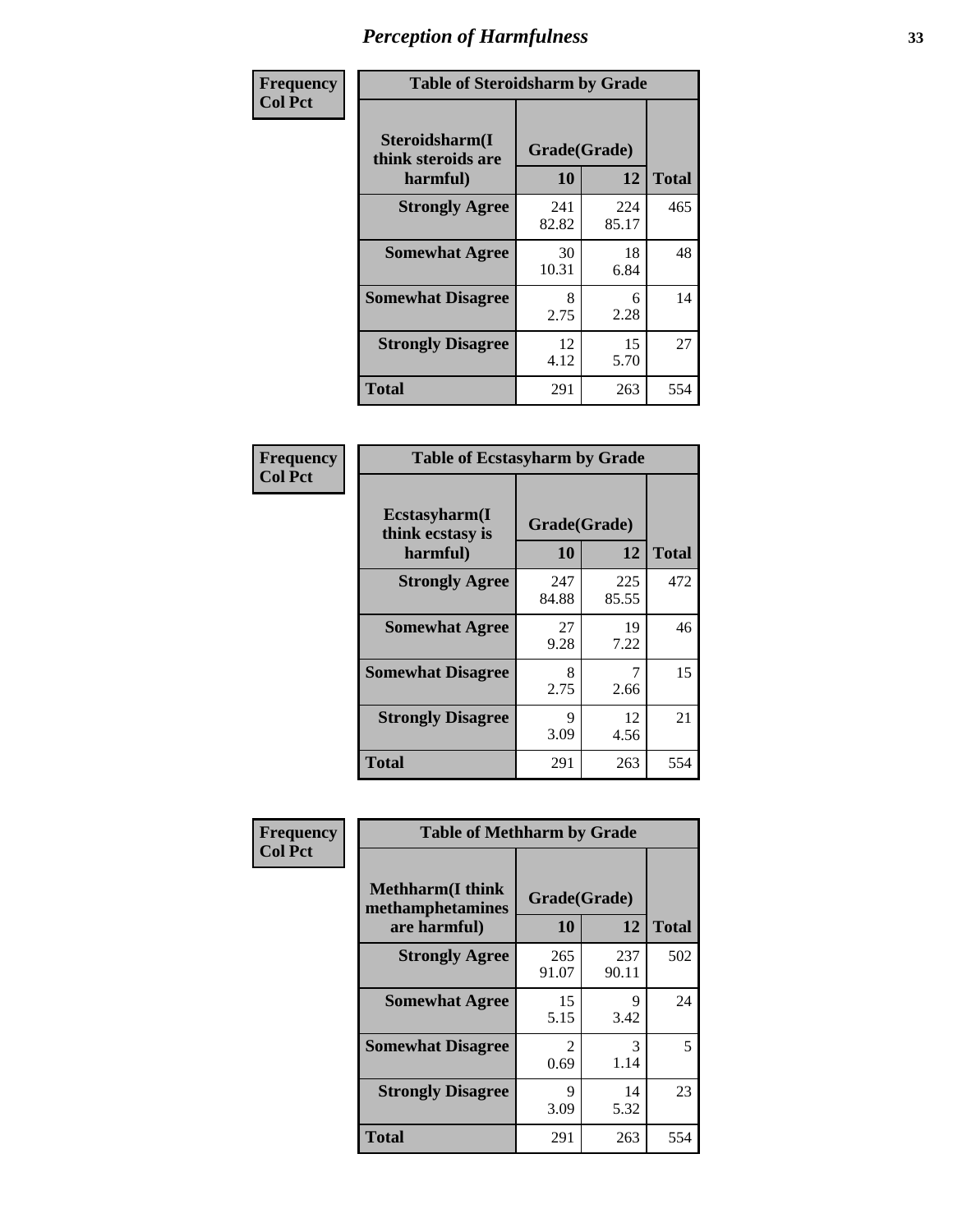# Perception of Harmfulness

**Frequency**
**Col Pct**

**Table of Steroidsharm by Grade**

| Steroidsharm(I think steroids are harmful) | Grade(Grade) 10 | 12 | Total |
|---|---|---|---|
| **Strongly Agree** | 241<br>82.82 | 224<br>85.17 | 465 |
| **Somewhat Agree** | 30<br>10.31 | 18<br>6.84 | 48 |
| **Somewhat Disagree** | 8<br>2.75 | 6<br>2.28 | 14 |
| **Strongly Disagree** | 12<br>4.12 | 15<br>5.70 | 27 |
| **Total** | 291 | 263 | 554 |

**Frequency**
**Col Pct**

**Table of Ecstasyharm by Grade**

| Ecstasyharm(I think ecstasy is harmful) | Grade(Grade) 10 | 12 | Total |
|---|---|---|---|
| **Strongly Agree** | 247<br>84.88 | 225<br>85.55 | 472 |
| **Somewhat Agree** | 27<br>9.28 | 19<br>7.22 | 46 |
| **Somewhat Disagree** | 8<br>2.75 | 7<br>2.66 | 15 |
| **Strongly Disagree** | 9<br>3.09 | 12<br>4.56 | 21 |
| **Total** | 291 | 263 | 554 |

**Frequency**
**Col Pct**

**Table of Methharm by Grade**

| Methharm(I think methamphetamines are harmful) | Grade(Grade) 10 | 12 | Total |
|---|---|---|---|
| **Strongly Agree** | 265<br>91.07 | 237<br>90.11 | 502 |
| **Somewhat Agree** | 15<br>5.15 | 9<br>3.42 | 24 |
| **Somewhat Disagree** | 2<br>0.69 | 3<br>1.14 | 5 |
| **Strongly Disagree** | 9<br>3.09 | 14<br>5.32 | 23 |
| **Total** | 291 | 263 | 554 |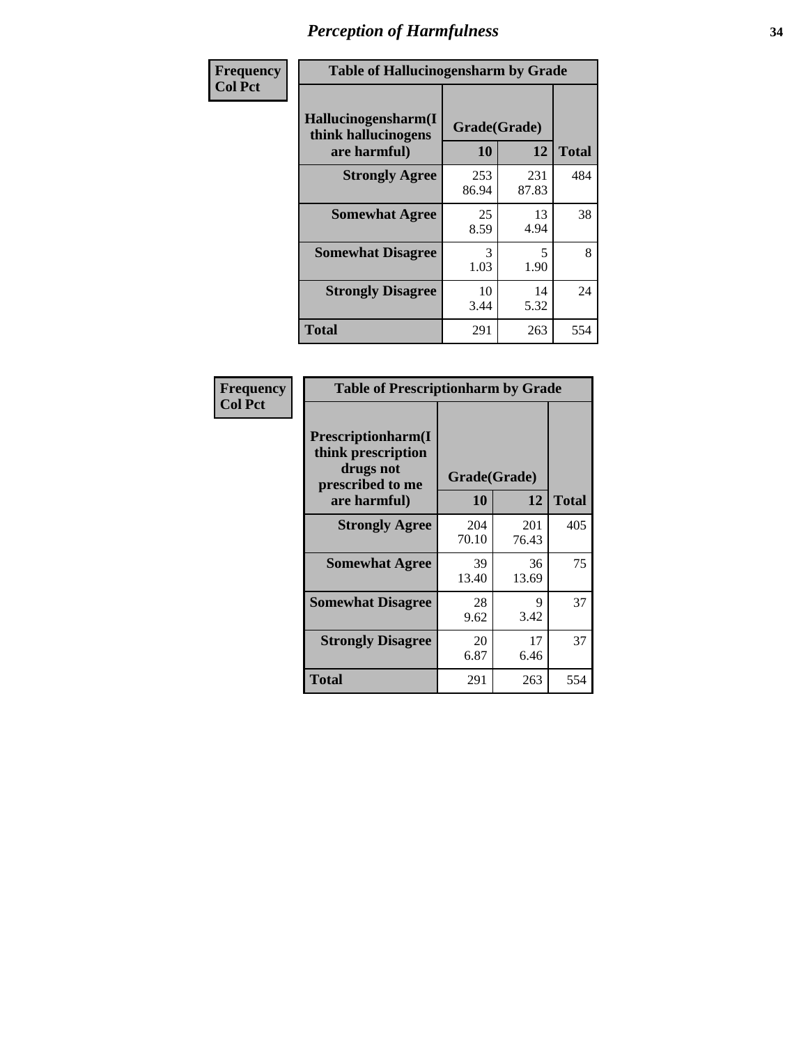# Perception of Harmfulness

| Frequency Col Pct | Table of Hallucinogensharm by Grade | | |
|---|---|---|---|
| Hallucinogensharm(I think hallucinogens are harmful) | Grade(Grade) | | |
| | 10 | 12 | Total |
| Strongly Agree | 253<br>86.94 | 231<br>87.83 | 484 |
| Somewhat Agree | 25<br>8.59 | 13<br>4.94 | 38 |
| Somewhat Disagree | 3<br>1.03 | 5<br>1.90 | 8 |
| Strongly Disagree | 10<br>3.44 | 14<br>5.32 | 24 |
| Total | 291 | 263 | 554 |

| Frequency Col Pct | Table of Prescriptionharm by Grade | | |
|---|---|---|---|
| Prescriptionharm(I think prescription drugs not prescribed to me are harmful) | Grade(Grade) | | |
| | 10 | 12 | Total |
| Strongly Agree | 204<br>70.10 | 201<br>76.43 | 405 |
| Somewhat Agree | 39<br>13.40 | 36<br>13.69 | 75 |
| Somewhat Disagree | 28<br>9.62 | 9<br>3.42 | 37 |
| Strongly Disagree | 20<br>6.87 | 17<br>6.46 | 37 |
| Total | 291 | 263 | 554 |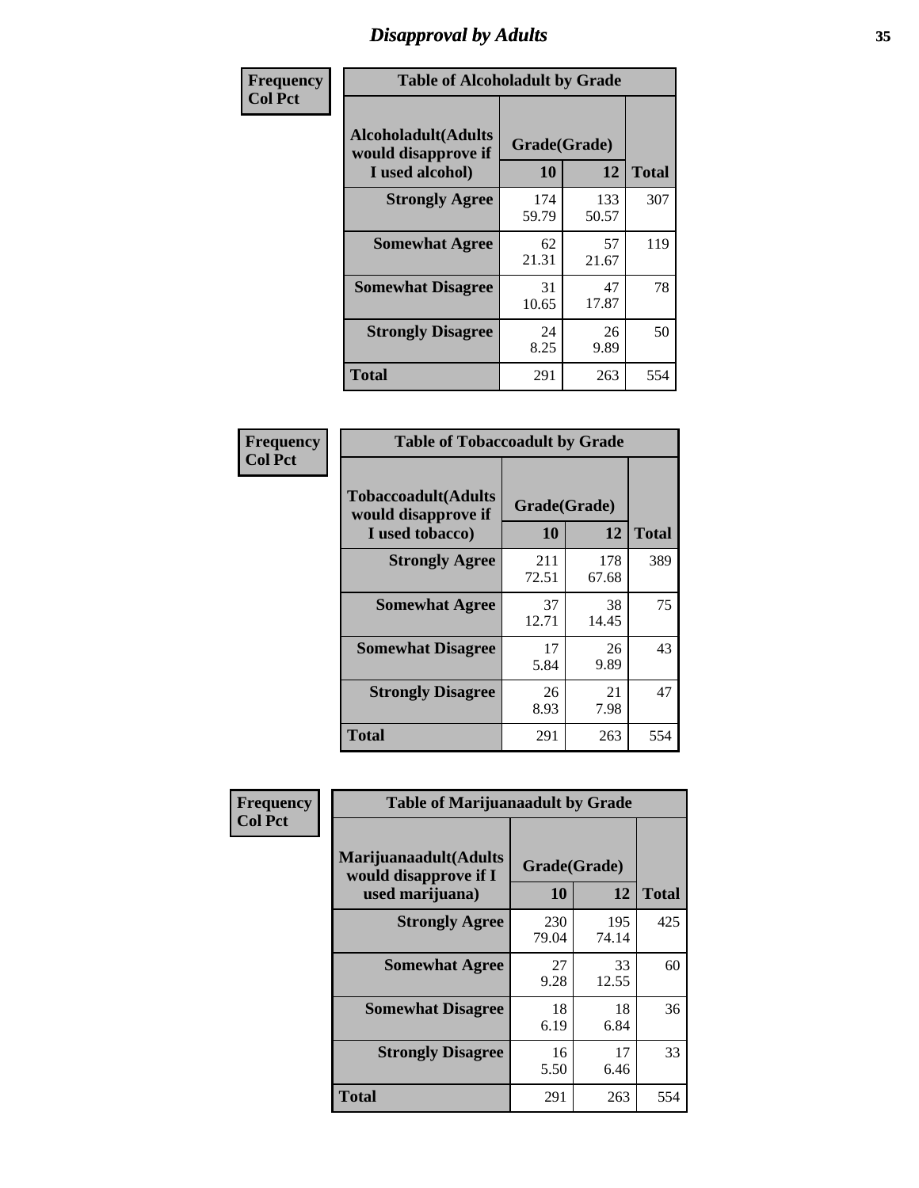# Disapproval by Adults

**Frequency**
**Col Pct**

**Table of Alcoholadult by Grade**

| Alcoholadult(Adults would disapprove if I used alcohol) | Grade(Grade) | | Total |
|---|---|---|---|
| | 10 | 12 | |
| Strongly Agree | 174<br>59.79 | 133<br>50.57 | 307 |
| Somewhat Agree | 62<br>21.31 | 57<br>21.67 | 119 |
| Somewhat Disagree | 31<br>10.65 | 47<br>17.87 | 78 |
| Strongly Disagree | 24<br>8.25 | 26<br>9.89 | 50 |
| Total | 291 | 263 | 554 |

**Frequency**
**Col Pct**

**Table of Tobaccoadult by Grade**

| Tobaccoadult(Adults would disapprove if I used tobacco) | Grade(Grade) | | Total |
|---|---|---|---|
| | 10 | 12 | |
| Strongly Agree | 211<br>72.51 | 178<br>67.68 | 389 |
| Somewhat Agree | 37<br>12.71 | 38<br>14.45 | 75 |
| Somewhat Disagree | 17<br>5.84 | 26<br>9.89 | 43 |
| Strongly Disagree | 26<br>8.93 | 21<br>7.98 | 47 |
| Total | 291 | 263 | 554 |

**Frequency**
**Col Pct**

**Table of Marijuanaadult by Grade**

| Marijuanaadult(Adults would disapprove if I used marijuana) | Grade(Grade) | | Total |
|---|---|---|---|
| | 10 | 12 | |
| Strongly Agree | 230<br>79.04 | 195<br>74.14 | 425 |
| Somewhat Agree | 27<br>9.28 | 33<br>12.55 | 60 |
| Somewhat Disagree | 18<br>6.19 | 18<br>6.84 | 36 |
| Strongly Disagree | 16<br>5.50 | 17<br>6.46 | 33 |
| Total | 291 | 263 | 554 |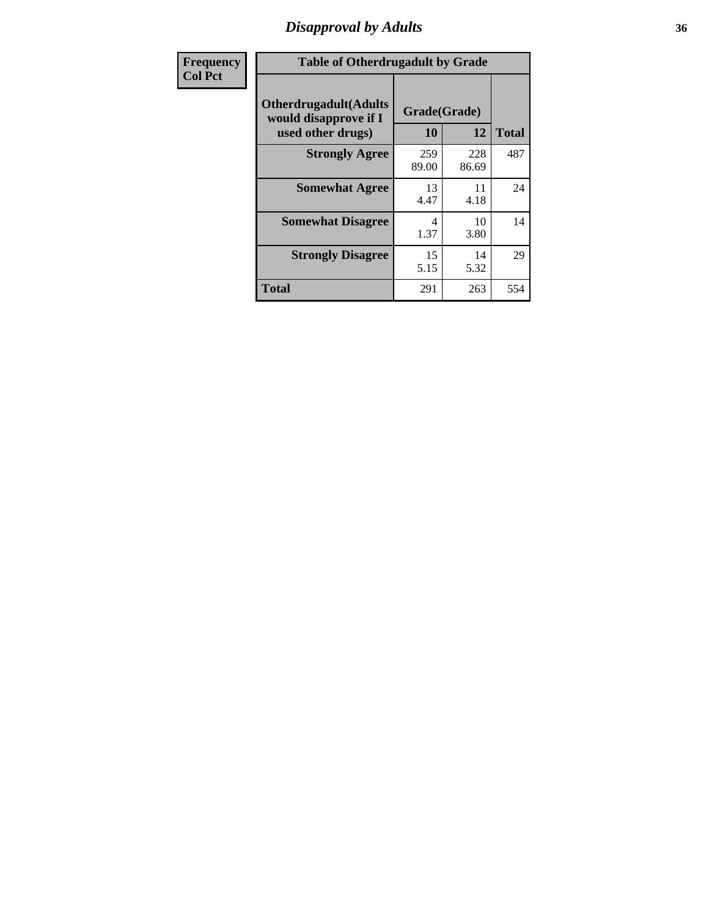# Disapproval by Adults

| Frequency<br>Col Pct |
|---|

**Table of Otherdrugadult by Grade**

| Otherdrugadult(Adults would disapprove if I used other drugs) | Grade(Grade) 10 | 12 | Total |
|---|---|---|---|
| **Strongly Agree** | 259<br>89.00 | 228<br>86.69 | 487 |
| **Somewhat Agree** | 13<br>4.47 | 11<br>4.18 | 24 |
| **Somewhat Disagree** | 4<br>1.37 | 10<br>3.80 | 14 |
| **Strongly Disagree** | 15<br>5.15 | 14<br>5.32 | 29 |
| **Total** | 291 | 263 | 554 |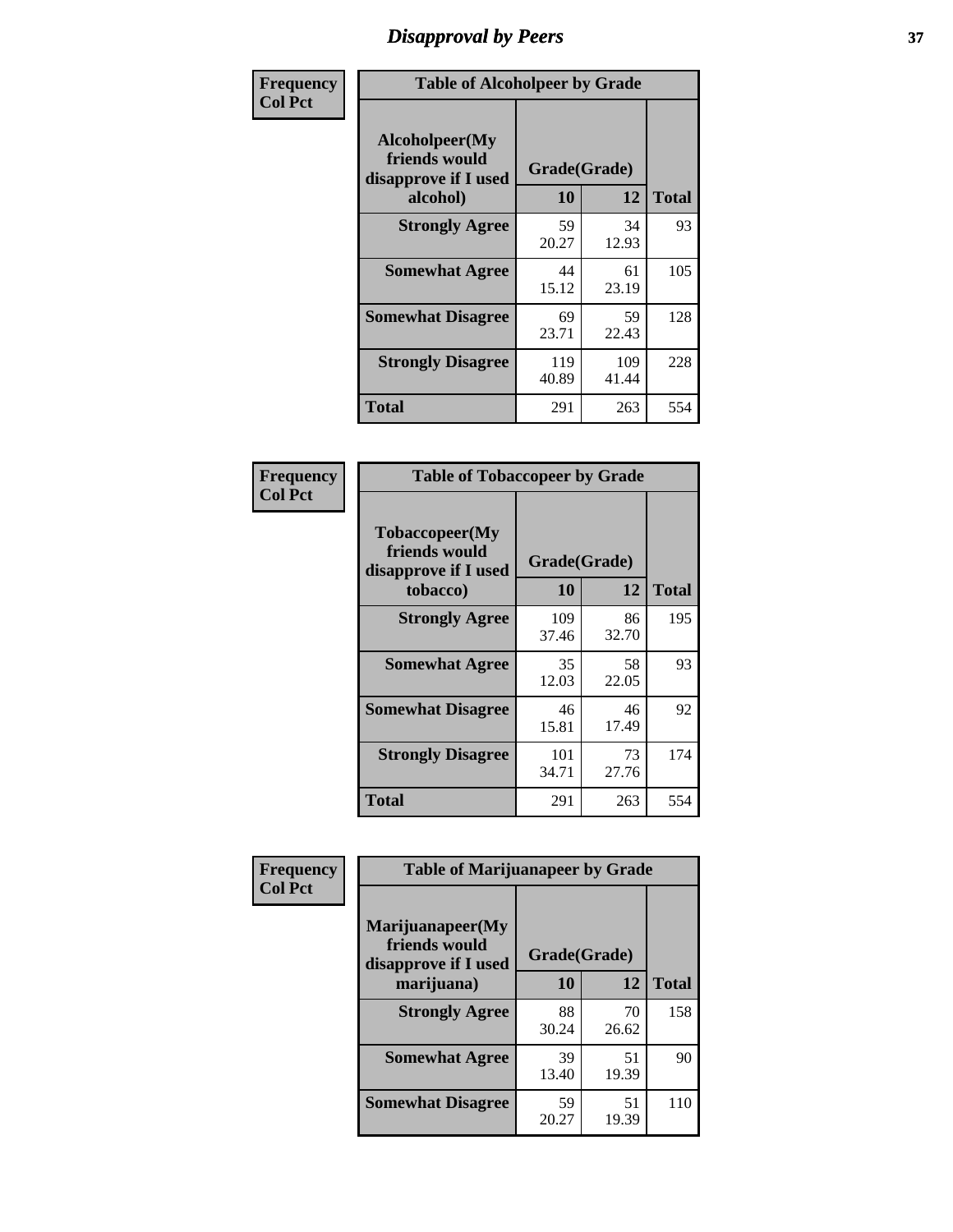# Disapproval by Peers

| Frequency Col Pct | Table of Alcoholpeer by Grade | | |
|---|---|---|---|
| Alcoholpeer(My friends would disapprove if I used alcohol) | Grade(Grade) | | |
| | 10 | 12 | Total |
| Strongly Agree | 59<br>20.27 | 34<br>12.93 | 93 |
| Somewhat Agree | 44<br>15.12 | 61<br>23.19 | 105 |
| Somewhat Disagree | 69<br>23.71 | 59<br>22.43 | 128 |
| Strongly Disagree | 119<br>40.89 | 109<br>41.44 | 228 |
| Total | 291 | 263 | 554 |

| Frequency Col Pct | Table of Tobaccopeer by Grade | | |
|---|---|---|---|
| Tobaccopeer(My friends would disapprove if I used tobacco) | Grade(Grade) | | |
| | 10 | 12 | Total |
| Strongly Agree | 109<br>37.46 | 86<br>32.70 | 195 |
| Somewhat Agree | 35<br>12.03 | 58<br>22.05 | 93 |
| Somewhat Disagree | 46<br>15.81 | 46<br>17.49 | 92 |
| Strongly Disagree | 101<br>34.71 | 73<br>27.76 | 174 |
| Total | 291 | 263 | 554 |

| Frequency Col Pct | Table of Marijuanapeer by Grade | | |
|---|---|---|---|
| Marijuanapeer(My friends would disapprove if I used marijuana) | Grade(Grade) | | |
| | 10 | 12 | Total |
| Strongly Agree | 88<br>30.24 | 70<br>26.62 | 158 |
| Somewhat Agree | 39<br>13.40 | 51<br>19.39 | 90 |
| Somewhat Disagree | 59<br>20.27 | 51<br>19.39 | 110 |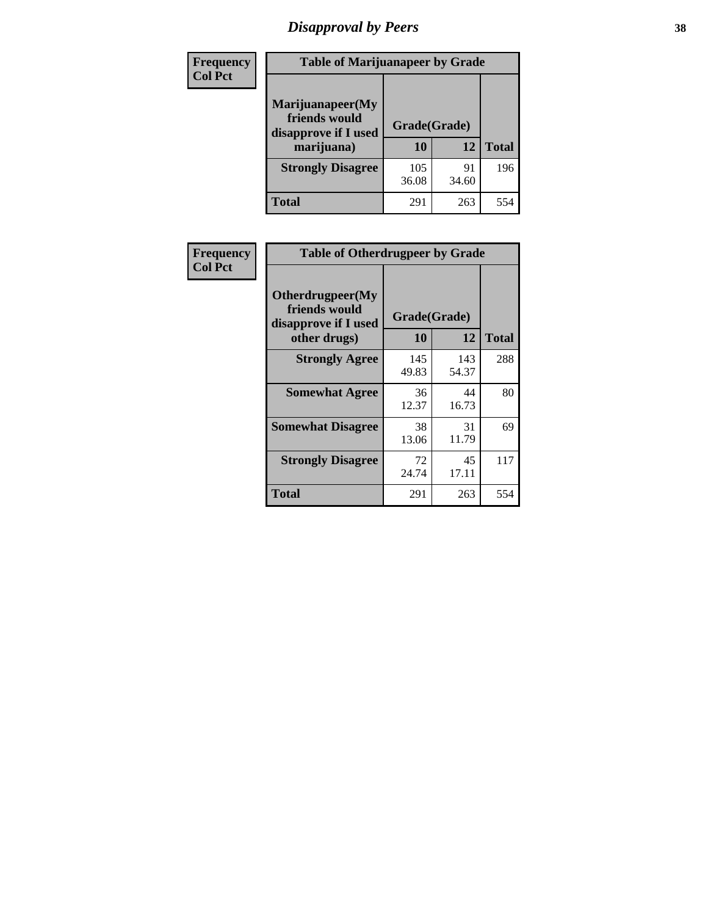# Disapproval by Peers

| Frequency<br>Col Pct |
|---|

**Table of Marijuanapeer by Grade**

| Marijuanapeer(My friends would disapprove if I used marijuana) | Grade(Grade) | | |
|---|---|---|---|
| | 10 | 12 | Total |
| Strongly Disagree | 105<br>36.08 | 91<br>34.60 | 196 |
| Total | 291 | 263 | 554 |

| Frequency<br>Col Pct |
|---|

**Table of Otherdrugpeer by Grade**

| Otherdrugpeer(My friends would disapprove if I used other drugs) | Grade(Grade) | | |
|---|---|---|---|
| | 10 | 12 | Total |
| Strongly Agree | 145<br>49.83 | 143<br>54.37 | 288 |
| Somewhat Agree | 36<br>12.37 | 44<br>16.73 | 80 |
| Somewhat Disagree | 38<br>13.06 | 31<br>11.79 | 69 |
| Strongly Disagree | 72<br>24.74 | 45<br>17.11 | 117 |
| Total | 291 | 263 | 554 |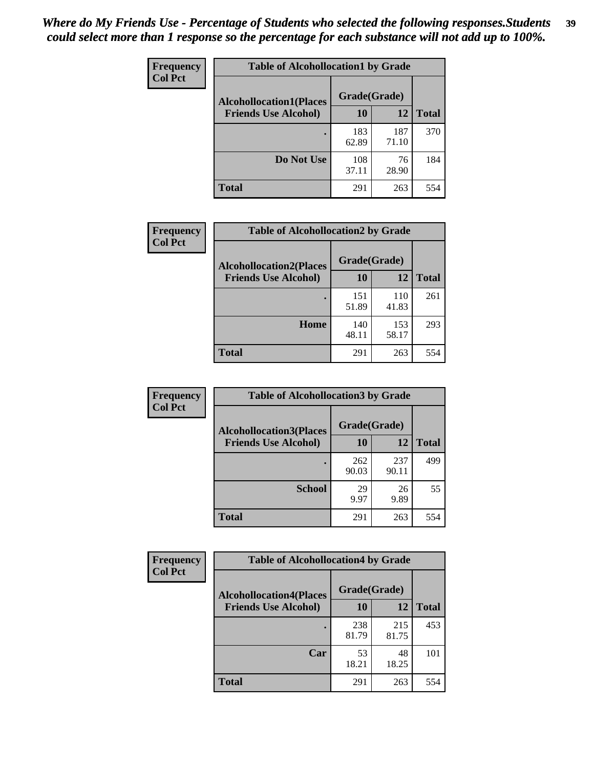*Where do My Friends Use - Percentage of Students who selected the following responses.Students could select more than 1 response so the percentage for each substance will not add up to 100%.*

**Frequency**
**Col Pct**

| Table of Alcohollocation1 by Grade | | | |
|---|---|---|---|
| **Alcohollocation1(Places Friends Use Alcohol)** | **Grade(Grade)** | | **Total** |
| | **10** | **12** | |
| **.** | 183<br>62.89 | 187<br>71.10 | 370 |
| **Do Not Use** | 108<br>37.11 | 76<br>28.90 | 184 |
| **Total** | 291 | 263 | 554 |

**Frequency**
**Col Pct**

| Table of Alcohollocation2 by Grade | | | |
|---|---|---|---|
| **Alcohollocation2(Places Friends Use Alcohol)** | **Grade(Grade)** | | **Total** |
| | **10** | **12** | |
| **.** | 151<br>51.89 | 110<br>41.83 | 261 |
| **Home** | 140<br>48.11 | 153<br>58.17 | 293 |
| **Total** | 291 | 263 | 554 |

**Frequency**
**Col Pct**

| Table of Alcohollocation3 by Grade | | | |
|---|---|---|---|
| **Alcohollocation3(Places Friends Use Alcohol)** | **Grade(Grade)** | | **Total** |
| | **10** | **12** | |
| **.** | 262<br>90.03 | 237<br>90.11 | 499 |
| **School** | 29<br>9.97 | 26<br>9.89 | 55 |
| **Total** | 291 | 263 | 554 |

**Frequency**
**Col Pct**

| Table of Alcohollocation4 by Grade | | | |
|---|---|---|---|
| **Alcohollocation4(Places Friends Use Alcohol)** | **Grade(Grade)** | | **Total** |
| | **10** | **12** | |
| **.** | 238<br>81.79 | 215<br>81.75 | 453 |
| **Car** | 53<br>18.21 | 48<br>18.25 | 101 |
| **Total** | 291 | 263 | 554 |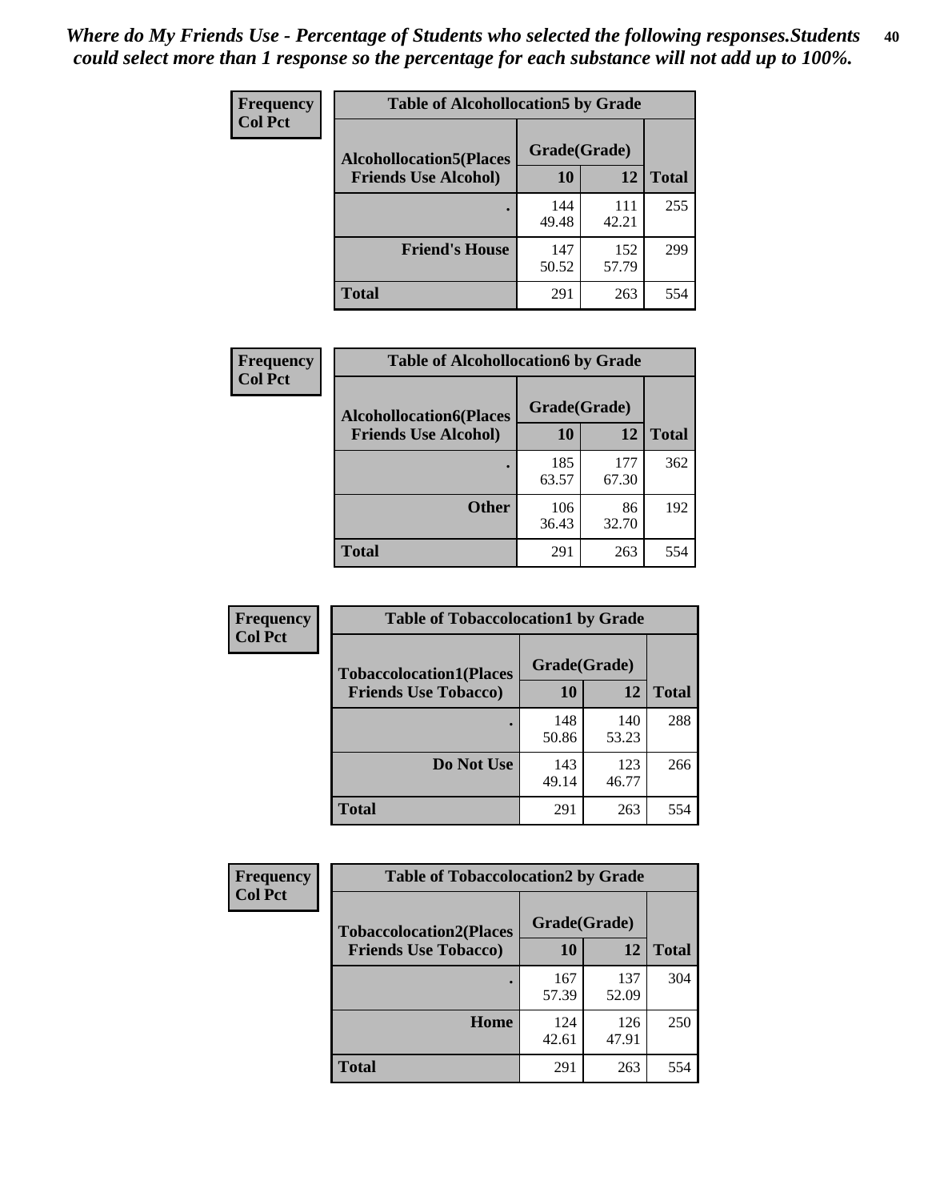*Where do My Friends Use - Percentage of Students who selected the following responses.Students could select more than 1 response so the percentage for each substance will not add up to 100%.*

**Frequency**
**Col Pct**

| Table of Alcohollocation5 by Grade | | | |
|---|---|---|---|
| **Alcohollocation5(Places Friends Use Alcohol)** | **Grade(Grade)** | | **Total** |
| | **10** | **12** | |
| **.** | 144<br>49.48 | 111<br>42.21 | 255 |
| **Friend's House** | 147<br>50.52 | 152<br>57.79 | 299 |
| **Total** | 291 | 263 | 554 |

**Frequency**
**Col Pct**

| Table of Alcohollocation6 by Grade | | | |
|---|---|---|---|
| **Alcohollocation6(Places Friends Use Alcohol)** | **Grade(Grade)** | | **Total** |
| | **10** | **12** | |
| **.** | 185<br>63.57 | 177<br>67.30 | 362 |
| **Other** | 106<br>36.43 | 86<br>32.70 | 192 |
| **Total** | 291 | 263 | 554 |

**Frequency**
**Col Pct**

| Table of Tobaccolocation1 by Grade | | | |
|---|---|---|---|
| **Tobaccolocation1(Places Friends Use Tobacco)** | **Grade(Grade)** | | **Total** |
| | **10** | **12** | |
| **.** | 148<br>50.86 | 140<br>53.23 | 288 |
| **Do Not Use** | 143<br>49.14 | 123<br>46.77 | 266 |
| **Total** | 291 | 263 | 554 |

**Frequency**
**Col Pct**

| Table of Tobaccolocation2 by Grade | | | |
|---|---|---|---|
| **Tobaccolocation2(Places Friends Use Tobacco)** | **Grade(Grade)** | | **Total** |
| | **10** | **12** | |
| **.** | 167<br>57.39 | 137<br>52.09 | 304 |
| **Home** | 124<br>42.61 | 126<br>47.91 | 250 |
| **Total** | 291 | 263 | 554 |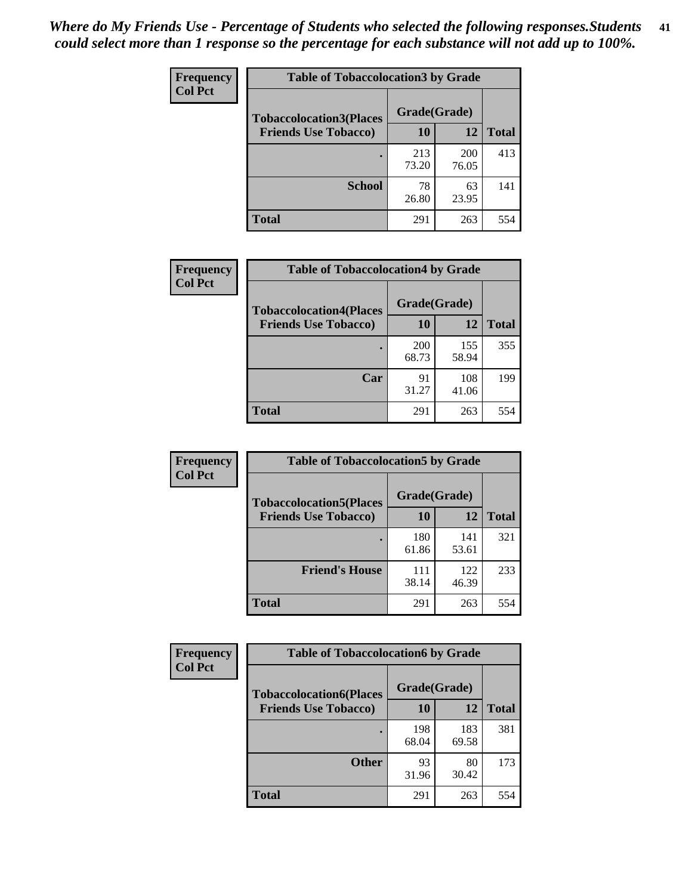*Where do My Friends Use - Percentage of Students who selected the following responses.Students could select more than 1 response so the percentage for each substance will not add up to 100%.*

**Frequency**
**Col Pct**

**Table of Tobaccolocation3 by Grade**

| Tobaccolocation3(Places Friends Use Tobacco) | Grade(Grade) 10 | 12 | Total |
|---|---|---|---|
| . | 213<br>73.20 | 200<br>76.05 | 413 |
| School | 78<br>26.80 | 63<br>23.95 | 141 |
| Total | 291 | 263 | 554 |

**Frequency**
**Col Pct**

**Table of Tobaccolocation4 by Grade**

| Tobaccolocation4(Places Friends Use Tobacco) | Grade(Grade) 10 | 12 | Total |
|---|---|---|---|
| . | 200<br>68.73 | 155<br>58.94 | 355 |
| Car | 91<br>31.27 | 108<br>41.06 | 199 |
| Total | 291 | 263 | 554 |

**Frequency**
**Col Pct**

**Table of Tobaccolocation5 by Grade**

| Tobaccolocation5(Places Friends Use Tobacco) | Grade(Grade) 10 | 12 | Total |
|---|---|---|---|
| . | 180<br>61.86 | 141<br>53.61 | 321 |
| Friend's House | 111<br>38.14 | 122<br>46.39 | 233 |
| Total | 291 | 263 | 554 |

**Frequency**
**Col Pct**

**Table of Tobaccolocation6 by Grade**

| Tobaccolocation6(Places Friends Use Tobacco) | Grade(Grade) 10 | 12 | Total |
|---|---|---|---|
| . | 198<br>68.04 | 183<br>69.58 | 381 |
| Other | 93<br>31.96 | 80<br>30.42 | 173 |
| Total | 291 | 263 | 554 |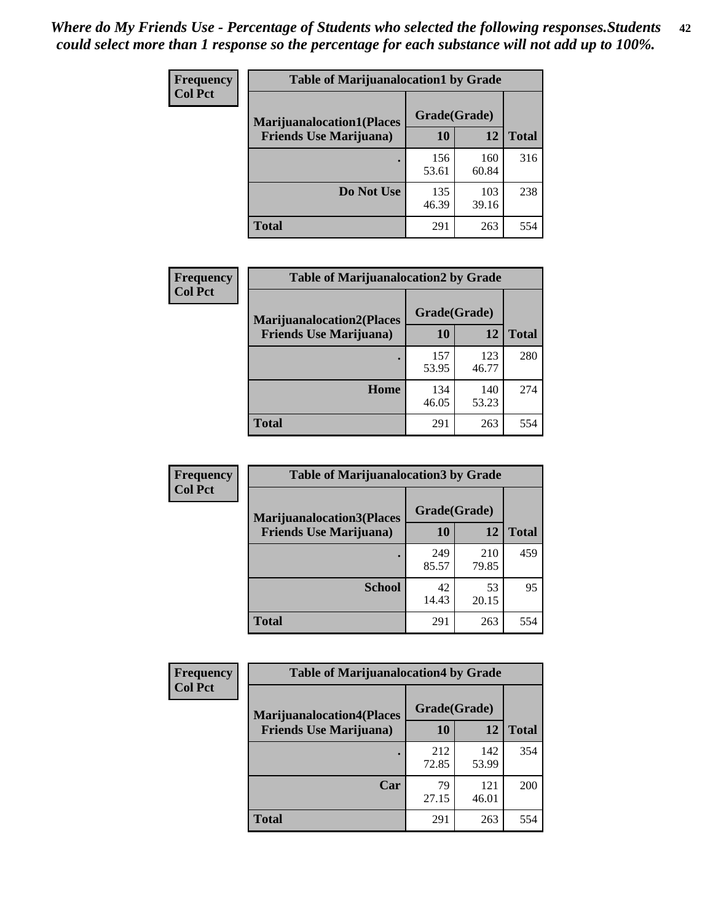*Where do My Friends Use - Percentage of Students who selected the following responses.Students could select more than 1 response so the percentage for each substance will not add up to 100%.*

**Frequency**
**Col Pct**

| Table of Marijuanalocation1 by Grade | | | |
|---|---|---|---|
| **Marijuanalocation1(Places Friends Use Marijuana)** | **Grade(Grade)** | | |
| | **10** | **12** | **Total** |
| **.** | 156<br>53.61 | 160<br>60.84 | 316 |
| **Do Not Use** | 135<br>46.39 | 103<br>39.16 | 238 |
| **Total** | 291 | 263 | 554 |

**Frequency**
**Col Pct**

| Table of Marijuanalocation2 by Grade | | | |
|---|---|---|---|
| **Marijuanalocation2(Places Friends Use Marijuana)** | **Grade(Grade)** | | |
| | **10** | **12** | **Total** |
| **.** | 157<br>53.95 | 123<br>46.77 | 280 |
| **Home** | 134<br>46.05 | 140<br>53.23 | 274 |
| **Total** | 291 | 263 | 554 |

**Frequency**
**Col Pct**

| Table of Marijuanalocation3 by Grade | | | |
|---|---|---|---|
| **Marijuanalocation3(Places Friends Use Marijuana)** | **Grade(Grade)** | | |
| | **10** | **12** | **Total** |
| **.** | 249<br>85.57 | 210<br>79.85 | 459 |
| **School** | 42<br>14.43 | 53<br>20.15 | 95 |
| **Total** | 291 | 263 | 554 |

**Frequency**
**Col Pct**

| Table of Marijuanalocation4 by Grade | | | |
|---|---|---|---|
| **Marijuanalocation4(Places Friends Use Marijuana)** | **Grade(Grade)** | | |
| | **10** | **12** | **Total** |
| **.** | 212<br>72.85 | 142<br>53.99 | 354 |
| **Car** | 79<br>27.15 | 121<br>46.01 | 200 |
| **Total** | 291 | 263 | 554 |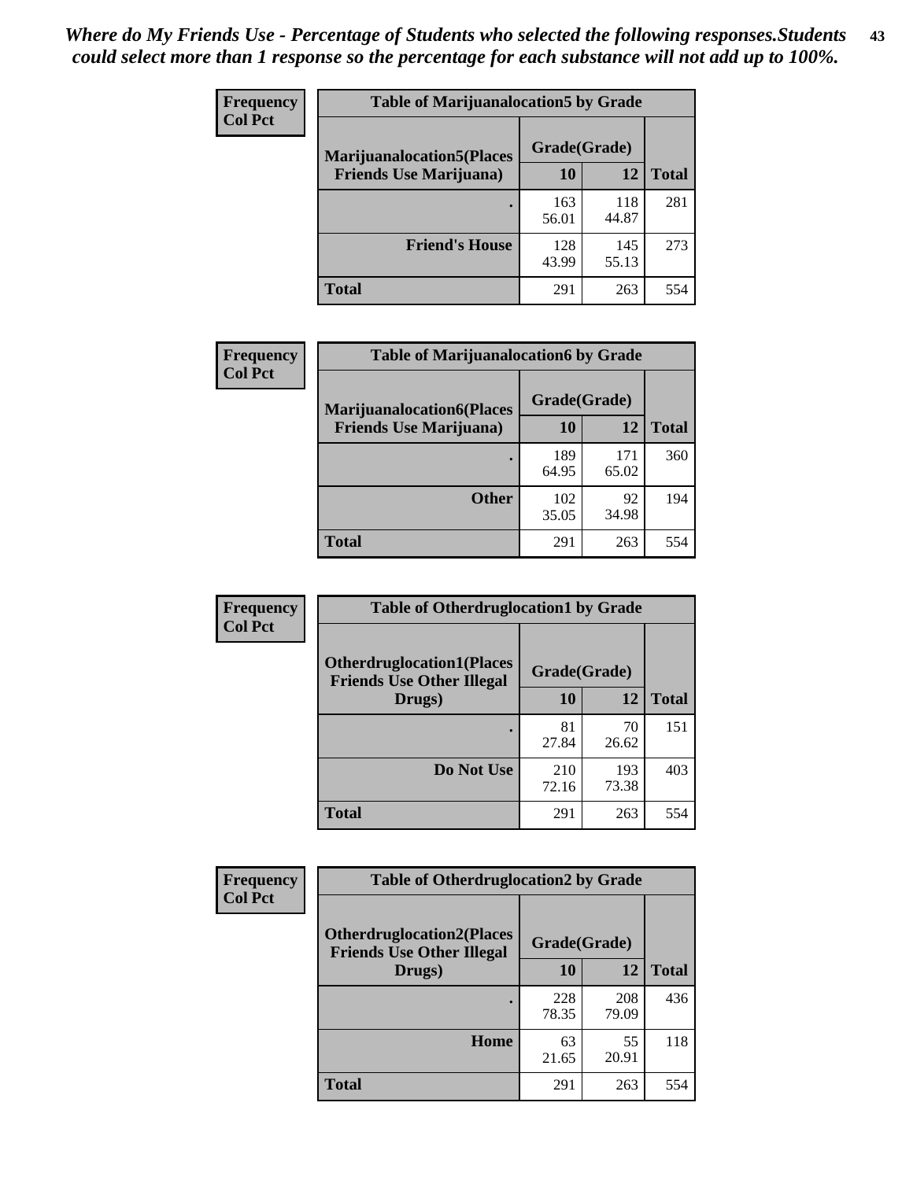*Where do My Friends Use - Percentage of Students who selected the following responses.Students could select more than 1 response so the percentage for each substance will not add up to 100%.*

**Frequency / Col Pct**

| Table of Marijuanalocation5 by Grade | | | |
|---|---|---|---|
| Marijuanalocation5(Places Friends Use Marijuana) | Grade(Grade) | | Total |
| | 10 | 12 | |
| . | 163<br>56.01 | 118<br>44.87 | 281 |
| Friend's House | 128<br>43.99 | 145<br>55.13 | 273 |
| Total | 291 | 263 | 554 |

**Frequency / Col Pct**

| Table of Marijuanalocation6 by Grade | | | |
|---|---|---|---|
| Marijuanalocation6(Places Friends Use Marijuana) | Grade(Grade) | | Total |
| | 10 | 12 | |
| . | 189<br>64.95 | 171<br>65.02 | 360 |
| Other | 102<br>35.05 | 92<br>34.98 | 194 |
| Total | 291 | 263 | 554 |

**Frequency / Col Pct**

| Table of Otherdruglocation1 by Grade | | | |
|---|---|---|---|
| Otherdruglocation1(Places Friends Use Other Illegal Drugs) | Grade(Grade) | | Total |
| | 10 | 12 | |
| . | 81<br>27.84 | 70<br>26.62 | 151 |
| Do Not Use | 210<br>72.16 | 193<br>73.38 | 403 |
| Total | 291 | 263 | 554 |

**Frequency / Col Pct**

| Table of Otherdruglocation2 by Grade | | | |
|---|---|---|---|
| Otherdruglocation2(Places Friends Use Other Illegal Drugs) | Grade(Grade) | | Total |
| | 10 | 12 | |
| . | 228<br>78.35 | 208<br>79.09 | 436 |
| Home | 63<br>21.65 | 55<br>20.91 | 118 |
| Total | 291 | 263 | 554 |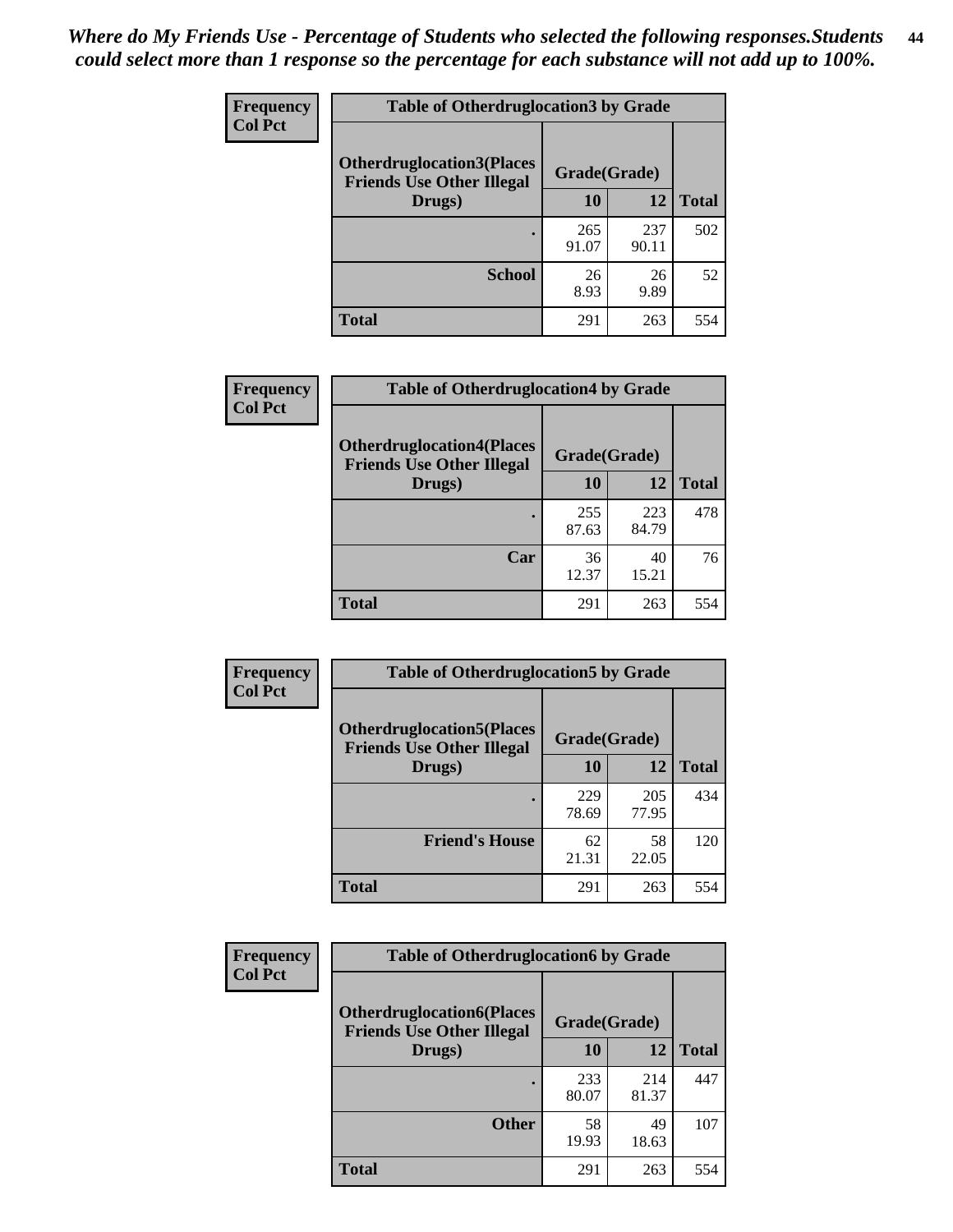*Where do My Friends Use - Percentage of Students who selected the following responses.Students could select more than 1 response so the percentage for each substance will not add up to 100%.*

**Frequency**
**Col Pct**

**Table of Otherdruglocation3 by Grade**

| Otherdruglocation3(Places Friends Use Other Illegal Drugs) | Grade(Grade) | | Total |
|---|---|---|---|
| | 10 | 12 | |
| . | 265<br>91.07 | 237<br>90.11 | 502 |
| School | 26<br>8.93 | 26<br>9.89 | 52 |
| Total | 291 | 263 | 554 |

**Frequency**
**Col Pct**

**Table of Otherdruglocation4 by Grade**

| Otherdruglocation4(Places Friends Use Other Illegal Drugs) | Grade(Grade) | | Total |
|---|---|---|---|
| | 10 | 12 | |
| . | 255<br>87.63 | 223<br>84.79 | 478 |
| Car | 36<br>12.37 | 40<br>15.21 | 76 |
| Total | 291 | 263 | 554 |

**Frequency**
**Col Pct**

**Table of Otherdruglocation5 by Grade**

| Otherdruglocation5(Places Friends Use Other Illegal Drugs) | Grade(Grade) | | Total |
|---|---|---|---|
| | 10 | 12 | |
| . | 229<br>78.69 | 205<br>77.95 | 434 |
| Friend's House | 62<br>21.31 | 58<br>22.05 | 120 |
| Total | 291 | 263 | 554 |

**Frequency**
**Col Pct**

**Table of Otherdruglocation6 by Grade**

| Otherdruglocation6(Places Friends Use Other Illegal Drugs) | Grade(Grade) | | Total |
|---|---|---|---|
| | 10 | 12 | |
| . | 233<br>80.07 | 214<br>81.37 | 447 |
| Other | 58<br>19.93 | 49<br>18.63 | 107 |
| Total | 291 | 263 | 554 |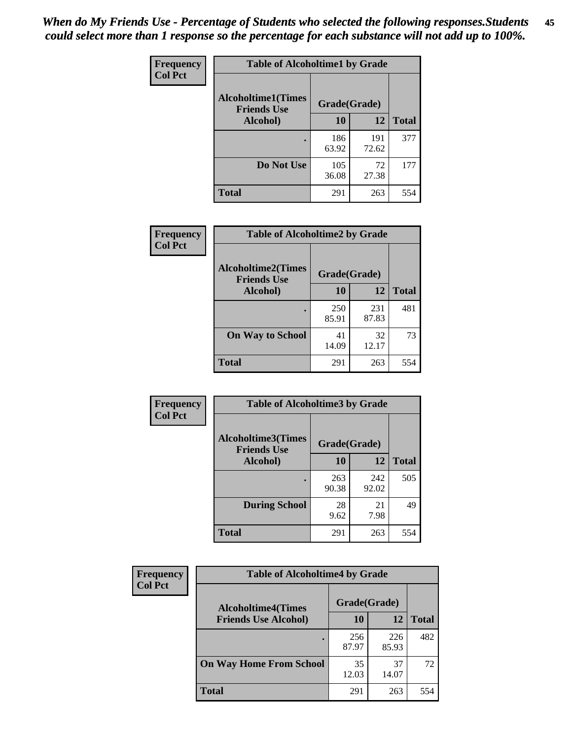*When do My Friends Use - Percentage of Students who selected the following responses.Students could select more than 1 response so the percentage for each substance will not add up to 100%.*

**Frequency Col Pct**

| Table of Alcoholtime1 by Grade | | | |
|---|---|---|---|
| Alcoholtime1(Times Friends Use Alcohol) | Grade(Grade) | | Total |
| | 10 | 12 | |
| . | 186<br>63.92 | 191<br>72.62 | 377 |
| Do Not Use | 105<br>36.08 | 72<br>27.38 | 177 |
| Total | 291 | 263 | 554 |

**Frequency Col Pct**

| Table of Alcoholtime2 by Grade | | | |
|---|---|---|---|
| Alcoholtime2(Times Friends Use Alcohol) | Grade(Grade) | | Total |
| | 10 | 12 | |
| . | 250<br>85.91 | 231<br>87.83 | 481 |
| On Way to School | 41<br>14.09 | 32<br>12.17 | 73 |
| Total | 291 | 263 | 554 |

**Frequency Col Pct**

| Table of Alcoholtime3 by Grade | | | |
|---|---|---|---|
| Alcoholtime3(Times Friends Use Alcohol) | Grade(Grade) | | Total |
| | 10 | 12 | |
| . | 263<br>90.38 | 242<br>92.02 | 505 |
| During School | 28<br>9.62 | 21<br>7.98 | 49 |
| Total | 291 | 263 | 554 |

**Frequency Col Pct**

| Table of Alcoholtime4 by Grade | | | |
|---|---|---|---|
| Alcoholtime4(Times Friends Use Alcohol) | Grade(Grade) | | Total |
| | 10 | 12 | |
| . | 256<br>87.97 | 226<br>85.93 | 482 |
| On Way Home From School | 35<br>12.03 | 37<br>14.07 | 72 |
| Total | 291 | 263 | 554 |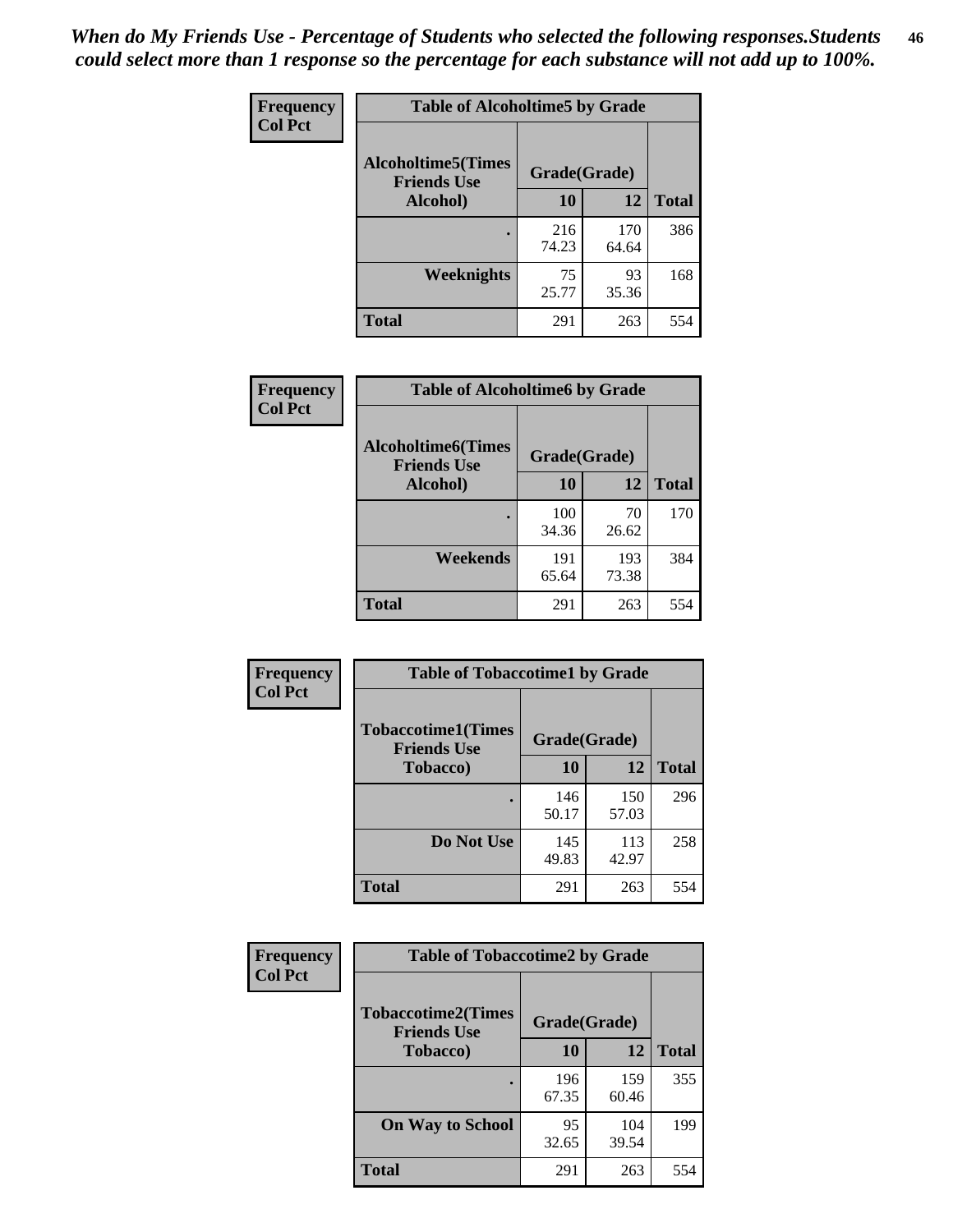*When do My Friends Use - Percentage of Students who selected the following responses.Students could select more than 1 response so the percentage for each substance will not add up to 100%.*

**Frequency Col Pct**

| Table of Alcoholtime5 by Grade | | | |
|---|---|---|---|
| **Alcoholtime5(Times Friends Use Alcohol)** | **Grade(Grade)** | | |
| | **10** | **12** | **Total** |
| . | 216<br>74.23 | 170<br>64.64 | 386 |
| **Weeknights** | 75<br>25.77 | 93<br>35.36 | 168 |
| **Total** | 291 | 263 | 554 |

**Frequency Col Pct**

| Table of Alcoholtime6 by Grade | | | |
|---|---|---|---|
| **Alcoholtime6(Times Friends Use Alcohol)** | **Grade(Grade)** | | |
| | **10** | **12** | **Total** |
| . | 100<br>34.36 | 70<br>26.62 | 170 |
| **Weekends** | 191<br>65.64 | 193<br>73.38 | 384 |
| **Total** | 291 | 263 | 554 |

**Frequency Col Pct**

| Table of Tobaccotime1 by Grade | | | |
|---|---|---|---|
| **Tobaccotime1(Times Friends Use Tobacco)** | **Grade(Grade)** | | |
| | **10** | **12** | **Total** |
| . | 146<br>50.17 | 150<br>57.03 | 296 |
| **Do Not Use** | 145<br>49.83 | 113<br>42.97 | 258 |
| **Total** | 291 | 263 | 554 |

**Frequency Col Pct**

| Table of Tobaccotime2 by Grade | | | |
|---|---|---|---|
| **Tobaccotime2(Times Friends Use Tobacco)** | **Grade(Grade)** | | |
| | **10** | **12** | **Total** |
| . | 196<br>67.35 | 159<br>60.46 | 355 |
| **On Way to School** | 95<br>32.65 | 104<br>39.54 | 199 |
| **Total** | 291 | 263 | 554 |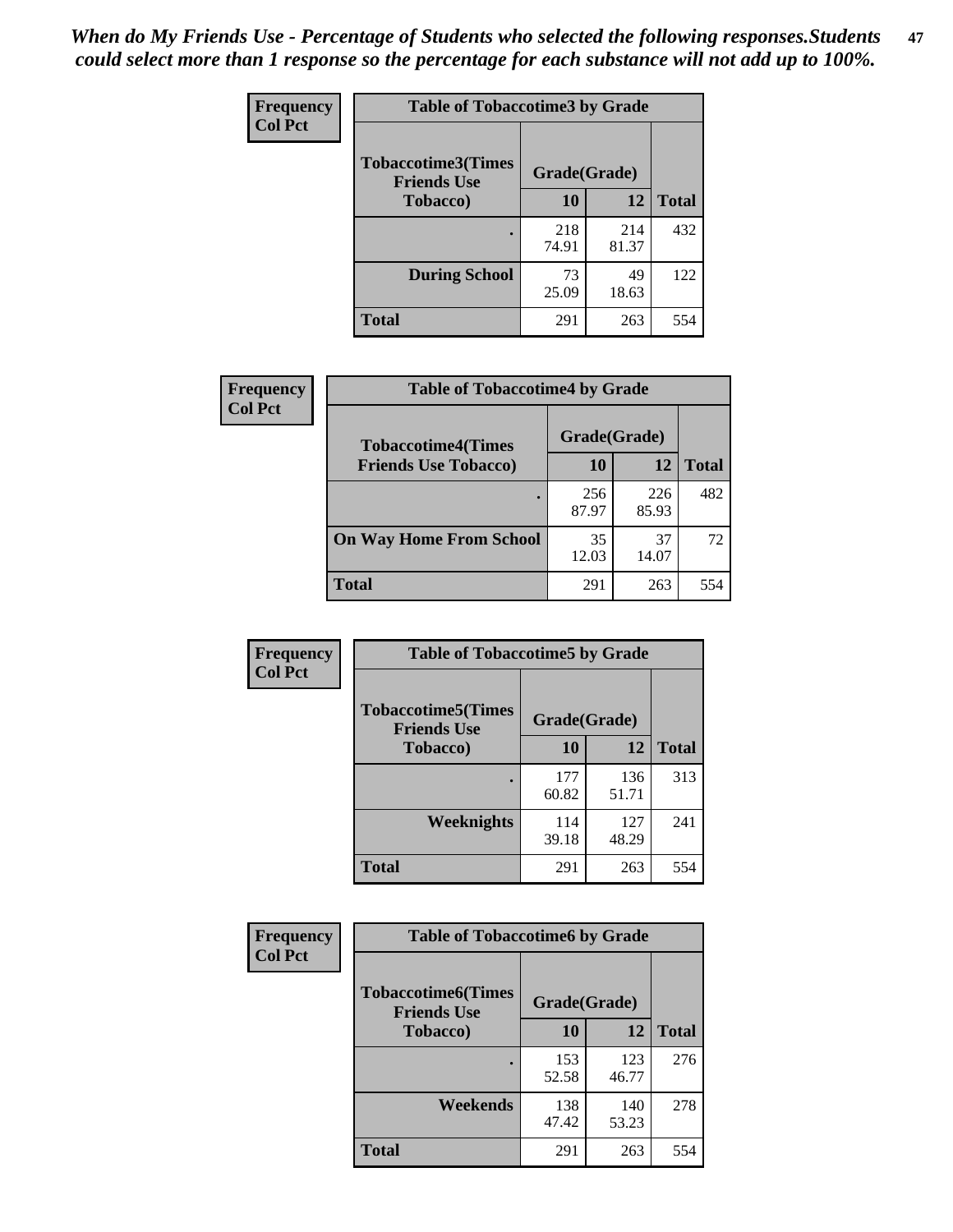*When do My Friends Use - Percentage of Students who selected the following responses.Students could select more than 1 response so the percentage for each substance will not add up to 100%.*

**Frequency**
**Col Pct**

| Table of Tobaccotime3 by Grade | | | |
|---|---|---|---|
| **Tobaccotime3(Times Friends Use Tobacco)** | **Grade(Grade)** | | **Total** |
| | **10** | **12** | |
| **.** | 218<br>74.91 | 214<br>81.37 | 432 |
| **During School** | 73<br>25.09 | 49<br>18.63 | 122 |
| **Total** | 291 | 263 | 554 |

**Frequency**
**Col Pct**

| Table of Tobaccotime4 by Grade | | | |
|---|---|---|---|
| **Tobaccotime4(Times Friends Use Tobacco)** | **Grade(Grade)** | | **Total** |
| | **10** | **12** | |
| **.** | 256<br>87.97 | 226<br>85.93 | 482 |
| **On Way Home From School** | 35<br>12.03 | 37<br>14.07 | 72 |
| **Total** | 291 | 263 | 554 |

**Frequency**
**Col Pct**

| Table of Tobaccotime5 by Grade | | | |
|---|---|---|---|
| **Tobaccotime5(Times Friends Use Tobacco)** | **Grade(Grade)** | | **Total** |
| | **10** | **12** | |
| **.** | 177<br>60.82 | 136<br>51.71 | 313 |
| **Weeknights** | 114<br>39.18 | 127<br>48.29 | 241 |
| **Total** | 291 | 263 | 554 |

**Frequency**
**Col Pct**

| Table of Tobaccotime6 by Grade | | | |
|---|---|---|---|
| **Tobaccotime6(Times Friends Use Tobacco)** | **Grade(Grade)** | | **Total** |
| | **10** | **12** | |
| **.** | 153<br>52.58 | 123<br>46.77 | 276 |
| **Weekends** | 138<br>47.42 | 140<br>53.23 | 278 |
| **Total** | 291 | 263 | 554 |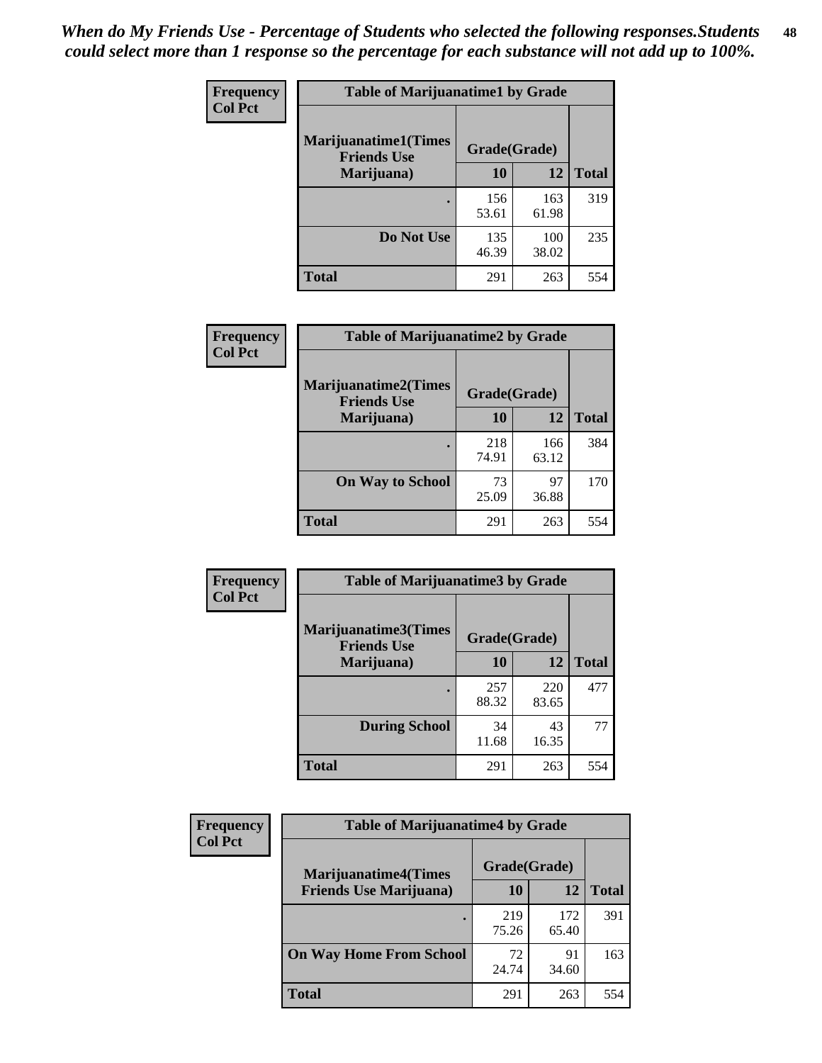*When do My Friends Use - Percentage of Students who selected the following responses.Students could select more than 1 response so the percentage for each substance will not add up to 100%.*

**Frequency**
**Col Pct**

| Table of Marijuanatime1 by Grade | | | |
|---|---|---|---|
| **Marijuanatime1(Times Friends Use Marijuana)** | **Grade(Grade)** | | **Total** |
| | **10** | **12** | |
| . | 156<br>53.61 | 163<br>61.98 | 319 |
| **Do Not Use** | 135<br>46.39 | 100<br>38.02 | 235 |
| **Total** | 291 | 263 | 554 |

**Frequency**
**Col Pct**

| Table of Marijuanatime2 by Grade | | | |
|---|---|---|---|
| **Marijuanatime2(Times Friends Use Marijuana)** | **Grade(Grade)** | | **Total** |
| | **10** | **12** | |
| . | 218<br>74.91 | 166<br>63.12 | 384 |
| **On Way to School** | 73<br>25.09 | 97<br>36.88 | 170 |
| **Total** | 291 | 263 | 554 |

**Frequency**
**Col Pct**

| Table of Marijuanatime3 by Grade | | | |
|---|---|---|---|
| **Marijuanatime3(Times Friends Use Marijuana)** | **Grade(Grade)** | | **Total** |
| | **10** | **12** | |
| . | 257<br>88.32 | 220<br>83.65 | 477 |
| **During School** | 34<br>11.68 | 43<br>16.35 | 77 |
| **Total** | 291 | 263 | 554 |

**Frequency**
**Col Pct**

| Table of Marijuanatime4 by Grade | | | |
|---|---|---|---|
| **Marijuanatime4(Times Friends Use Marijuana)** | **Grade(Grade)** | | **Total** |
| | **10** | **12** | |
| . | 219<br>75.26 | 172<br>65.40 | 391 |
| **On Way Home From School** | 72<br>24.74 | 91<br>34.60 | 163 |
| **Total** | 291 | 263 | 554 |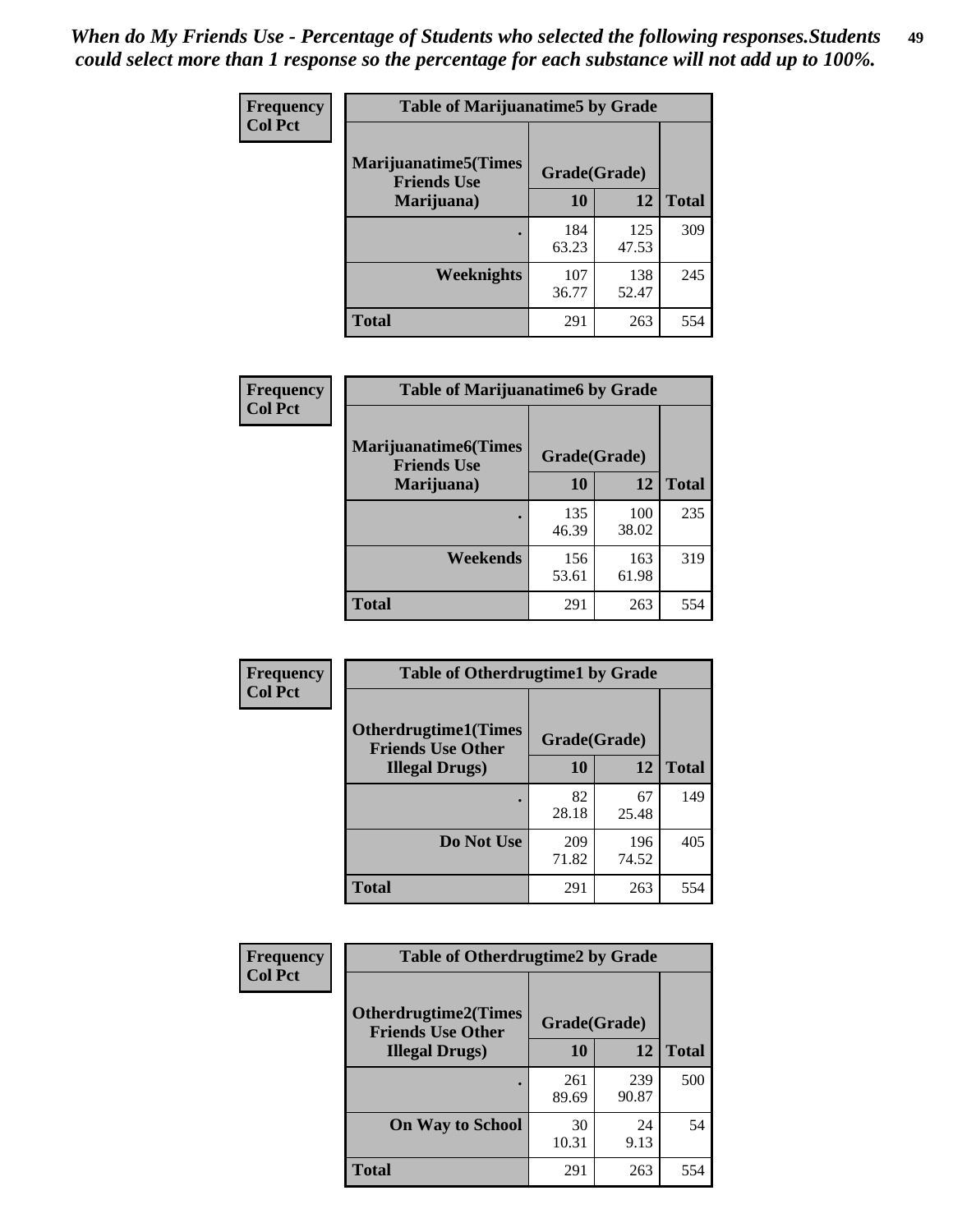*When do My Friends Use - Percentage of Students who selected the following responses.Students could select more than 1 response so the percentage for each substance will not add up to 100%.*

**Frequency**
**Col Pct**

| Table of Marijuanatime5 by Grade | | | |
|---|---|---|---|
| Marijuanatime5(Times Friends Use Marijuana) | Grade(Grade) | | |
| | 10 | 12 | Total |
| . | 184<br>63.23 | 125<br>47.53 | 309 |
| Weeknights | 107<br>36.77 | 138<br>52.47 | 245 |
| Total | 291 | 263 | 554 |

**Frequency**
**Col Pct**

| Table of Marijuanatime6 by Grade | | | |
|---|---|---|---|
| Marijuanatime6(Times Friends Use Marijuana) | Grade(Grade) | | |
| | 10 | 12 | Total |
| . | 135<br>46.39 | 100<br>38.02 | 235 |
| Weekends | 156<br>53.61 | 163<br>61.98 | 319 |
| Total | 291 | 263 | 554 |

**Frequency**
**Col Pct**

| Table of Otherdrugtime1 by Grade | | | |
|---|---|---|---|
| Otherdrugtime1(Times Friends Use Other Illegal Drugs) | Grade(Grade) | | |
| | 10 | 12 | Total |
| . | 82<br>28.18 | 67<br>25.48 | 149 |
| Do Not Use | 209<br>71.82 | 196<br>74.52 | 405 |
| Total | 291 | 263 | 554 |

**Frequency**
**Col Pct**

| Table of Otherdrugtime2 by Grade | | | |
|---|---|---|---|
| Otherdrugtime2(Times Friends Use Other Illegal Drugs) | Grade(Grade) | | |
| | 10 | 12 | Total |
| . | 261<br>89.69 | 239<br>90.87 | 500 |
| On Way to School | 30<br>10.31 | 24<br>9.13 | 54 |
| Total | 291 | 263 | 554 |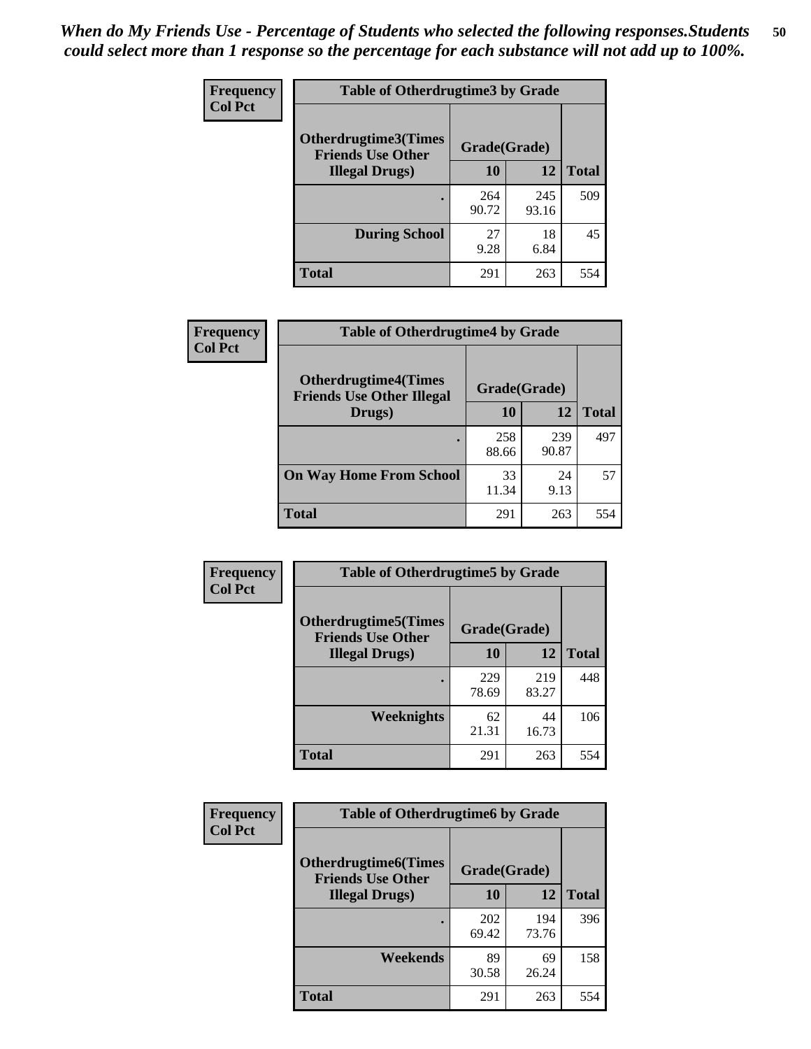*When do My Friends Use - Percentage of Students who selected the following responses.Students could select more than 1 response so the percentage for each substance will not add up to 100%.*

**Frequency**
**Col Pct**

| Table of Otherdrugtime3 by Grade | | | |
|---|---|---|---|
| **Otherdrugtime3(Times Friends Use Other Illegal Drugs)** | **Grade(Grade)** | | |
| | **10** | **12** | **Total** |
| **.** | 264<br>90.72 | 245<br>93.16 | 509 |
| **During School** | 27<br>9.28 | 18<br>6.84 | 45 |
| **Total** | 291 | 263 | 554 |

**Frequency**
**Col Pct**

| Table of Otherdrugtime4 by Grade | | | |
|---|---|---|---|
| **Otherdrugtime4(Times Friends Use Other Illegal Drugs)** | **Grade(Grade)** | | |
| | **10** | **12** | **Total** |
| **.** | 258<br>88.66 | 239<br>90.87 | 497 |
| **On Way Home From School** | 33<br>11.34 | 24<br>9.13 | 57 |
| **Total** | 291 | 263 | 554 |

**Frequency**
**Col Pct**

| Table of Otherdrugtime5 by Grade | | | |
|---|---|---|---|
| **Otherdrugtime5(Times Friends Use Other Illegal Drugs)** | **Grade(Grade)** | | |
| | **10** | **12** | **Total** |
| **.** | 229<br>78.69 | 219<br>83.27 | 448 |
| **Weeknights** | 62<br>21.31 | 44<br>16.73 | 106 |
| **Total** | 291 | 263 | 554 |

**Frequency**
**Col Pct**

| Table of Otherdrugtime6 by Grade | | | |
|---|---|---|---|
| **Otherdrugtime6(Times Friends Use Other Illegal Drugs)** | **Grade(Grade)** | | |
| | **10** | **12** | **Total** |
| **.** | 202<br>69.42 | 194<br>73.76 | 396 |
| **Weekends** | 89<br>30.58 | 69<br>26.24 | 158 |
| **Total** | 291 | 263 | 554 |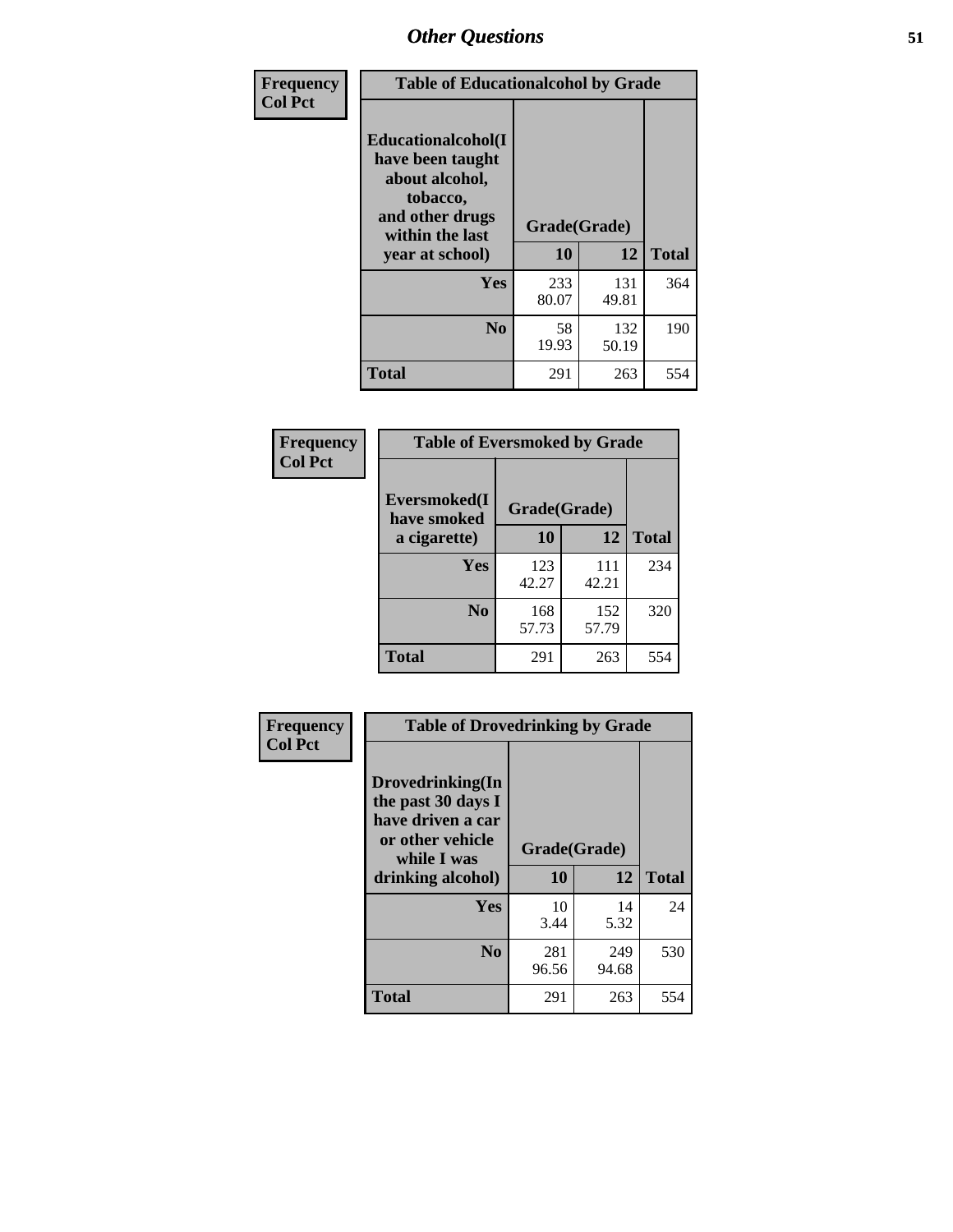| Frequency Col Pct | Table of Educationalalcohol by Grade | | |
|---|---|---|---|
| Educationalalcohol(I have been taught about alcohol, tobacco, and other drugs within the last year at school) | Grade(Grade) | | |
| | 10 | 12 | Total |
| Yes | 233<br>80.07 | 131<br>49.81 | 364 |
| No | 58<br>19.93 | 132<br>50.19 | 190 |
| Total | 291 | 263 | 554 |

| Frequency Col Pct | Table of Eversmoked by Grade | | |
|---|---|---|---|
| Eversmoked(I have smoked a cigarette) | Grade(Grade) | | |
| | 10 | 12 | Total |
| Yes | 123<br>42.27 | 111<br>42.21 | 234 |
| No | 168<br>57.73 | 152<br>57.79 | 320 |
| Total | 291 | 263 | 554 |

| Frequency Col Pct | Table of Drovedrinking by Grade | | |
|---|---|---|---|
| Drovedrinking(In the past 30 days I have driven a car or other vehicle while I was drinking alcohol) | Grade(Grade) | | |
| | 10 | 12 | Total |
| Yes | 10<br>3.44 | 14<br>5.32 | 24 |
| No | 281<br>96.56 | 249<br>94.68 | 530 |
| Total | 291 | 263 | 554 |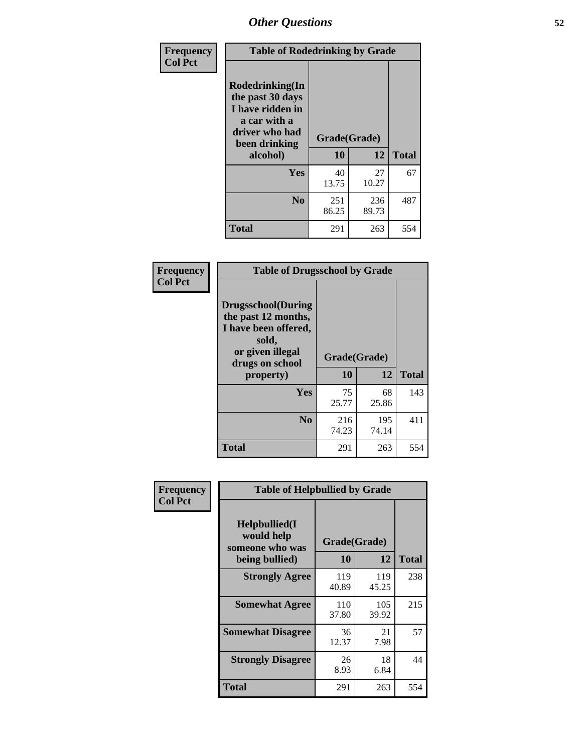# Other Questions

**Frequency**
**Col Pct**

| Table of Rodedrinking by Grade | | | |
|---|---|---|---|
| **Rodedrinking(In the past 30 days I have ridden in a car with a driver who had been drinking alcohol)** | **Grade(Grade)** | | |
| | **10** | **12** | **Total** |
| **Yes** | 40<br>13.75 | 27<br>10.27 | 67 |
| **No** | 251<br>86.25 | 236<br>89.73 | 487 |
| **Total** | 291 | 263 | 554 |

**Frequency**
**Col Pct**

| Table of Drugsschool by Grade | | | |
|---|---|---|---|
| **Drugsschool(During the past 12 months, I have been offered, sold, or given illegal drugs on school property)** | **Grade(Grade)** | | |
| | **10** | **12** | **Total** |
| **Yes** | 75<br>25.77 | 68<br>25.86 | 143 |
| **No** | 216<br>74.23 | 195<br>74.14 | 411 |
| **Total** | 291 | 263 | 554 |

**Frequency**
**Col Pct**

| Table of Helpbullied by Grade | | | |
|---|---|---|---|
| **Helpbullied(I would help someone who was being bullied)** | **Grade(Grade)** | | |
| | **10** | **12** | **Total** |
| **Strongly Agree** | 119<br>40.89 | 119<br>45.25 | 238 |
| **Somewhat Agree** | 110<br>37.80 | 105<br>39.92 | 215 |
| **Somewhat Disagree** | 36<br>12.37 | 21<br>7.98 | 57 |
| **Strongly Disagree** | 26<br>8.93 | 18<br>6.84 | 44 |
| **Total** | 291 | 263 | 554 |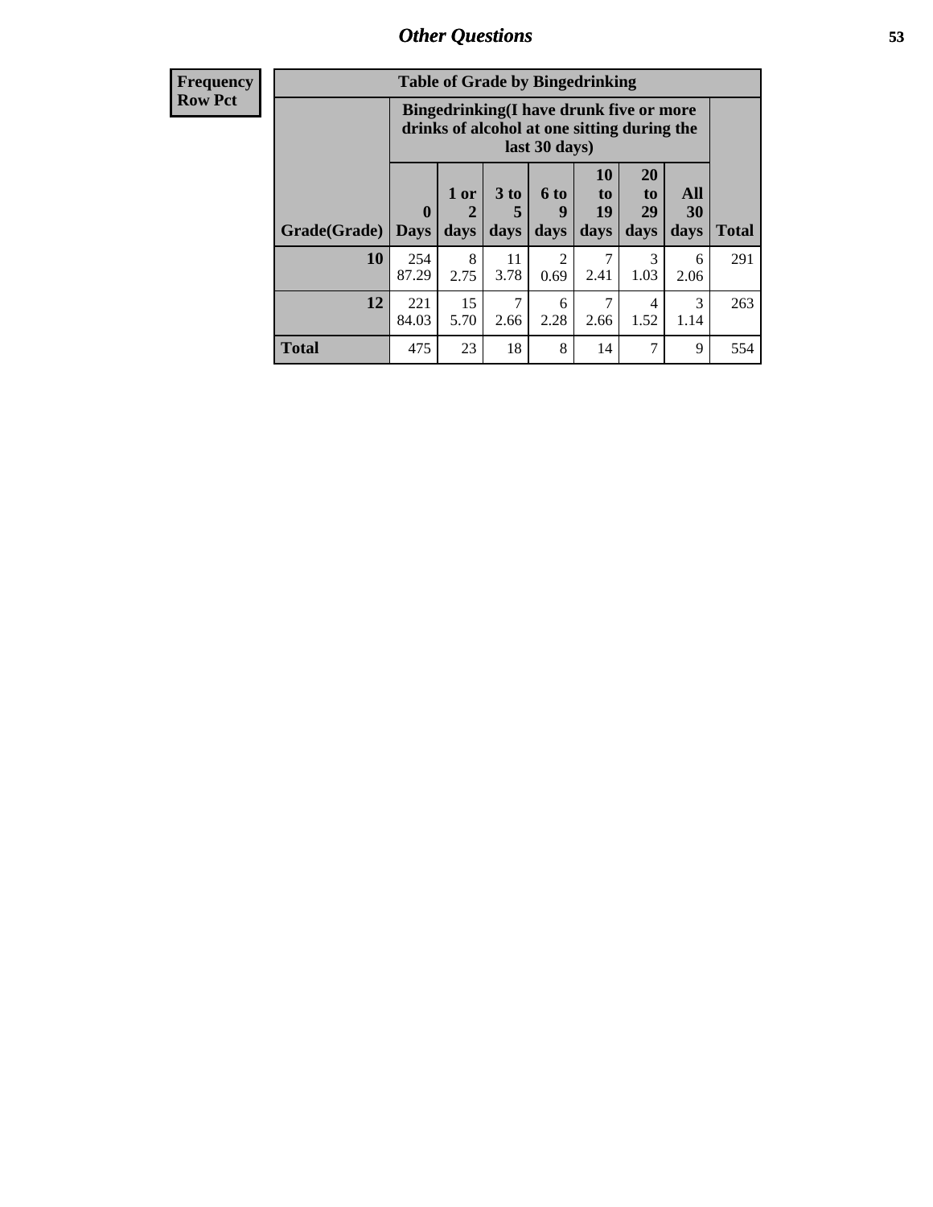| Frequency<br>Row Pct |
|---|

**Table of Grade by Bingedrinking**

| Grade(Grade) | Bingedrinking(I have drunk five or more drinks of alcohol at one sitting during the last 30 days) | | | | | | | Total |
|---|---|---|---|---|---|---|---|---|
| | 0 Days | 1 or 2 days | 3 to 5 days | 6 to 9 days | 10 to 19 days | 20 to 29 days | All 30 days | |
| **10** | 254<br>87.29 | 8<br>2.75 | 11<br>3.78 | 2<br>0.69 | 7<br>2.41 | 3<br>1.03 | 6<br>2.06 | 291 |
| **12** | 221<br>84.03 | 15<br>5.70 | 7<br>2.66 | 6<br>2.28 | 7<br>2.66 | 4<br>1.52 | 3<br>1.14 | 263 |
| **Total** | 475 | 23 | 18 | 8 | 14 | 7 | 9 | 554 |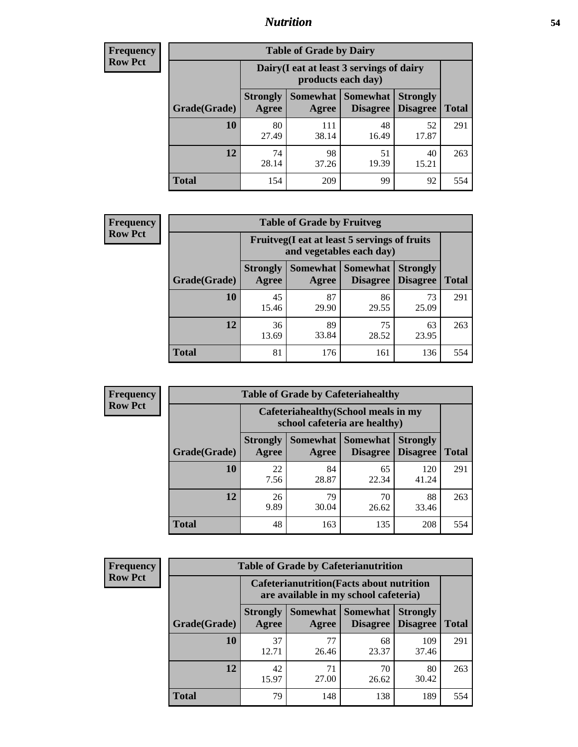## Nutrition

**Frequency**
**Row Pct**

| Table of Grade by Dairy | | | | | |
|---|---|---|---|---|---|
| | Dairy(I eat at least 3 servings of dairy products each day) | | | | |
| Grade(Grade) | Strongly Agree | Somewhat Agree | Somewhat Disagree | Strongly Disagree | Total |
| **10** | 80<br>27.49 | 111<br>38.14 | 48<br>16.49 | 52<br>17.87 | 291 |
| **12** | 74<br>28.14 | 98<br>37.26 | 51<br>19.39 | 40<br>15.21 | 263 |
| **Total** | 154 | 209 | 99 | 92 | 554 |

**Frequency**
**Row Pct**

| Table of Grade by Fruitveg | | | | | |
|---|---|---|---|---|---|
| | Fruitveg(I eat at least 5 servings of fruits and vegetables each day) | | | | |
| Grade(Grade) | Strongly Agree | Somewhat Agree | Somewhat Disagree | Strongly Disagree | Total |
| **10** | 45<br>15.46 | 87<br>29.90 | 86<br>29.55 | 73<br>25.09 | 291 |
| **12** | 36<br>13.69 | 89<br>33.84 | 75<br>28.52 | 63<br>23.95 | 263 |
| **Total** | 81 | 176 | 161 | 136 | 554 |

**Frequency**
**Row Pct**

| Table of Grade by Cafeteriahealthy | | | | | |
|---|---|---|---|---|---|
| | Cafeteriahealthy(School meals in my school cafeteria are healthy) | | | | |
| Grade(Grade) | Strongly Agree | Somewhat Agree | Somewhat Disagree | Strongly Disagree | Total |
| **10** | 22<br>7.56 | 84<br>28.87 | 65<br>22.34 | 120<br>41.24 | 291 |
| **12** | 26<br>9.89 | 79<br>30.04 | 70<br>26.62 | 88<br>33.46 | 263 |
| **Total** | 48 | 163 | 135 | 208 | 554 |

**Frequency**
**Row Pct**

| Table of Grade by Cafeterianutrition | | | | | |
|---|---|---|---|---|---|
| | Cafeterianutrition(Facts about nutrition are available in my school cafeteria) | | | | |
| Grade(Grade) | Strongly Agree | Somewhat Agree | Somewhat Disagree | Strongly Disagree | Total |
| **10** | 37<br>12.71 | 77<br>26.46 | 68<br>23.37 | 109<br>37.46 | 291 |
| **12** | 42<br>15.97 | 71<br>27.00 | 70<br>26.62 | 80<br>30.42 | 263 |
| **Total** | 79 | 148 | 138 | 189 | 554 |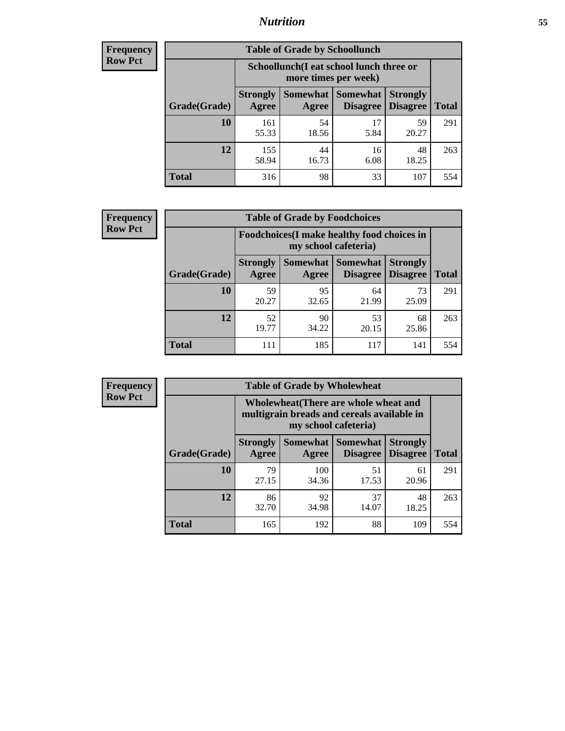**Frequency Row Pct**

| Table of Grade by Schoollunch | | | | | |
|---|---|---|---|---|---|
| | Schoollunch(I eat school lunch three or more times per week) | | | | |
| Grade(Grade) | Strongly Agree | Somewhat Agree | Somewhat Disagree | Strongly Disagree | Total |
| **10** | 161<br>55.33 | 54<br>18.56 | 17<br>5.84 | 59<br>20.27 | 291 |
| **12** | 155<br>58.94 | 44<br>16.73 | 16<br>6.08 | 48<br>18.25 | 263 |
| **Total** | 316 | 98 | 33 | 107 | 554 |

**Frequency Row Pct**

| Table of Grade by Foodchoices | | | | | |
|---|---|---|---|---|---|
| | Foodchoices(I make healthy food choices in my school cafeteria) | | | | |
| Grade(Grade) | Strongly Agree | Somewhat Agree | Somewhat Disagree | Strongly Disagree | Total |
| **10** | 59<br>20.27 | 95<br>32.65 | 64<br>21.99 | 73<br>25.09 | 291 |
| **12** | 52<br>19.77 | 90<br>34.22 | 53<br>20.15 | 68<br>25.86 | 263 |
| **Total** | 111 | 185 | 117 | 141 | 554 |

**Frequency Row Pct**

| Table of Grade by Wholewheat | | | | | |
|---|---|---|---|---|---|
| | Wholewheat(There are whole wheat and multigrain breads and cereals available in my school cafeteria) | | | | |
| Grade(Grade) | Strongly Agree | Somewhat Agree | Somewhat Disagree | Strongly Disagree | Total |
| **10** | 79<br>27.15 | 100<br>34.36 | 51<br>17.53 | 61<br>20.96 | 291 |
| **12** | 86<br>32.70 | 92<br>34.98 | 37<br>14.07 | 48<br>18.25 | 263 |
| **Total** | 165 | 192 | 88 | 109 | 554 |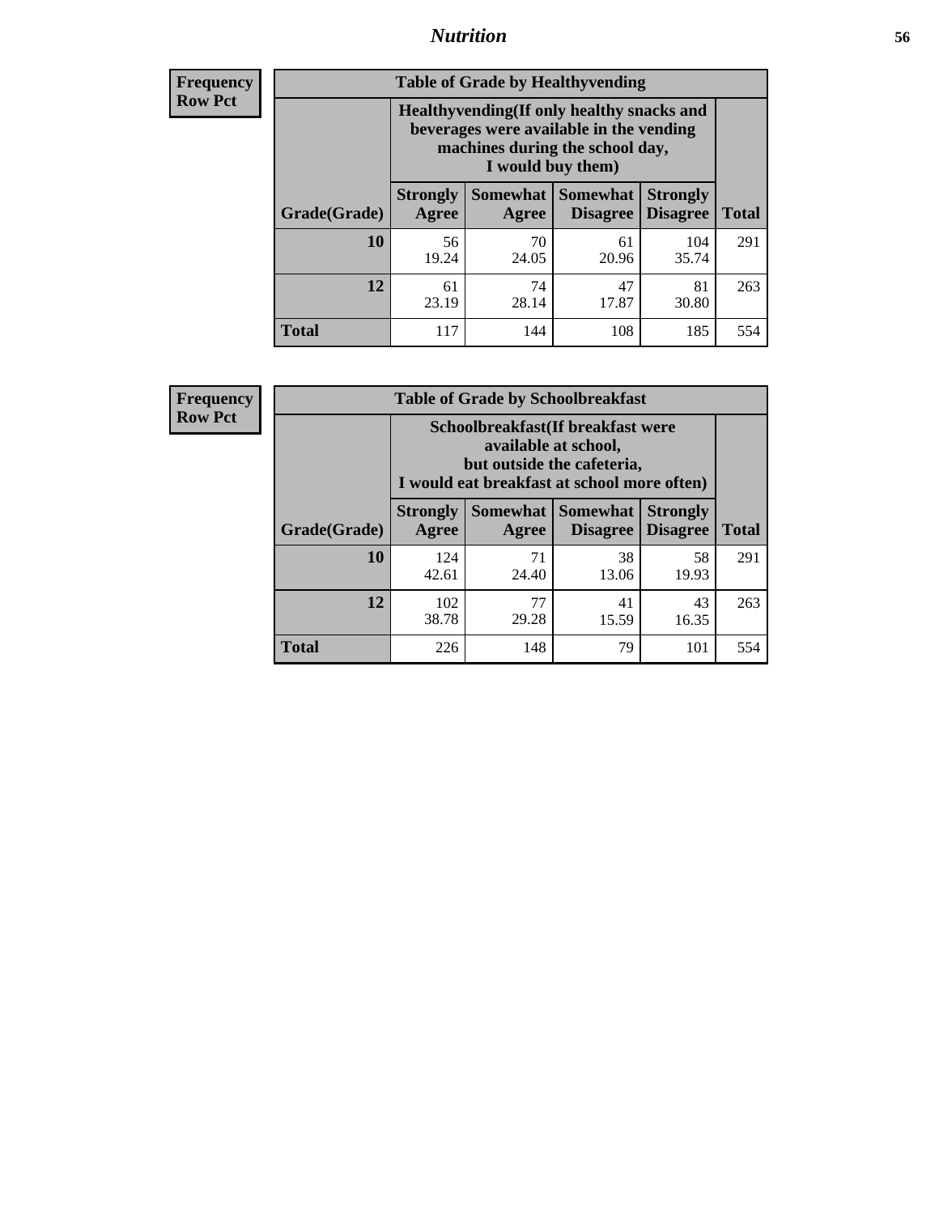**Frequency**
**Row Pct**

| Table of Grade by Healthyvending | | | | | |
|---|---|---|---|---|---|
| | Healthyvending(If only healthy snacks and beverages were available in the vending machines during the school day, I would buy them) | | | | |
| Grade(Grade) | Strongly Agree | Somewhat Agree | Somewhat Disagree | Strongly Disagree | Total |
| **10** | 56<br>19.24 | 70<br>24.05 | 61<br>20.96 | 104<br>35.74 | 291 |
| **12** | 61<br>23.19 | 74<br>28.14 | 47<br>17.87 | 81<br>30.80 | 263 |
| **Total** | 117 | 144 | 108 | 185 | 554 |

**Frequency**
**Row Pct**

| Table of Grade by Schoolbreakfast | | | | | |
|---|---|---|---|---|---|
| | Schoolbreakfast(If breakfast were available at school, but outside the cafeteria, I would eat breakfast at school more often) | | | | |
| Grade(Grade) | Strongly Agree | Somewhat Agree | Somewhat Disagree | Strongly Disagree | Total |
| **10** | 124<br>42.61 | 71<br>24.40 | 38<br>13.06 | 58<br>19.93 | 291 |
| **12** | 102<br>38.78 | 77<br>29.28 | 41<br>15.59 | 43<br>16.35 | 263 |
| **Total** | 226 | 148 | 79 | 101 | 554 |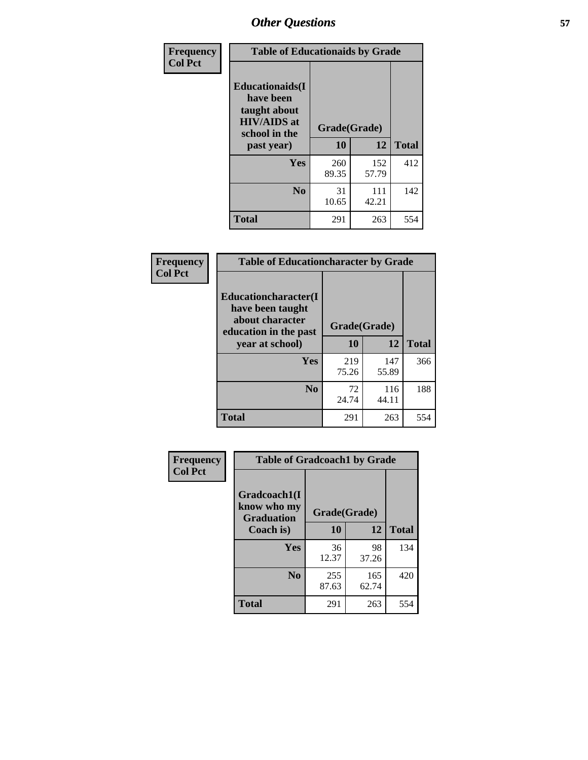| Frequency<br>Col Pct |
|---|

| Table of Educationaids by Grade | | | |
|---|---|---|---|
| Educationaids(I have been taught about HIV/AIDS at school in the past year) | Grade(Grade) | | |
| | 10 | 12 | Total |
| Yes | 260<br>89.35 | 152<br>57.79 | 412 |
| No | 31<br>10.65 | 111<br>42.21 | 142 |
| Total | 291 | 263 | 554 |

| Frequency<br>Col Pct |
|---|

| Table of Educationcharacter by Grade | | | |
|---|---|---|---|
| Educationcharacter(I have been taught about character education in the past year at school) | Grade(Grade) | | |
| | 10 | 12 | Total |
| Yes | 219<br>75.26 | 147<br>55.89 | 366 |
| No | 72<br>24.74 | 116<br>44.11 | 188 |
| Total | 291 | 263 | 554 |

| Frequency<br>Col Pct |
|---|

| Table of Gradcoach1 by Grade | | | |
|---|---|---|---|
| Gradcoach1(I know who my Graduation Coach is) | Grade(Grade) | | |
| | 10 | 12 | Total |
| Yes | 36<br>12.37 | 98<br>37.26 | 134 |
| No | 255<br>87.63 | 165<br>62.74 | 420 |
| Total | 291 | 263 | 554 |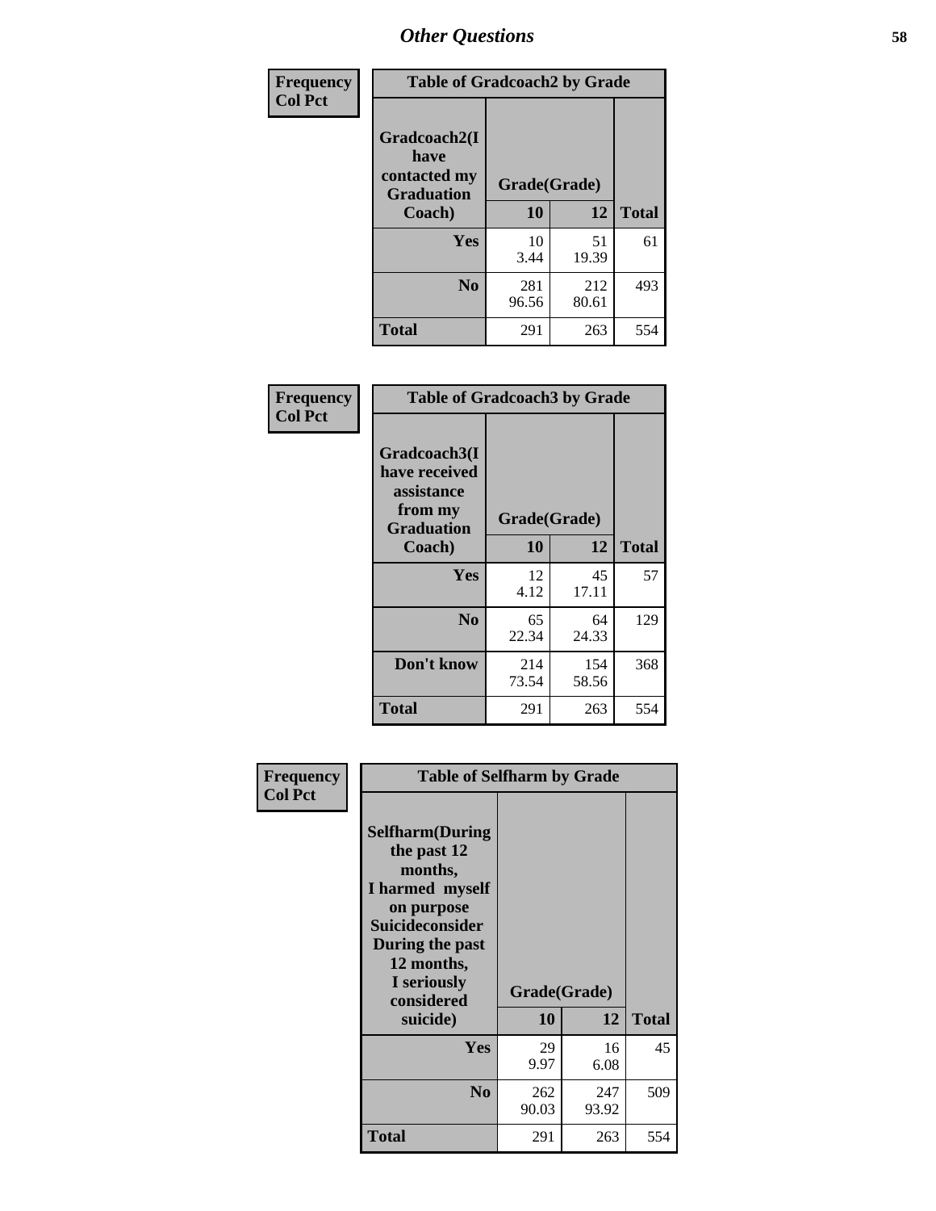# Other Questions

**Frequency**
**Col Pct**

| Table of Gradcoach2 by Grade | | | |
|---|---|---|---|
| Gradcoach2(I have contacted my Graduation Coach) | Grade(Grade) | | |
| | 10 | 12 | Total |
| Yes | 10<br>3.44 | 51<br>19.39 | 61 |
| No | 281<br>96.56 | 212<br>80.61 | 493 |
| Total | 291 | 263 | 554 |

**Frequency**
**Col Pct**

| Table of Gradcoach3 by Grade | | | |
|---|---|---|---|
| Gradcoach3(I have received assistance from my Graduation Coach) | Grade(Grade) | | |
| | 10 | 12 | Total |
| Yes | 12<br>4.12 | 45<br>17.11 | 57 |
| No | 65<br>22.34 | 64<br>24.33 | 129 |
| Don't know | 214<br>73.54 | 154<br>58.56 | 368 |
| Total | 291 | 263 | 554 |

**Frequency**
**Col Pct**

| Table of Selfharm by Grade | | | |
|---|---|---|---|
| Selfharm(During the past 12 months, I harmed myself on purpose Suicideconsider During the past 12 months, I seriously considered suicide) | Grade(Grade) | | |
| | 10 | 12 | Total |
| Yes | 29<br>9.97 | 16<br>6.08 | 45 |
| No | 262<br>90.03 | 247<br>93.92 | 509 |
| Total | 291 | 263 | 554 |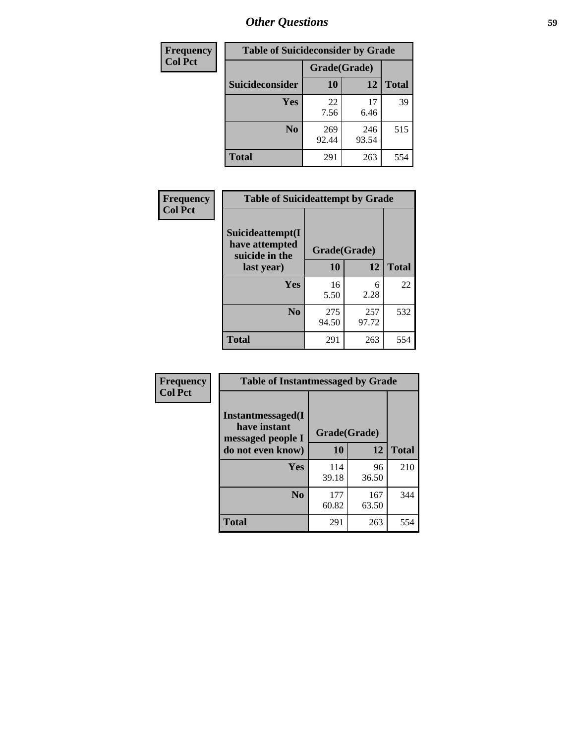| Frequency<br>Col Pct |
|---|

| Table of Suicideconsider by Grade | | | |
|---|---|---|---|
| | Grade(Grade) | | |
| Suicideconsider | 10 | 12 | Total |
| Yes | 22<br>7.56 | 17<br>6.46 | 39 |
| No | 269<br>92.44 | 246<br>93.54 | 515 |
| Total | 291 | 263 | 554 |

| Frequency<br>Col Pct |
|---|

| Table of Suicideattempt by Grade | | | |
|---|---|---|---|
| Suicideattempt(I have attempted suicide in the last year) | Grade(Grade) | | |
| | 10 | 12 | Total |
| Yes | 16<br>5.50 | 6<br>2.28 | 22 |
| No | 275<br>94.50 | 257<br>97.72 | 532 |
| Total | 291 | 263 | 554 |

| Frequency<br>Col Pct |
|---|

| Table of Instantmessaged by Grade | | | |
|---|---|---|---|
| Instantmessaged(I have instant messaged people I do not even know) | Grade(Grade) | | |
| | 10 | 12 | Total |
| Yes | 114<br>39.18 | 96<br>36.50 | 210 |
| No | 177<br>60.82 | 167<br>63.50 | 344 |
| Total | 291 | 263 | 554 |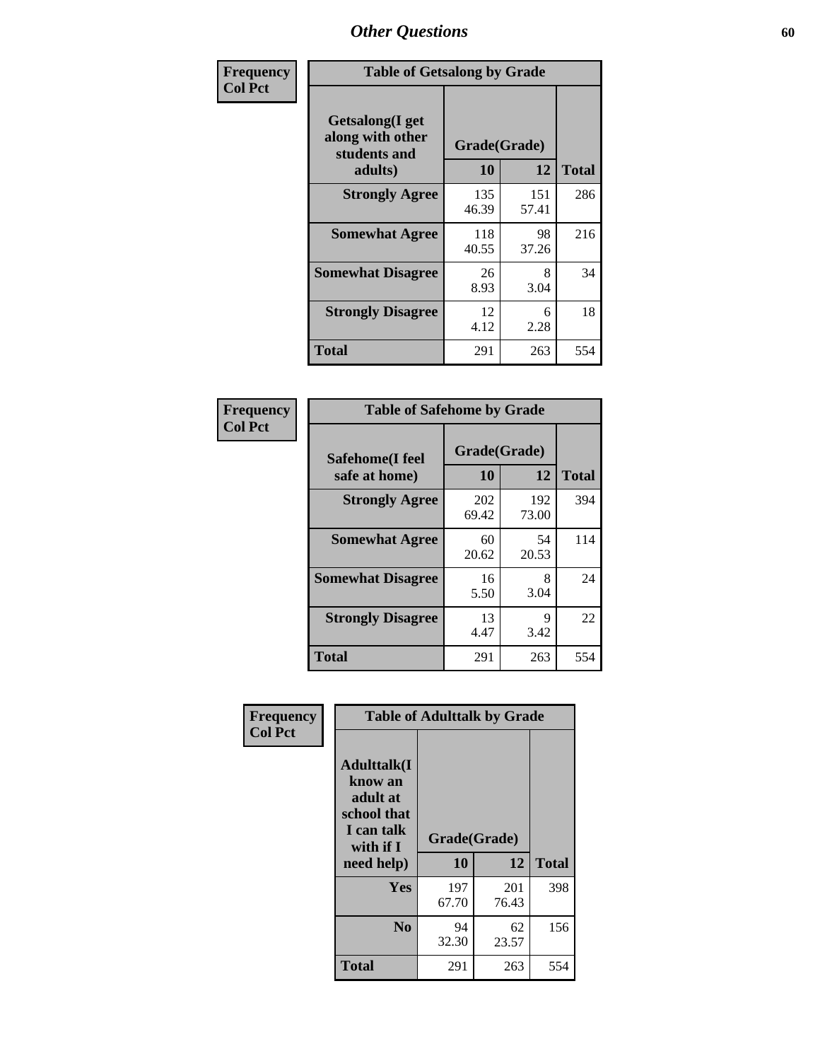# Other Questions

**Frequency**
**Col Pct**

| Table of Getsalong by Grade | | | |
|---|---|---|---|
| Getsalong(I get along with other students and adults) | Grade(Grade) | | Total |
| | 10 | 12 | |
| Strongly Agree | 135<br>46.39 | 151<br>57.41 | 286 |
| Somewhat Agree | 118<br>40.55 | 98<br>37.26 | 216 |
| Somewhat Disagree | 26<br>8.93 | 8<br>3.04 | 34 |
| Strongly Disagree | 12<br>4.12 | 6<br>2.28 | 18 |
| Total | 291 | 263 | 554 |

**Frequency**
**Col Pct**

| Table of Safehome by Grade | | | |
|---|---|---|---|
| Safehome(I feel safe at home) | Grade(Grade) | | Total |
| | 10 | 12 | |
| Strongly Agree | 202<br>69.42 | 192<br>73.00 | 394 |
| Somewhat Agree | 60<br>20.62 | 54<br>20.53 | 114 |
| Somewhat Disagree | 16<br>5.50 | 8<br>3.04 | 24 |
| Strongly Disagree | 13<br>4.47 | 9<br>3.42 | 22 |
| Total | 291 | 263 | 554 |

**Frequency**
**Col Pct**

| Table of Adulttalk by Grade | | | |
|---|---|---|---|
| Adulttalk(I know an adult at school that I can talk with if I need help) | Grade(Grade) | | Total |
| | 10 | 12 | |
| Yes | 197<br>67.70 | 201<br>76.43 | 398 |
| No | 94<br>32.30 | 62<br>23.57 | 156 |
| Total | 291 | 263 | 554 |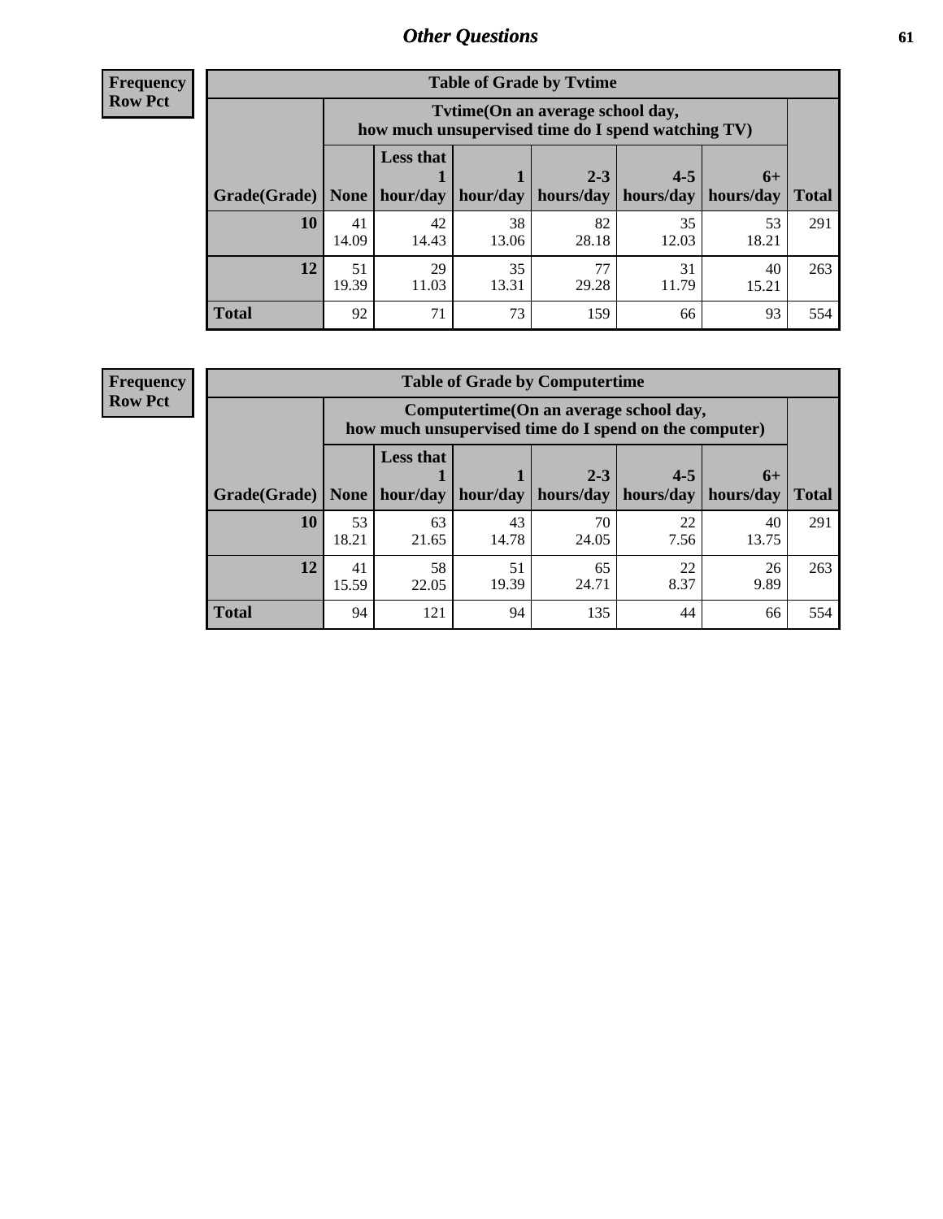**Frequency Row Pct**

| Table of Grade by Tvtime | | | | | | | |
|---|---|---|---|---|---|---|---|
| | Tvtime(On an average school day, how much unsupervised time do I spend watching TV) | | | | | | |
| Grade(Grade) | None | Less that 1 hour/day | 1 hour/day | 2-3 hours/day | 4-5 hours/day | 6+ hours/day | Total |
| **10** | 41<br>14.09 | 42<br>14.43 | 38<br>13.06 | 82<br>28.18 | 35<br>12.03 | 53<br>18.21 | 291 |
| **12** | 51<br>19.39 | 29<br>11.03 | 35<br>13.31 | 77<br>29.28 | 31<br>11.79 | 40<br>15.21 | 263 |
| **Total** | 92 | 71 | 73 | 159 | 66 | 93 | 554 |

**Frequency Row Pct**

| Table of Grade by Computertime | | | | | | | |
|---|---|---|---|---|---|---|---|
| | Computertime(On an average school day, how much unsupervised time do I spend on the computer) | | | | | | |
| Grade(Grade) | None | Less that 1 hour/day | 1 hour/day | 2-3 hours/day | 4-5 hours/day | 6+ hours/day | Total |
| **10** | 53<br>18.21 | 63<br>21.65 | 43<br>14.78 | 70<br>24.05 | 22<br>7.56 | 40<br>13.75 | 291 |
| **12** | 41<br>15.59 | 58<br>22.05 | 51<br>19.39 | 65<br>24.71 | 22<br>8.37 | 26<br>9.89 | 263 |
| **Total** | 94 | 121 | 94 | 135 | 44 | 66 | 554 |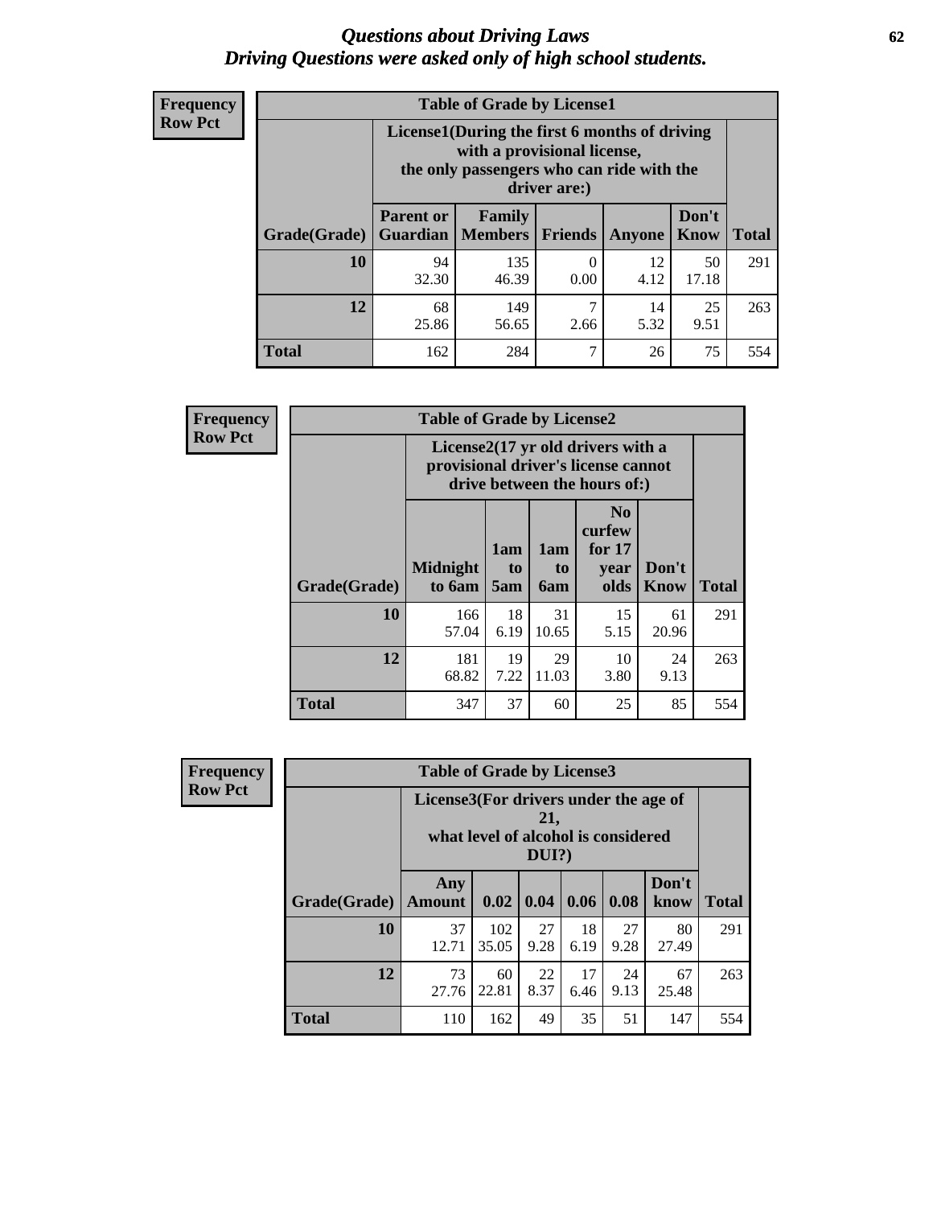# *Questions about Driving Laws*
## *Driving Questions were asked only of high school students.*

**Frequency Row Pct**

| Table of Grade by License1 | | | | | | |
|---|---|---|---|---|---|---|
| | License1(During the first 6 months of driving with a provisional license, the only passengers who can ride with the driver are:) | | | | | |
| Grade(Grade) | Parent or Guardian | Family Members | Friends | Anyone | Don't Know | Total |
| 10 | 94<br>32.30 | 135<br>46.39 | 0<br>0.00 | 12<br>4.12 | 50<br>17.18 | 291 |
| 12 | 68<br>25.86 | 149<br>56.65 | 7<br>2.66 | 14<br>5.32 | 25<br>9.51 | 263 |
| Total | 162 | 284 | 7 | 26 | 75 | 554 |

**Frequency Row Pct**

| Table of Grade by License2 | | | | | | |
|---|---|---|---|---|---|---|
| | License2(17 yr old drivers with a provisional driver's license cannot drive between the hours of:) | | | | | |
| Grade(Grade) | Midnight to 6am | 1am to 5am | 1am to 6am | No curfew for 17 year olds | Don't Know | Total |
| 10 | 166<br>57.04 | 18<br>6.19 | 31<br>10.65 | 15<br>5.15 | 61<br>20.96 | 291 |
| 12 | 181<br>68.82 | 19<br>7.22 | 29<br>11.03 | 10<br>3.80 | 24<br>9.13 | 263 |
| Total | 347 | 37 | 60 | 25 | 85 | 554 |

**Frequency Row Pct**

| Table of Grade by License3 | | | | | | | |
|---|---|---|---|---|---|---|---|
| | License3(For drivers under the age of 21, what level of alcohol is considered DUI?) | | | | | | |
| Grade(Grade) | Any Amount | 0.02 | 0.04 | 0.06 | 0.08 | Don't know | Total |
| 10 | 37<br>12.71 | 102<br>35.05 | 27<br>9.28 | 18<br>6.19 | 27<br>9.28 | 80<br>27.49 | 291 |
| 12 | 73<br>27.76 | 60<br>22.81 | 22<br>8.37 | 17<br>6.46 | 24<br>9.13 | 67<br>25.48 | 263 |
| Total | 110 | 162 | 49 | 35 | 51 | 147 | 554 |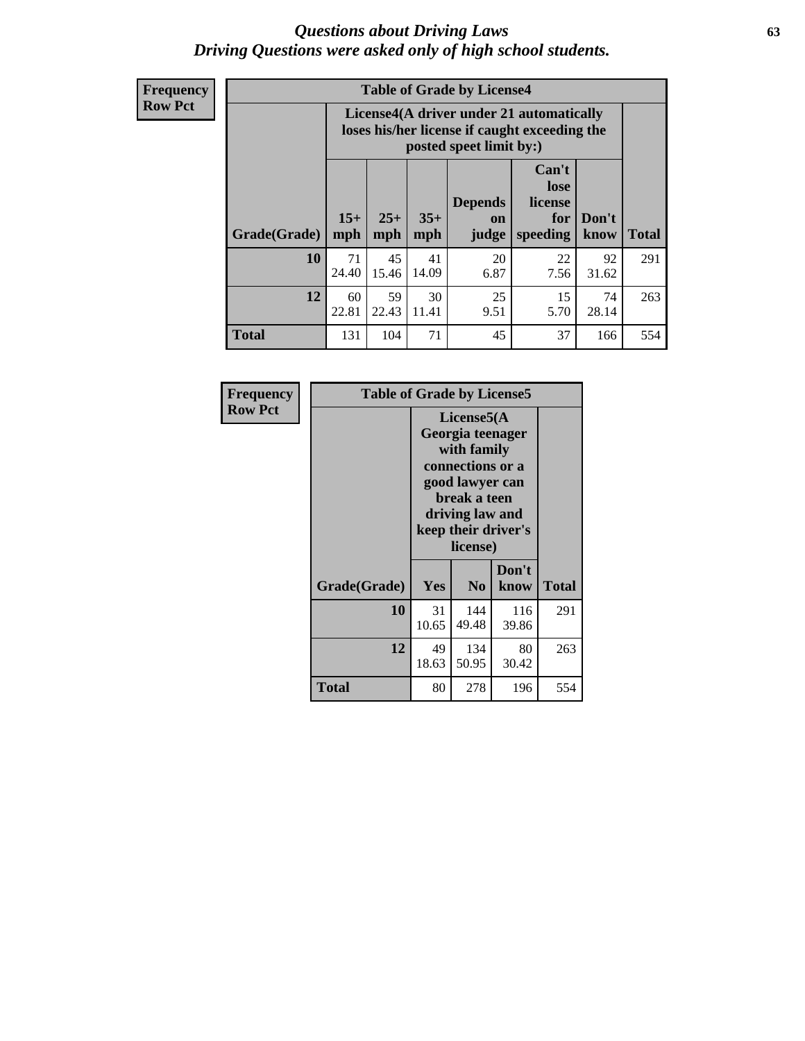# Questions about Driving Laws
## Driving Questions were asked only of high school students.

**Frequency**
**Row Pct**

**Table of Grade by License4**

| Grade(Grade) | License4(A driver under 21 automatically loses his/her license if caught exceeding the posted speet limit by:) | | | | | | Total |
|---|---|---|---|---|---|---|---|
| | 15+ mph | 25+ mph | 35+ mph | Depends on judge | Can't lose license for speeding | Don't know | |
| **10** | 71<br>24.40 | 45<br>15.46 | 41<br>14.09 | 20<br>6.87 | 22<br>7.56 | 92<br>31.62 | 291 |
| **12** | 60<br>22.81 | 59<br>22.43 | 30<br>11.41 | 25<br>9.51 | 15<br>5.70 | 74<br>28.14 | 263 |
| **Total** | 131 | 104 | 71 | 45 | 37 | 166 | 554 |

**Frequency**
**Row Pct**

**Table of Grade by License5**

| Grade(Grade) | License5(A Georgia teenager with family connections or a good lawyer can break a teen driving law and keep their driver's license) | | | Total |
|---|---|---|---|---|
| | Yes | No | Don't know | |
| **10** | 31<br>10.65 | 144<br>49.48 | 116<br>39.86 | 291 |
| **12** | 49<br>18.63 | 134<br>50.95 | 80<br>30.42 | 263 |
| **Total** | 80 | 278 | 196 | 554 |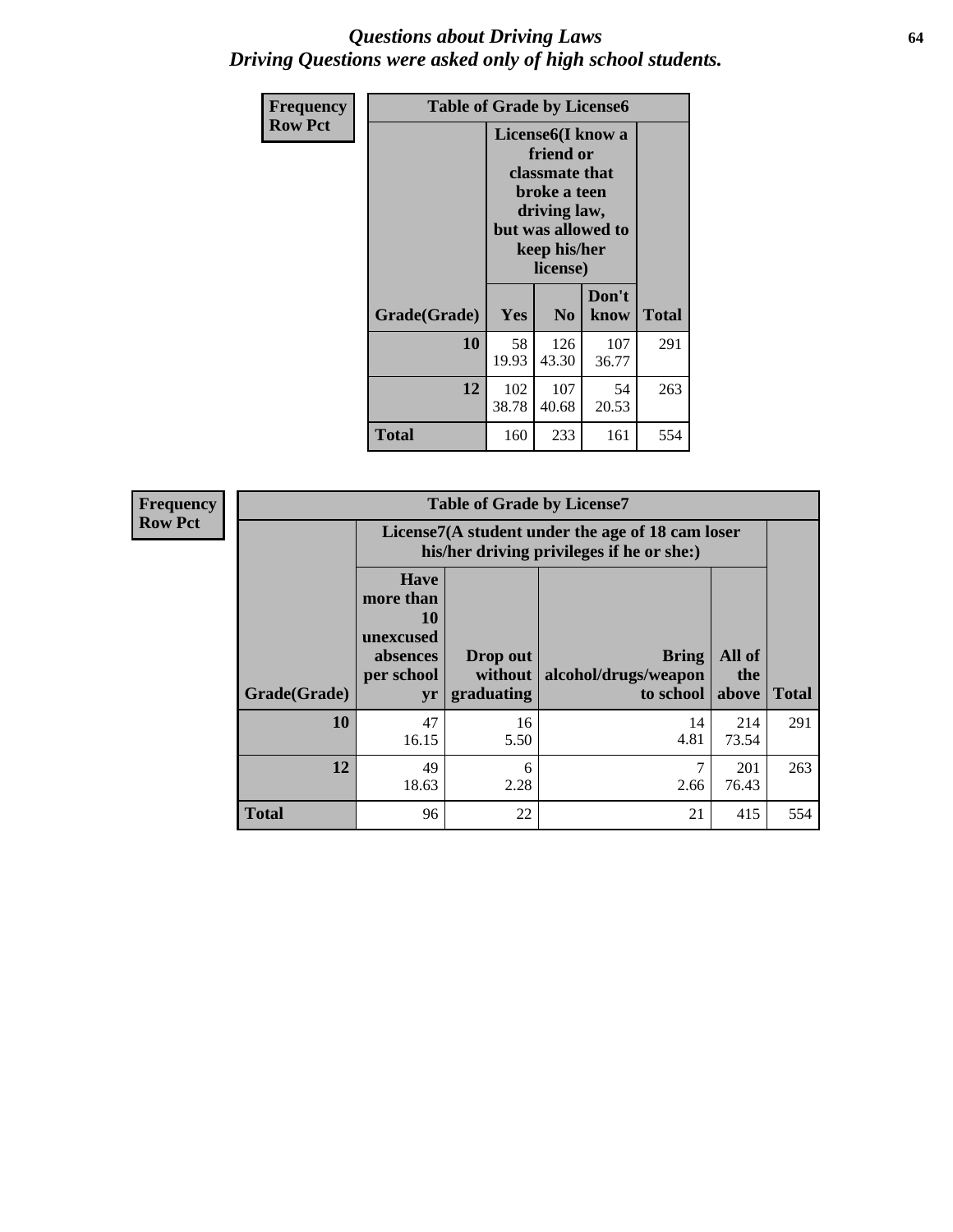# *Questions about Driving Laws*
## *Driving Questions were asked only of high school students.*

**Frequency**
**Row Pct**

| Table of Grade by License6 | | | | |
|---|---|---|---|---|
| | License6(I know a friend or classmate that broke a teen driving law, but was allowed to keep his/her license) | | | |
| Grade(Grade) | Yes | No | Don't know | Total |
| 10 | 58<br>19.93 | 126<br>43.30 | 107<br>36.77 | 291 |
| 12 | 102<br>38.78 | 107<br>40.68 | 54<br>20.53 | 263 |
| Total | 160 | 233 | 161 | 554 |

**Frequency**
**Row Pct**

| Table of Grade by License7 | | | | | |
|---|---|---|---|---|---|
| | License7(A student under the age of 18 cam loser his/her driving privileges if he or she:) | | | | |
| Grade(Grade) | Have more than 10 unexcused absences per school yr | Drop out without graduating | Bring alcohol/drugs/weapon to school | All of the above | Total |
| 10 | 47<br>16.15 | 16<br>5.50 | 14<br>4.81 | 214<br>73.54 | 291 |
| 12 | 49<br>18.63 | 6<br>2.28 | 7<br>2.66 | 201<br>76.43 | 263 |
| Total | 96 | 22 | 21 | 415 | 554 |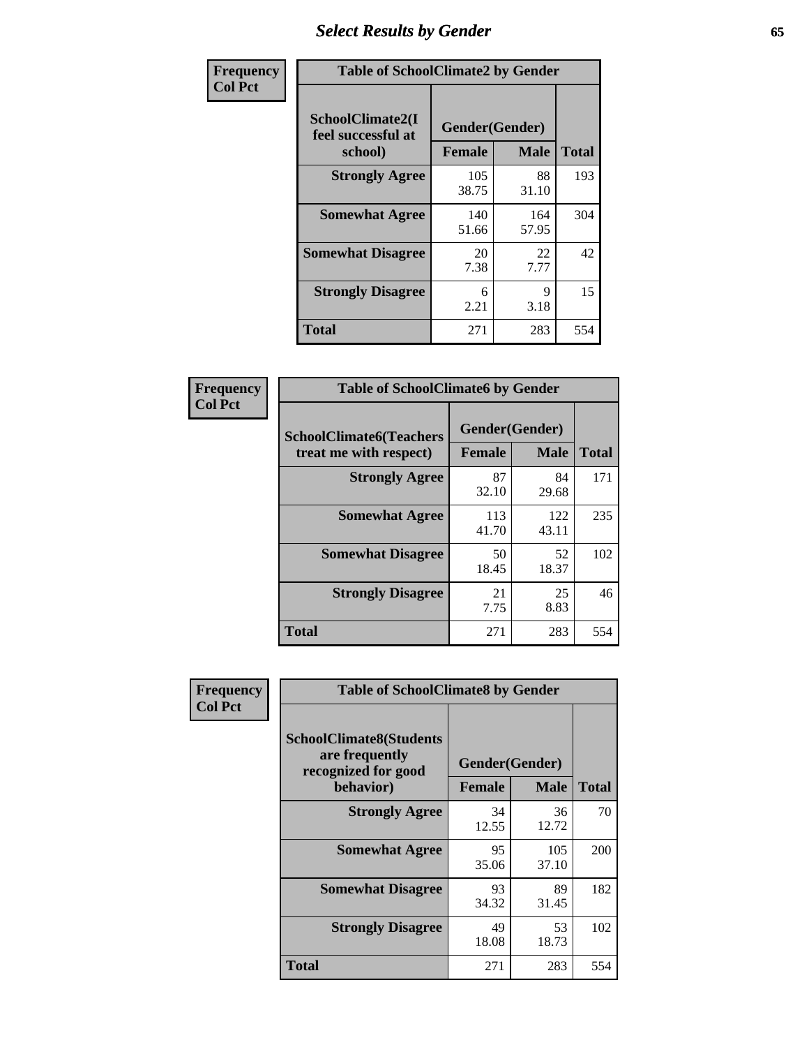# Select Results by Gender

| Frequency<br>Col Pct | Table of SchoolClimate2 by Gender | | |
|---|---|---|---|
| SchoolClimate2(I feel successful at school) | Gender(Gender) | | |
| | Female | Male | Total |
| Strongly Agree | 105<br>38.75 | 88<br>31.10 | 193 |
| Somewhat Agree | 140<br>51.66 | 164<br>57.95 | 304 |
| Somewhat Disagree | 20<br>7.38 | 22<br>7.77 | 42 |
| Strongly Disagree | 6<br>2.21 | 9<br>3.18 | 15 |
| Total | 271 | 283 | 554 |

| Frequency<br>Col Pct | Table of SchoolClimate6 by Gender | | |
|---|---|---|---|
| SchoolClimate6(Teachers treat me with respect) | Gender(Gender) | | |
| | Female | Male | Total |
| Strongly Agree | 87<br>32.10 | 84<br>29.68 | 171 |
| Somewhat Agree | 113<br>41.70 | 122<br>43.11 | 235 |
| Somewhat Disagree | 50<br>18.45 | 52<br>18.37 | 102 |
| Strongly Disagree | 21<br>7.75 | 25<br>8.83 | 46 |
| Total | 271 | 283 | 554 |

| Frequency<br>Col Pct | Table of SchoolClimate8 by Gender | | |
|---|---|---|---|
| SchoolClimate8(Students are frequently recognized for good behavior) | Gender(Gender) | | |
| | Female | Male | Total |
| Strongly Agree | 34<br>12.55 | 36<br>12.72 | 70 |
| Somewhat Agree | 95<br>35.06 | 105<br>37.10 | 200 |
| Somewhat Disagree | 93<br>34.32 | 89<br>31.45 | 182 |
| Strongly Disagree | 49<br>18.08 | 53<br>18.73 | 102 |
| Total | 271 | 283 | 554 |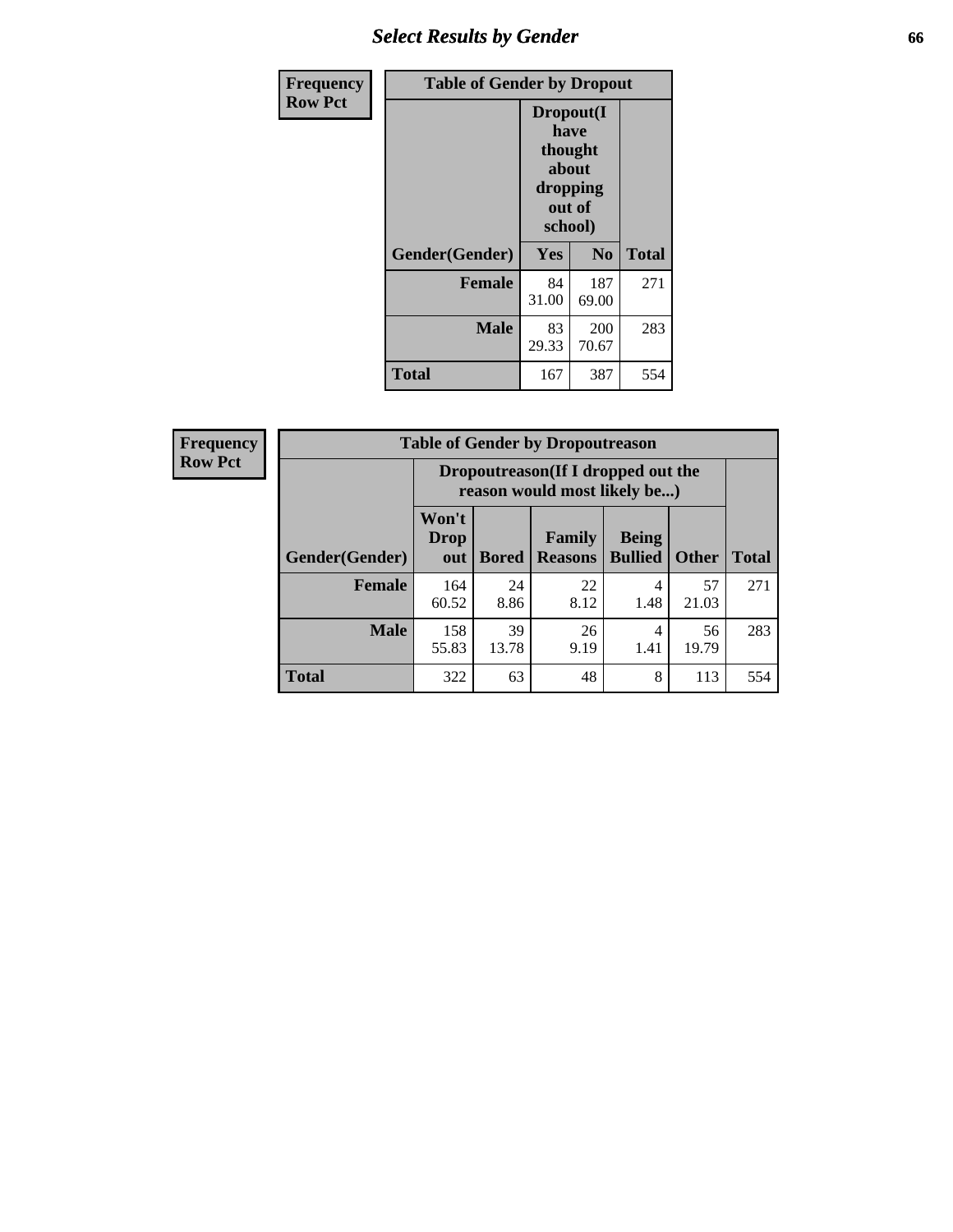## Select Results by Gender

| Frequency Row Pct | Table of Gender by Dropout | | |
|---|---|---|---|
| | Dropout(I have thought about dropping out of school) | | |
| Gender(Gender) | Yes | No | Total |
| Female | 84<br>31.00 | 187<br>69.00 | 271 |
| Male | 83<br>29.33 | 200<br>70.67 | 283 |
| Total | 167 | 387 | 554 |

| Frequency Row Pct | Table of Gender by Dropoutreason | | | | | |
|---|---|---|---|---|---|---|
| | Dropoutreason(If I dropped out the reason would most likely be...) | | | | | |
| Gender(Gender) | Won't Drop out | Bored | Family Reasons | Being Bullied | Other | Total |
| Female | 164<br>60.52 | 24<br>8.86 | 22<br>8.12 | 4<br>1.48 | 57<br>21.03 | 271 |
| Male | 158<br>55.83 | 39<br>13.78 | 26<br>9.19 | 4<br>1.41 | 56<br>19.79 | 283 |
| Total | 322 | 63 | 48 | 8 | 113 | 554 |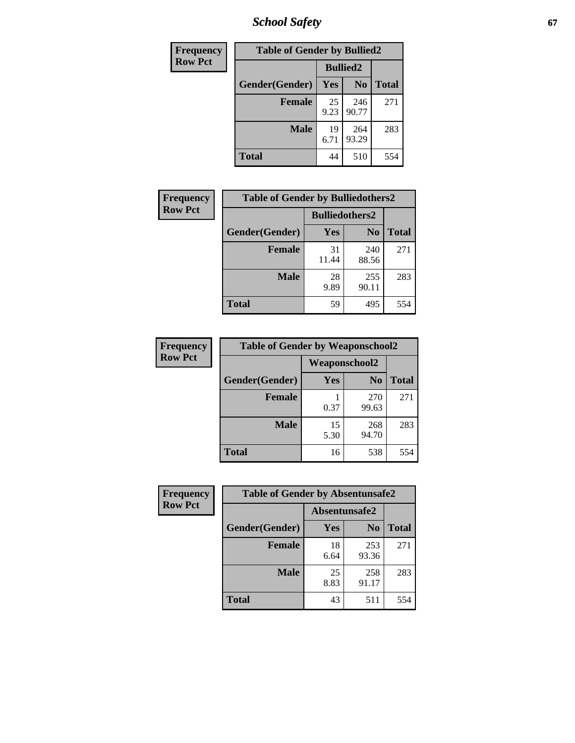| Frequency Row Pct |
|---|

| Table of Gender by Bullied2 | | | |
|---|---|---|---|
| | Bullied2 | | |
| Gender(Gender) | Yes | No | Total |
| Female | 25<br>9.23 | 246<br>90.77 | 271 |
| Male | 19<br>6.71 | 264<br>93.29 | 283 |
| Total | 44 | 510 | 554 |

| Frequency Row Pct |
|---|

| Table of Gender by Bulliedothers2 | | | |
|---|---|---|---|
| | Bulliedothers2 | | |
| Gender(Gender) | Yes | No | Total |
| Female | 31<br>11.44 | 240<br>88.56 | 271 |
| Male | 28<br>9.89 | 255<br>90.11 | 283 |
| Total | 59 | 495 | 554 |

| Frequency Row Pct |
|---|

| Table of Gender by Weaponschool2 | | | |
|---|---|---|---|
| | Weaponschool2 | | |
| Gender(Gender) | Yes | No | Total |
| Female | 1<br>0.37 | 270<br>99.63 | 271 |
| Male | 15<br>5.30 | 268<br>94.70 | 283 |
| Total | 16 | 538 | 554 |

| Frequency Row Pct |
|---|

| Table of Gender by Absentunsafe2 | | | |
|---|---|---|---|
| | Absentunsafe2 | | |
| Gender(Gender) | Yes | No | Total |
| Female | 18<br>6.64 | 253<br>93.36 | 271 |
| Male | 25<br>8.83 | 258<br>91.17 | 283 |
| Total | 43 | 511 | 554 |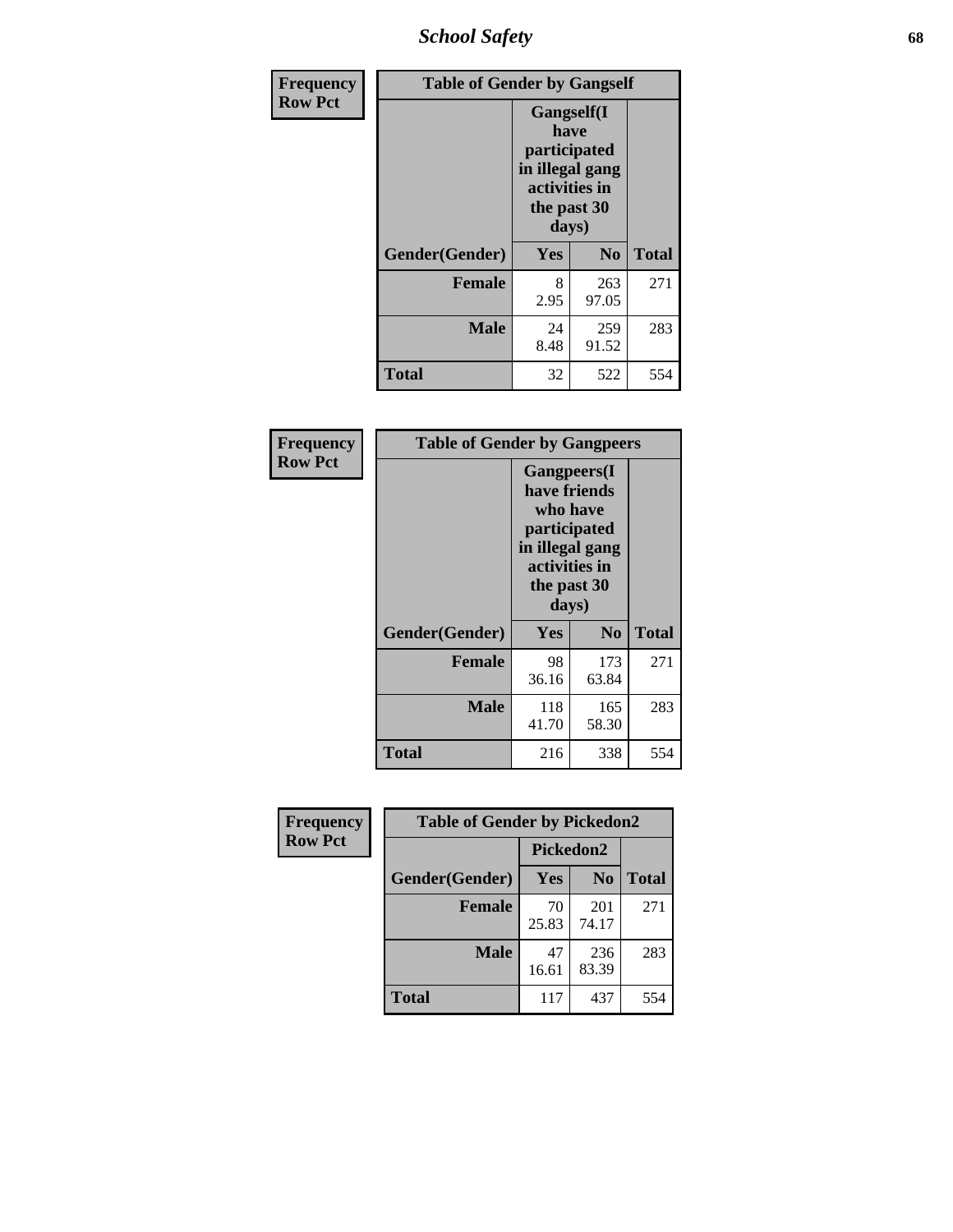| Frequency<br>Row Pct | Table of Gender by Gangself | | |
|---|---|---|---|
| | Gangself(I have participated in illegal gang activities in the past 30 days) | | |
| Gender(Gender) | Yes | No | Total |
| Female | 8<br>2.95 | 263<br>97.05 | 271 |
| Male | 24<br>8.48 | 259<br>91.52 | 283 |
| Total | 32 | 522 | 554 |

| Frequency<br>Row Pct | Table of Gender by Gangpeers | | |
|---|---|---|---|
| | Gangpeers(I have friends who have participated in illegal gang activities in the past 30 days) | | |
| Gender(Gender) | Yes | No | Total |
| Female | 98<br>36.16 | 173<br>63.84 | 271 |
| Male | 118<br>41.70 | 165<br>58.30 | 283 |
| Total | 216 | 338 | 554 |

| Frequency<br>Row Pct | Table of Gender by Pickedon2 | | |
|---|---|---|---|
| | Pickedon2 | | |
| Gender(Gender) | Yes | No | Total |
| Female | 70<br>25.83 | 201<br>74.17 | 271 |
| Male | 47<br>16.61 | 236<br>83.39 | 283 |
| Total | 117 | 437 | 554 |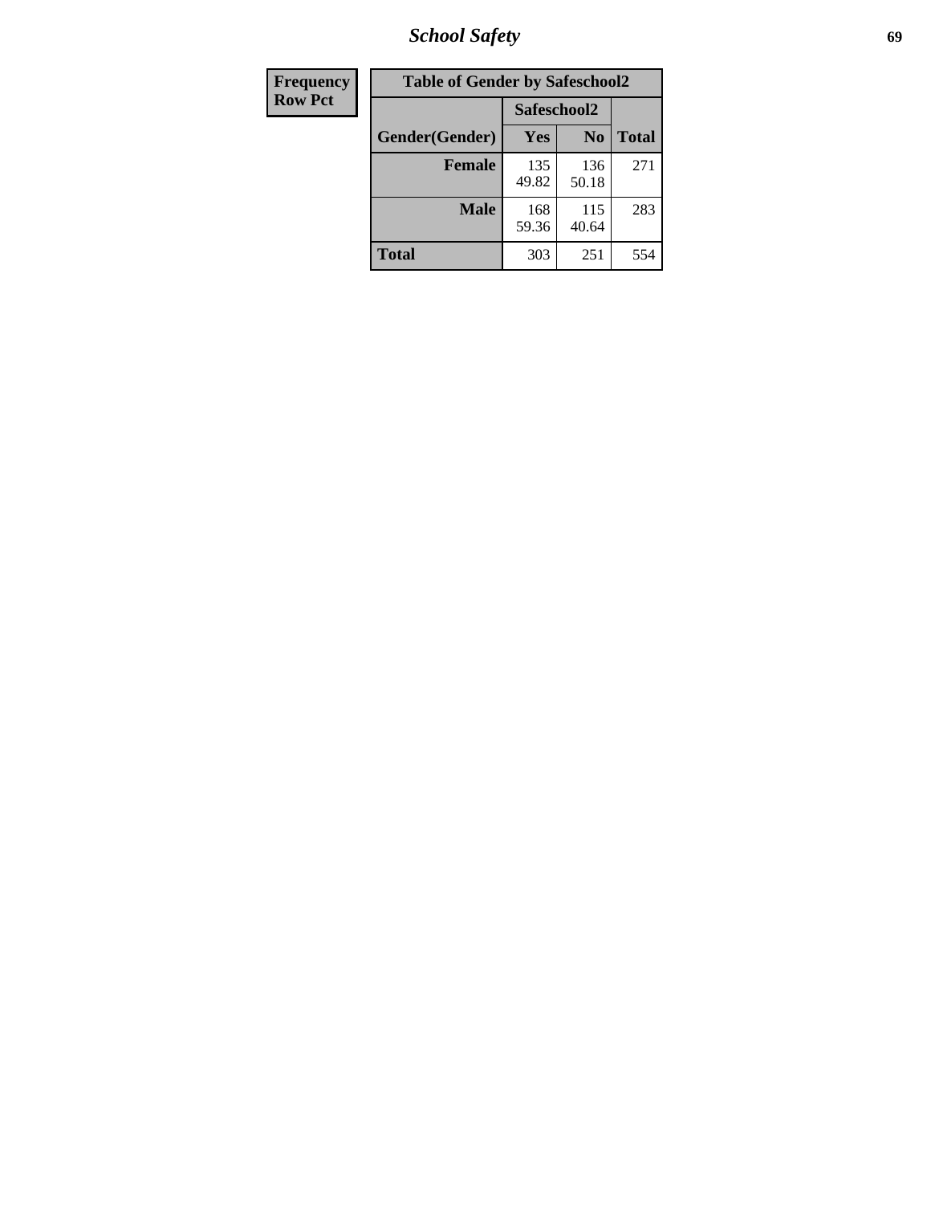| Frequency<br>Row Pct | Table of Gender by Safeschool2 | | |
|---|---|---|---|
| | Safeschool2 | | |
| Gender(Gender) | Yes | No | Total |
| Female | 135<br>49.82 | 136<br>50.18 | 271 |
| Male | 168<br>59.36 | 115<br>40.64 | 283 |
| Total | 303 | 251 | 554 |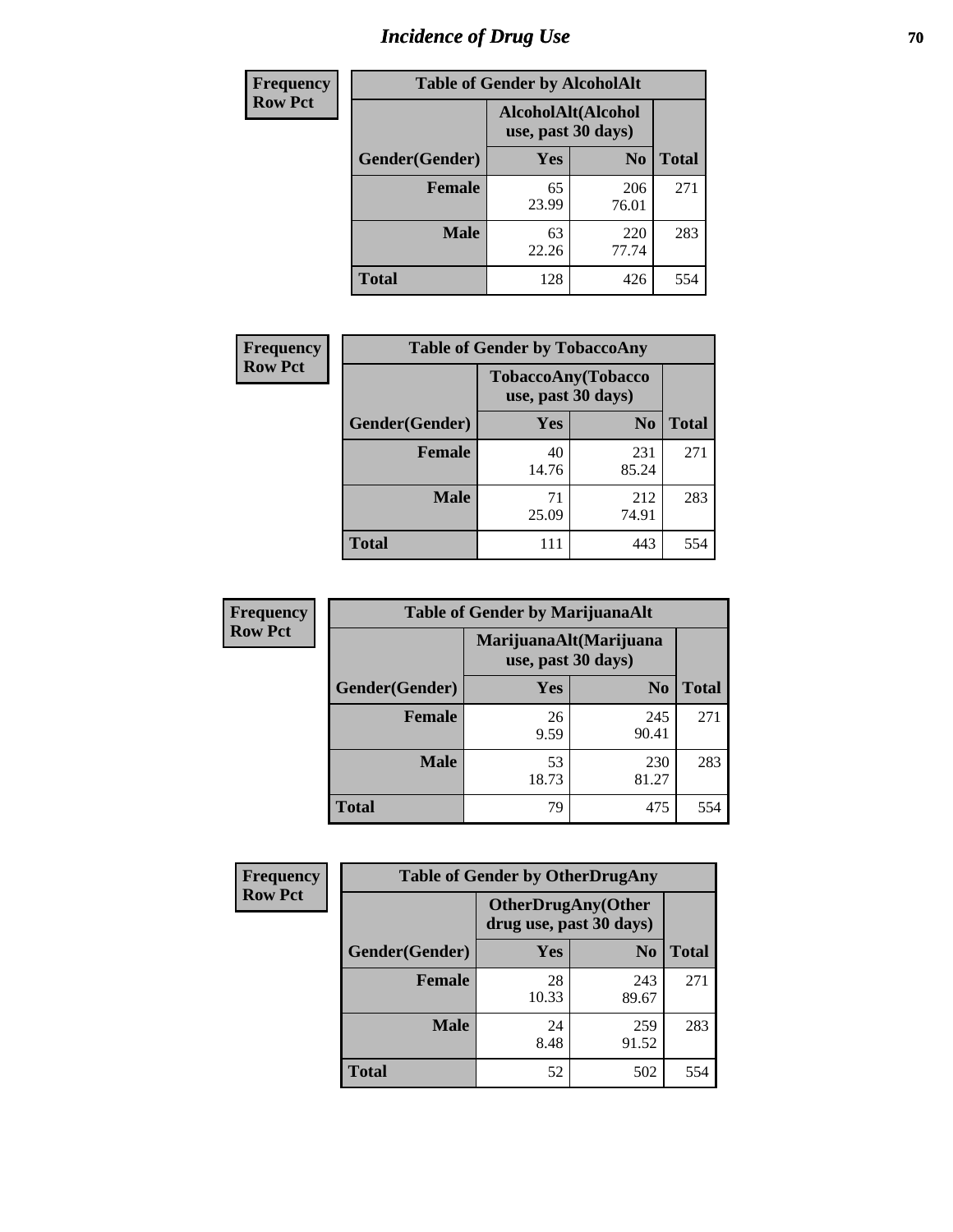# Incidence of Drug Use

**Frequency**
**Row Pct**

| Table of Gender by AlcoholAlt | | | |
|---|---|---|---|
| | AlcoholAlt(Alcohol use, past 30 days) | | |
| Gender(Gender) | Yes | No | Total |
| Female | 65<br>23.99 | 206<br>76.01 | 271 |
| Male | 63<br>22.26 | 220<br>77.74 | 283 |
| Total | 128 | 426 | 554 |

**Frequency**
**Row Pct**

| Table of Gender by TobaccoAny | | | |
|---|---|---|---|
| | TobaccoAny(Tobacco use, past 30 days) | | |
| Gender(Gender) | Yes | No | Total |
| Female | 40<br>14.76 | 231<br>85.24 | 271 |
| Male | 71<br>25.09 | 212<br>74.91 | 283 |
| Total | 111 | 443 | 554 |

**Frequency**
**Row Pct**

| Table of Gender by MarijuanaAlt | | | |
|---|---|---|---|
| | MarijuanaAlt(Marijuana use, past 30 days) | | |
| Gender(Gender) | Yes | No | Total |
| Female | 26<br>9.59 | 245<br>90.41 | 271 |
| Male | 53<br>18.73 | 230<br>81.27 | 283 |
| Total | 79 | 475 | 554 |

**Frequency**
**Row Pct**

| Table of Gender by OtherDrugAny | | | |
|---|---|---|---|
| | OtherDrugAny(Other drug use, past 30 days) | | |
| Gender(Gender) | Yes | No | Total |
| Female | 28<br>10.33 | 243<br>89.67 | 271 |
| Male | 24<br>8.48 | 259<br>91.52 | 283 |
| Total | 52 | 502 | 554 |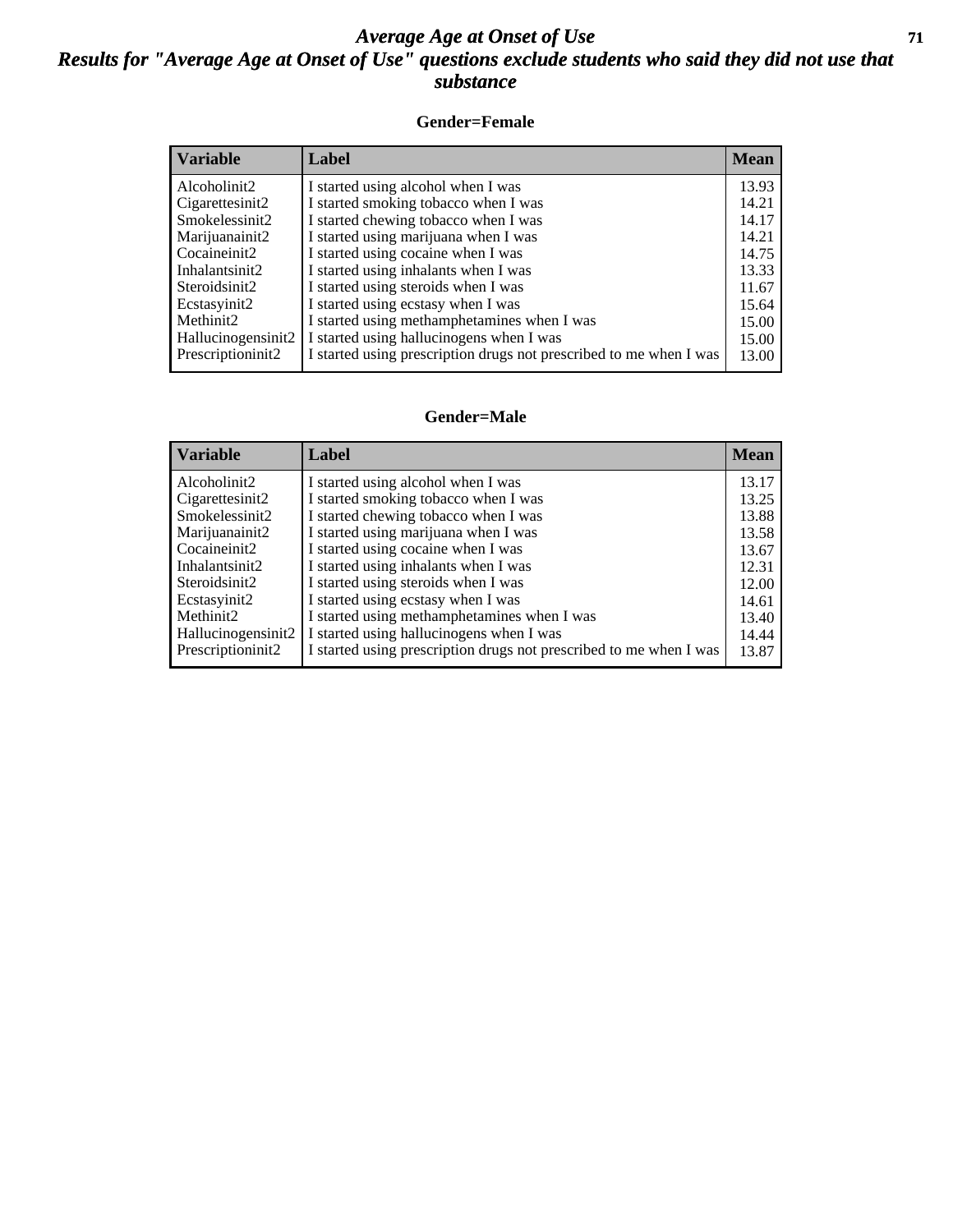# *Average Age at Onset of Use*

## *Results for "Average Age at Onset of Use" questions exclude students who said they did not use that substance*

### Gender=Female

| Variable | Label | Mean |
|---|---|---|
| Alcoholinit2 | I started using alcohol when I was | 13.93 |
| Cigarettesinit2 | I started smoking tobacco when I was | 14.21 |
| Smokelessinit2 | I started chewing tobacco when I was | 14.17 |
| Marijuanainit2 | I started using marijuana when I was | 14.21 |
| Cocaineinit2 | I started using cocaine when I was | 14.75 |
| Inhalantsinit2 | I started using inhalants when I was | 13.33 |
| Steroidsinit2 | I started using steroids when I was | 11.67 |
| Ecstasyinit2 | I started using ecstasy when I was | 15.64 |
| Methinit2 | I started using methamphetamines when I was | 15.00 |
| Hallucinogensinit2 | I started using hallucinogens when I was | 15.00 |
| Prescriptioninit2 | I started using prescription drugs not prescribed to me when I was | 13.00 |

### Gender=Male

| Variable | Label | Mean |
|---|---|---|
| Alcoholinit2 | I started using alcohol when I was | 13.17 |
| Cigarettesinit2 | I started smoking tobacco when I was | 13.25 |
| Smokelessinit2 | I started chewing tobacco when I was | 13.88 |
| Marijuanainit2 | I started using marijuana when I was | 13.58 |
| Cocaineinit2 | I started using cocaine when I was | 13.67 |
| Inhalantsinit2 | I started using inhalants when I was | 12.31 |
| Steroidsinit2 | I started using steroids when I was | 12.00 |
| Ecstasyinit2 | I started using ecstasy when I was | 14.61 |
| Methinit2 | I started using methamphetamines when I was | 13.40 |
| Hallucinogensinit2 | I started using hallucinogens when I was | 14.44 |
| Prescriptioninit2 | I started using prescription drugs not prescribed to me when I was | 13.87 |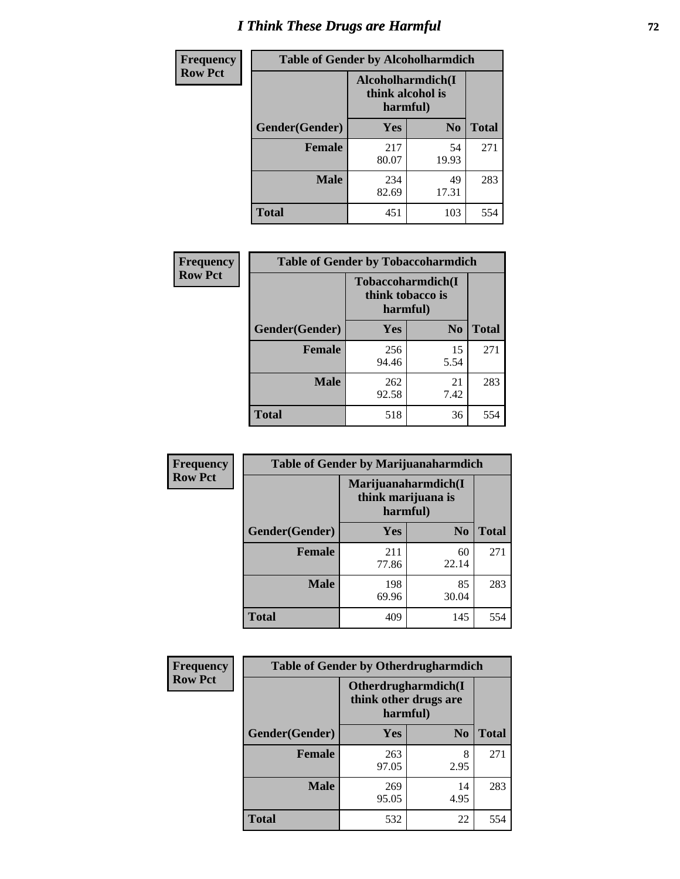# I Think These Drugs are Harmful

| Frequency Row Pct | Table of Gender by Alcoholharmdich | | |
|---|---|---|---|
| | Alcoholharmdich(I think alcohol is harmful) | | |
| Gender(Gender) | Yes | No | Total |
| Female | 217<br>80.07 | 54<br>19.93 | 271 |
| Male | 234<br>82.69 | 49<br>17.31 | 283 |
| Total | 451 | 103 | 554 |

| Frequency Row Pct | Table of Gender by Tobaccoharmdich | | |
|---|---|---|---|
| | Tobaccoharmdich(I think tobacco is harmful) | | |
| Gender(Gender) | Yes | No | Total |
| Female | 256<br>94.46 | 15<br>5.54 | 271 |
| Male | 262<br>92.58 | 21<br>7.42 | 283 |
| Total | 518 | 36 | 554 |

| Frequency Row Pct | Table of Gender by Marijuanaharmdich | | |
|---|---|---|---|
| | Marijuanaharmdich(I think marijuana is harmful) | | |
| Gender(Gender) | Yes | No | Total |
| Female | 211<br>77.86 | 60<br>22.14 | 271 |
| Male | 198<br>69.96 | 85<br>30.04 | 283 |
| Total | 409 | 145 | 554 |

| Frequency Row Pct | Table of Gender by Otherdrugharmdich | | |
|---|---|---|---|
| | Otherdrugharmdich(I think other drugs are harmful) | | |
| Gender(Gender) | Yes | No | Total |
| Female | 263<br>97.05 | 8<br>2.95 | 271 |
| Male | 269<br>95.05 | 14<br>4.95 | 283 |
| Total | 532 | 22 | 554 |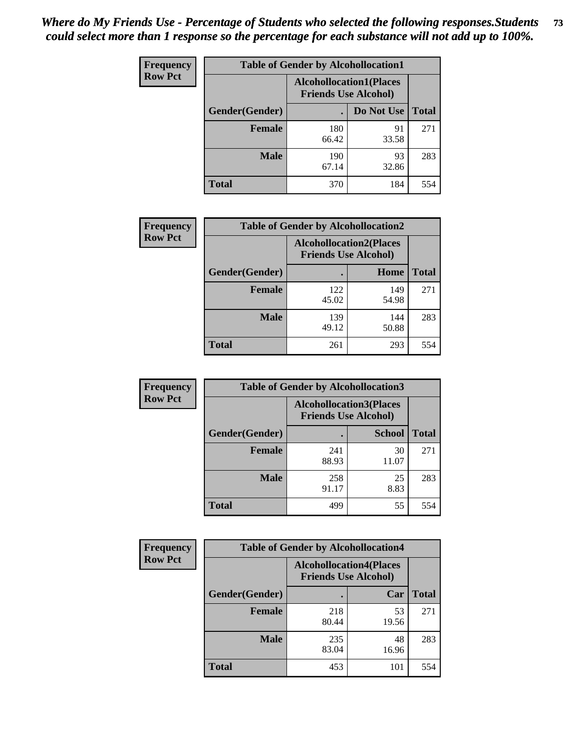*Where do My Friends Use - Percentage of Students who selected the following responses.Students could select more than 1 response so the percentage for each substance will not add up to 100%.*

**Frequency Row Pct**

| Table of Gender by Alcohollocation1 | | | |
|---|---|---|---|
| | Alcohollocation1(Places Friends Use Alcohol) | | |
| Gender(Gender) | . | Do Not Use | Total |
| **Female** | 180<br>66.42 | 91<br>33.58 | 271 |
| **Male** | 190<br>67.14 | 93<br>32.86 | 283 |
| **Total** | 370 | 184 | 554 |

**Frequency Row Pct**

| Table of Gender by Alcohollocation2 | | | |
|---|---|---|---|
| | Alcohollocation2(Places Friends Use Alcohol) | | |
| Gender(Gender) | . | Home | Total |
| **Female** | 122<br>45.02 | 149<br>54.98 | 271 |
| **Male** | 139<br>49.12 | 144<br>50.88 | 283 |
| **Total** | 261 | 293 | 554 |

**Frequency Row Pct**

| Table of Gender by Alcohollocation3 | | | |
|---|---|---|---|
| | Alcohollocation3(Places Friends Use Alcohol) | | |
| Gender(Gender) | . | School | Total |
| **Female** | 241<br>88.93 | 30<br>11.07 | 271 |
| **Male** | 258<br>91.17 | 25<br>8.83 | 283 |
| **Total** | 499 | 55 | 554 |

**Frequency Row Pct**

| Table of Gender by Alcohollocation4 | | | |
|---|---|---|---|
| | Alcohollocation4(Places Friends Use Alcohol) | | |
| Gender(Gender) | . | Car | Total |
| **Female** | 218<br>80.44 | 53<br>19.56 | 271 |
| **Male** | 235<br>83.04 | 48<br>16.96 | 283 |
| **Total** | 453 | 101 | 554 |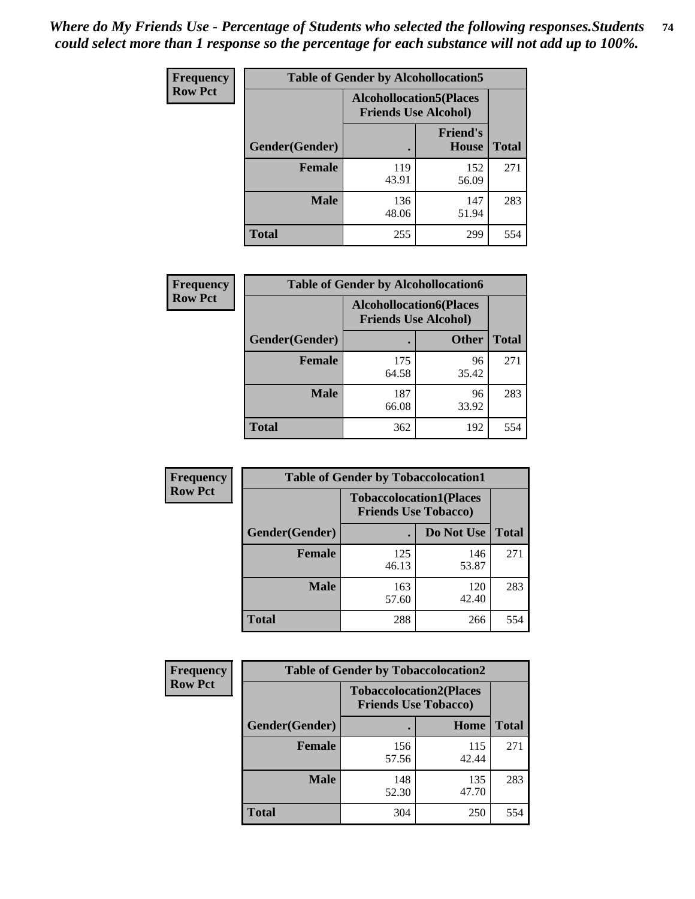*Where do My Friends Use - Percentage of Students who selected the following responses.Students could select more than 1 response so the percentage for each substance will not add up to 100%.*

**Frequency Row Pct**

| Table of Gender by Alcohollocation5 | | | |
|---|---|---|---|
| | Alcohollocation5(Places Friends Use Alcohol) | | |
| Gender(Gender) | . | Friend's House | Total |
| **Female** | 119<br>43.91 | 152<br>56.09 | 271 |
| **Male** | 136<br>48.06 | 147<br>51.94 | 283 |
| **Total** | 255 | 299 | 554 |

**Frequency Row Pct**

| Table of Gender by Alcohollocation6 | | | |
|---|---|---|---|
| | Alcohollocation6(Places Friends Use Alcohol) | | |
| Gender(Gender) | . | Other | Total |
| **Female** | 175<br>64.58 | 96<br>35.42 | 271 |
| **Male** | 187<br>66.08 | 96<br>33.92 | 283 |
| **Total** | 362 | 192 | 554 |

**Frequency Row Pct**

| Table of Gender by Tobaccolocation1 | | | |
|---|---|---|---|
| | Tobaccolocation1(Places Friends Use Tobacco) | | |
| Gender(Gender) | . | Do Not Use | Total |
| **Female** | 125<br>46.13 | 146<br>53.87 | 271 |
| **Male** | 163<br>57.60 | 120<br>42.40 | 283 |
| **Total** | 288 | 266 | 554 |

**Frequency Row Pct**

| Table of Gender by Tobaccolocation2 | | | |
|---|---|---|---|
| | Tobaccolocation2(Places Friends Use Tobacco) | | |
| Gender(Gender) | . | Home | Total |
| **Female** | 156<br>57.56 | 115<br>42.44 | 271 |
| **Male** | 148<br>52.30 | 135<br>47.70 | 283 |
| **Total** | 304 | 250 | 554 |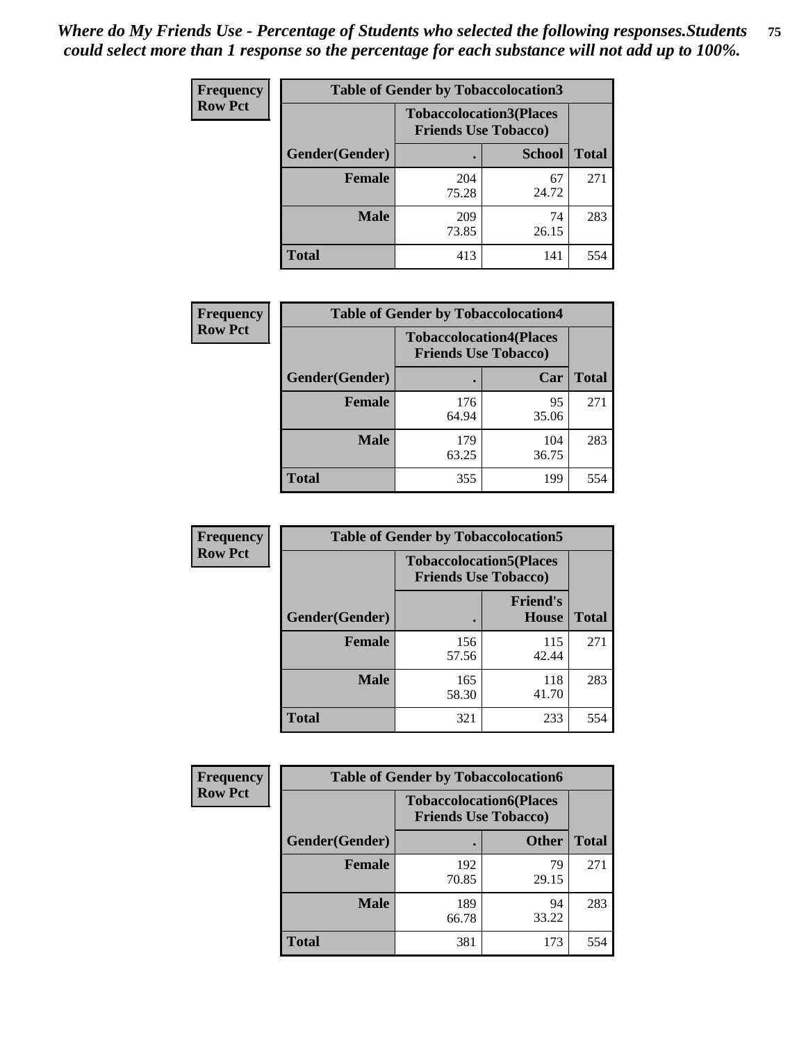*Where do My Friends Use - Percentage of Students who selected the following responses.Students could select more than 1 response so the percentage for each substance will not add up to 100%.*

| Frequency Row Pct | Table of Gender by Tobaccolocation3 | | |
|---|---|---|---|
| | Tobaccolocation3(Places Friends Use Tobacco) | | |
| Gender(Gender) | . | School | Total |
| Female | 204 75.28 | 67 24.72 | 271 |
| Male | 209 73.85 | 74 26.15 | 283 |
| Total | 413 | 141 | 554 |

| Frequency Row Pct | Table of Gender by Tobaccolocation4 | | |
|---|---|---|---|
| | Tobaccolocation4(Places Friends Use Tobacco) | | |
| Gender(Gender) | . | Car | Total |
| Female | 176 64.94 | 95 35.06 | 271 |
| Male | 179 63.25 | 104 36.75 | 283 |
| Total | 355 | 199 | 554 |

| Frequency Row Pct | Table of Gender by Tobaccolocation5 | | |
|---|---|---|---|
| | Tobaccolocation5(Places Friends Use Tobacco) | | |
| Gender(Gender) | . | Friend's House | Total |
| Female | 156 57.56 | 115 42.44 | 271 |
| Male | 165 58.30 | 118 41.70 | 283 |
| Total | 321 | 233 | 554 |

| Frequency Row Pct | Table of Gender by Tobaccolocation6 | | |
|---|---|---|---|
| | Tobaccolocation6(Places Friends Use Tobacco) | | |
| Gender(Gender) | . | Other | Total |
| Female | 192 70.85 | 79 29.15 | 271 |
| Male | 189 66.78 | 94 33.22 | 283 |
| Total | 381 | 173 | 554 |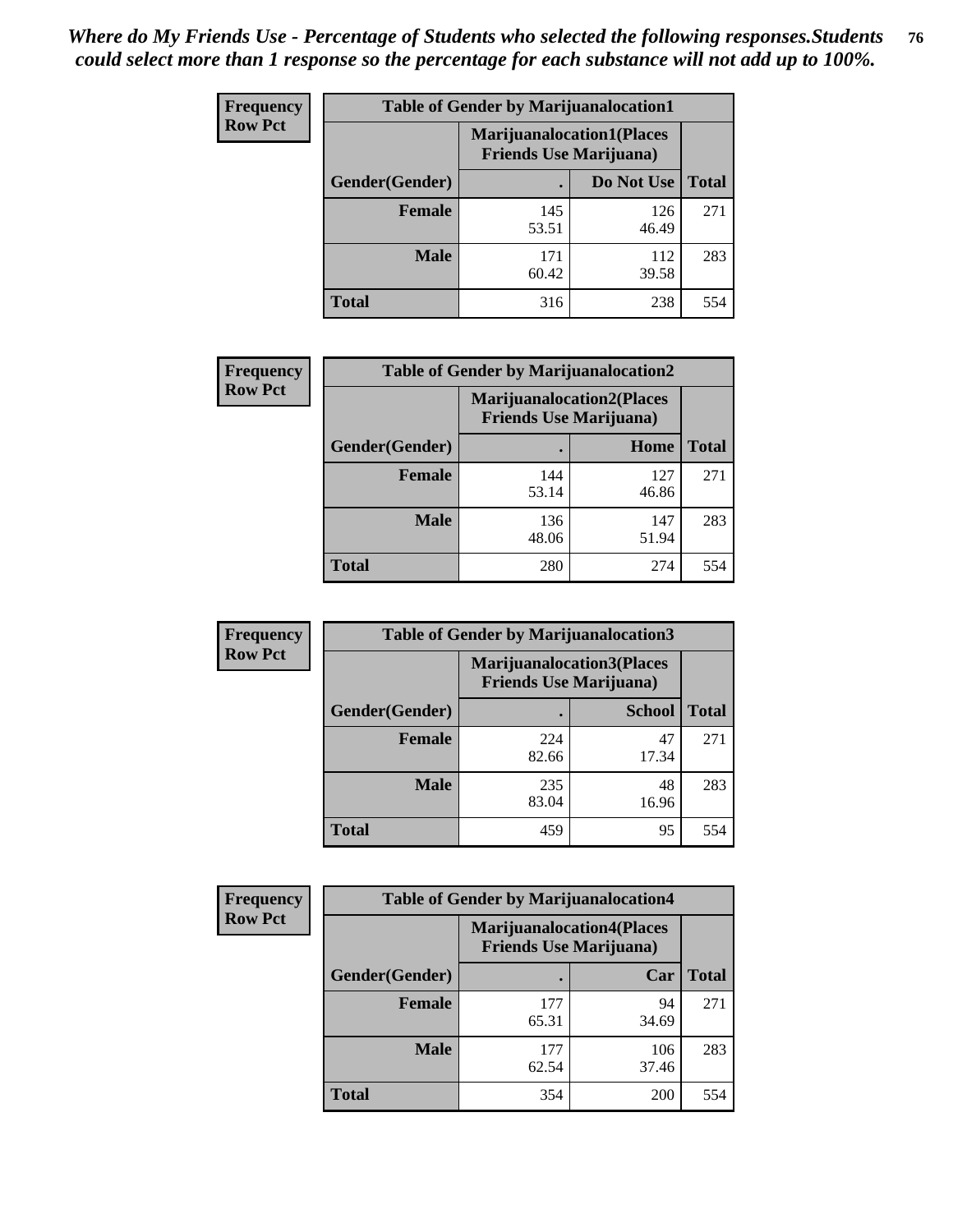*Where do My Friends Use - Percentage of Students who selected the following responses.Students could select more than 1 response so the percentage for each substance will not add up to 100%.*

**Frequency Row Pct**

| Table of Gender by Marijuanalocation1 | | | |
|---|---|---|---|
| | Marijuanalocation1(Places Friends Use Marijuana) | | |
| Gender(Gender) | . | Do Not Use | Total |
| Female | 145<br>53.51 | 126<br>46.49 | 271 |
| Male | 171<br>60.42 | 112<br>39.58 | 283 |
| Total | 316 | 238 | 554 |

**Frequency Row Pct**

| Table of Gender by Marijuanalocation2 | | | |
|---|---|---|---|
| | Marijuanalocation2(Places Friends Use Marijuana) | | |
| Gender(Gender) | . | Home | Total |
| Female | 144<br>53.14 | 127<br>46.86 | 271 |
| Male | 136<br>48.06 | 147<br>51.94 | 283 |
| Total | 280 | 274 | 554 |

**Frequency Row Pct**

| Table of Gender by Marijuanalocation3 | | | |
|---|---|---|---|
| | Marijuanalocation3(Places Friends Use Marijuana) | | |
| Gender(Gender) | . | School | Total |
| Female | 224<br>82.66 | 47<br>17.34 | 271 |
| Male | 235<br>83.04 | 48<br>16.96 | 283 |
| Total | 459 | 95 | 554 |

**Frequency Row Pct**

| Table of Gender by Marijuanalocation4 | | | |
|---|---|---|---|
| | Marijuanalocation4(Places Friends Use Marijuana) | | |
| Gender(Gender) | . | Car | Total |
| Female | 177<br>65.31 | 94<br>34.69 | 271 |
| Male | 177<br>62.54 | 106<br>37.46 | 283 |
| Total | 354 | 200 | 554 |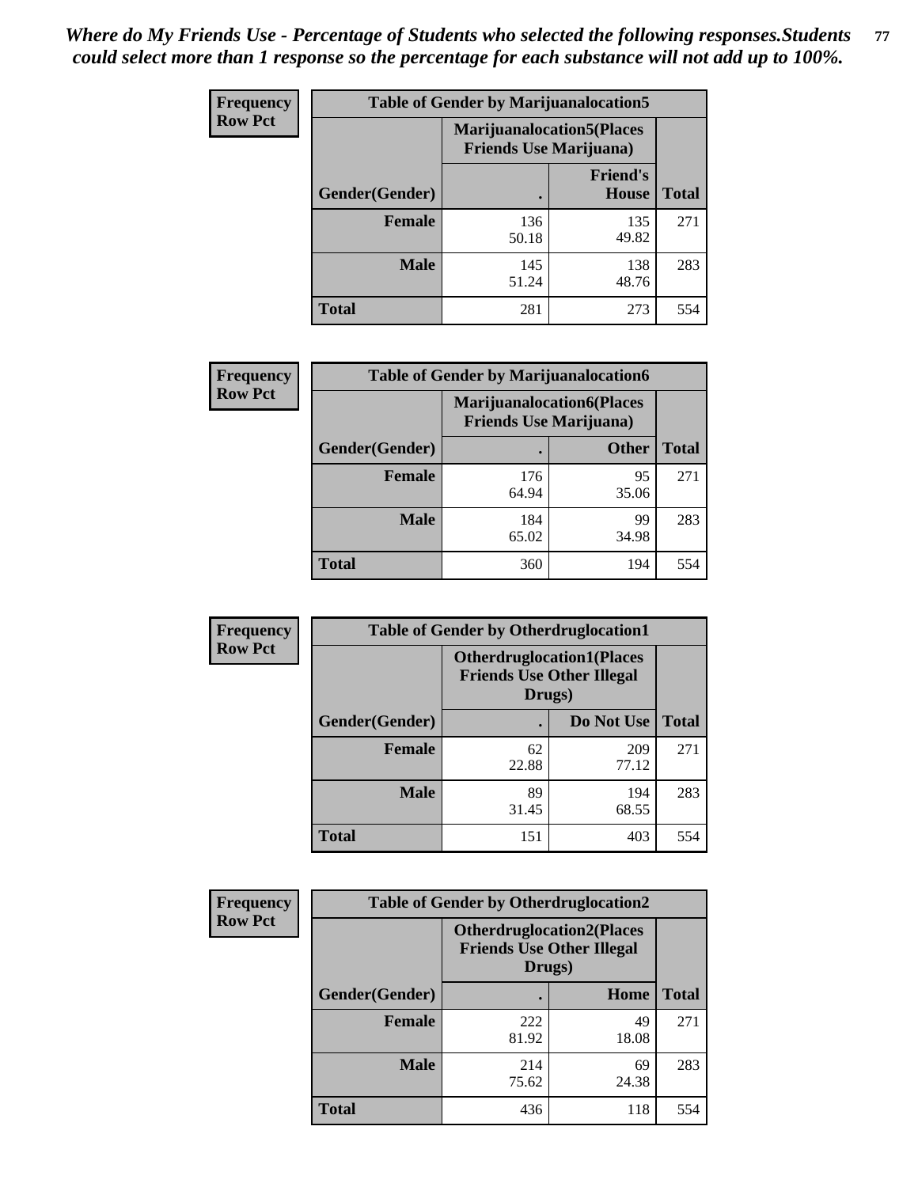*Where do My Friends Use - Percentage of Students who selected the following responses.Students could select more than 1 response so the percentage for each substance will not add up to 100%.*

**Frequency Row Pct**

| Table of Gender by Marijuanalocation5 | | | |
|---|---|---|---|
| | Marijuanalocation5(Places Friends Use Marijuana) | | |
| Gender(Gender) | . | Friend's House | Total |
| **Female** | 136<br>50.18 | 135<br>49.82 | 271 |
| **Male** | 145<br>51.24 | 138<br>48.76 | 283 |
| **Total** | 281 | 273 | 554 |

**Frequency Row Pct**

| Table of Gender by Marijuanalocation6 | | | |
|---|---|---|---|
| | Marijuanalocation6(Places Friends Use Marijuana) | | |
| Gender(Gender) | . | Other | Total |
| **Female** | 176<br>64.94 | 95<br>35.06 | 271 |
| **Male** | 184<br>65.02 | 99<br>34.98 | 283 |
| **Total** | 360 | 194 | 554 |

**Frequency Row Pct**

| Table of Gender by Otherdruglocation1 | | | |
|---|---|---|---|
| | Otherdruglocation1(Places Friends Use Other Illegal Drugs) | | |
| Gender(Gender) | . | Do Not Use | Total |
| **Female** | 62<br>22.88 | 209<br>77.12 | 271 |
| **Male** | 89<br>31.45 | 194<br>68.55 | 283 |
| **Total** | 151 | 403 | 554 |

**Frequency Row Pct**

| Table of Gender by Otherdruglocation2 | | | |
|---|---|---|---|
| | Otherdruglocation2(Places Friends Use Other Illegal Drugs) | | |
| Gender(Gender) | . | Home | Total |
| **Female** | 222<br>81.92 | 49<br>18.08 | 271 |
| **Male** | 214<br>75.62 | 69<br>24.38 | 283 |
| **Total** | 436 | 118 | 554 |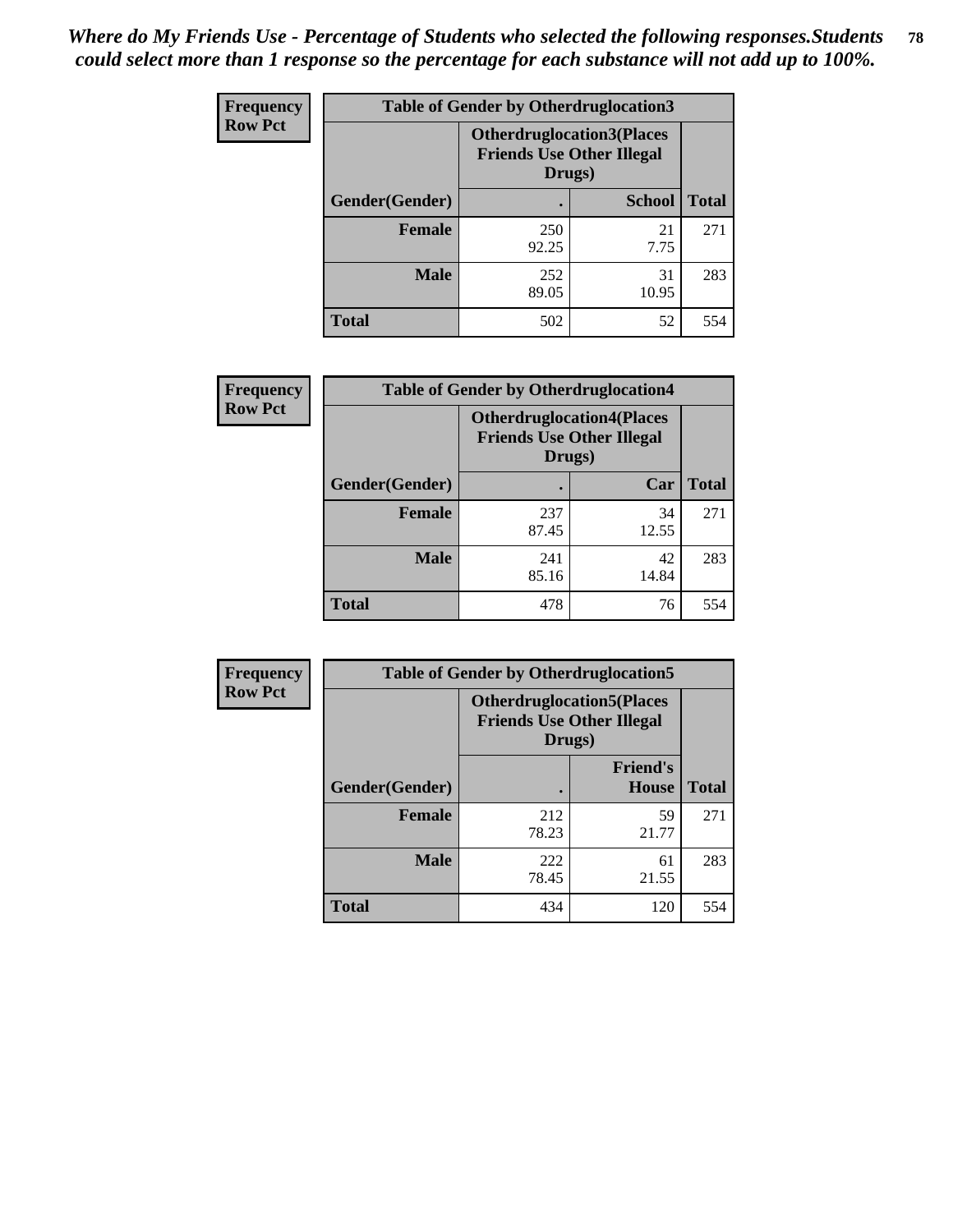*Where do My Friends Use - Percentage of Students who selected the following responses.Students could select more than 1 response so the percentage for each substance will not add up to 100%.*

**Frequency**
**Row Pct**

| Table of Gender by Otherdruglocation3 | | | |
|---|---|---|---|
| | Otherdruglocation3(Places Friends Use Other Illegal Drugs) | | |
| Gender(Gender) | . | School | Total |
| **Female** | 250<br>92.25 | 21<br>7.75 | 271 |
| **Male** | 252<br>89.05 | 31<br>10.95 | 283 |
| **Total** | 502 | 52 | 554 |

**Frequency**
**Row Pct**

| Table of Gender by Otherdruglocation4 | | | |
|---|---|---|---|
| | Otherdruglocation4(Places Friends Use Other Illegal Drugs) | | |
| Gender(Gender) | . | Car | Total |
| **Female** | 237<br>87.45 | 34<br>12.55 | 271 |
| **Male** | 241<br>85.16 | 42<br>14.84 | 283 |
| **Total** | 478 | 76 | 554 |

**Frequency**
**Row Pct**

| Table of Gender by Otherdruglocation5 | | | |
|---|---|---|---|
| | Otherdruglocation5(Places Friends Use Other Illegal Drugs) | | |
| Gender(Gender) | . | Friend's House | Total |
| **Female** | 212<br>78.23 | 59<br>21.77 | 271 |
| **Male** | 222<br>78.45 | 61<br>21.55 | 283 |
| **Total** | 434 | 120 | 554 |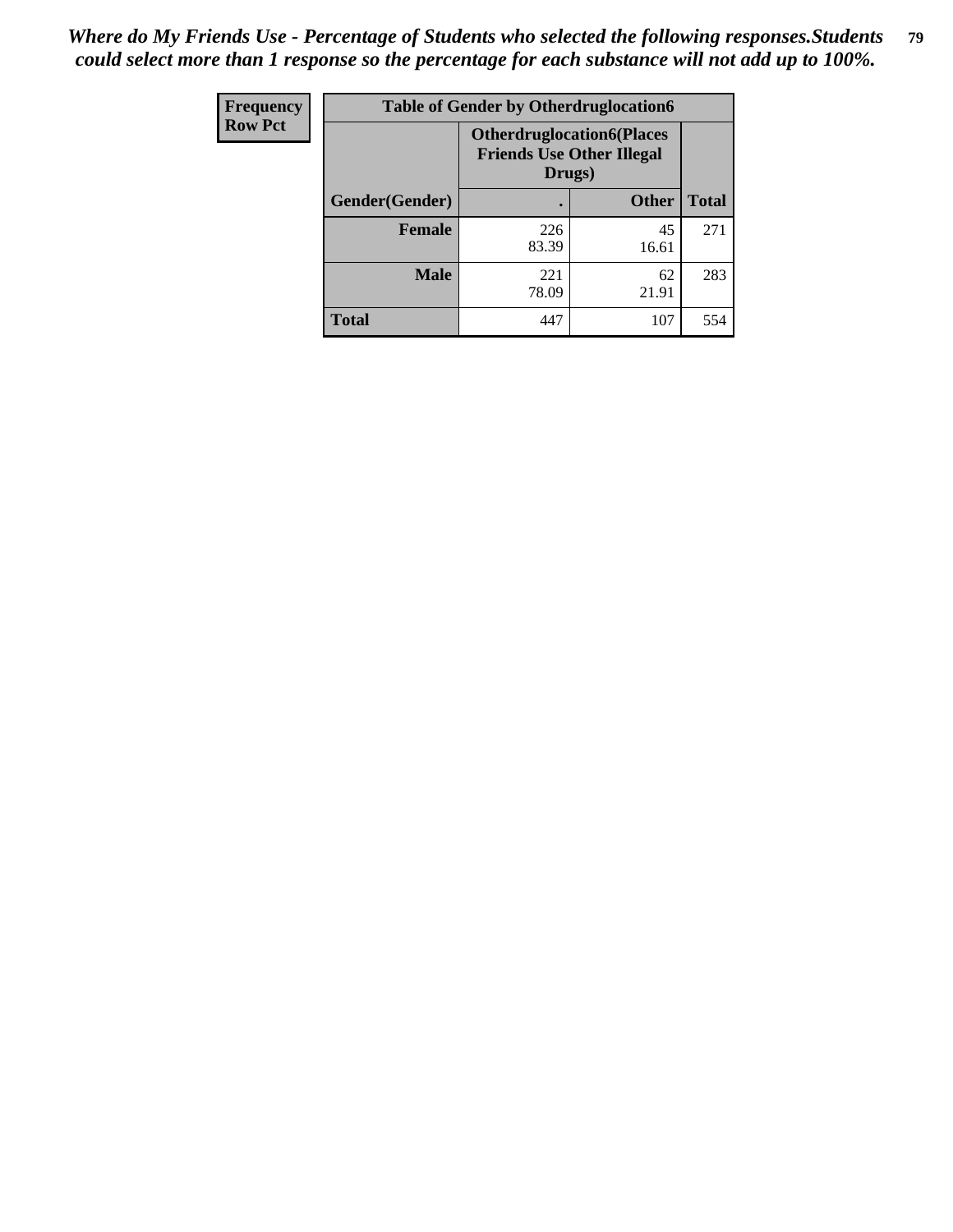*Where do My Friends Use - Percentage of Students who selected the following responses.Students could select more than 1 response so the percentage for each substance will not add up to 100%.*

| Frequency<br>Row Pct | Table of Gender by Otherdruglocation6 | | |
|---|---|---|---|
| | Otherdruglocation6(Places Friends Use Other Illegal Drugs) | | |
| Gender(Gender) | . | Other | Total |
| Female | 226<br>83.39 | 45<br>16.61 | 271 |
| Male | 221<br>78.09 | 62<br>21.91 | 283 |
| Total | 447 | 107 | 554 |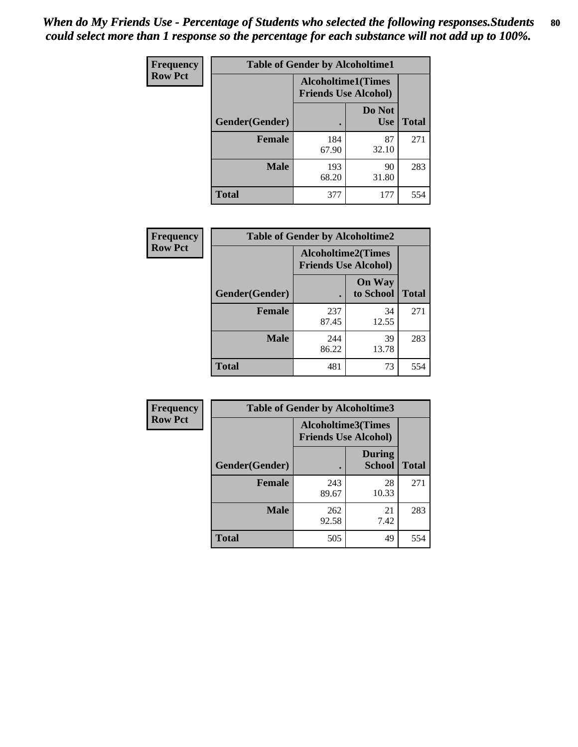*When do My Friends Use - Percentage of Students who selected the following responses.Students could select more than 1 response so the percentage for each substance will not add up to 100%.*

| Frequency Row Pct | Table of Gender by Alcoholtime1 | | |
|---|---|---|---|
| | Alcoholtime1(Times Friends Use Alcohol) | | |
| Gender(Gender) | . | Do Not Use | Total |
| Female | 184<br>67.90 | 87<br>32.10 | 271 |
| Male | 193<br>68.20 | 90<br>31.80 | 283 |
| Total | 377 | 177 | 554 |

| Frequency Row Pct | Table of Gender by Alcoholtime2 | | |
|---|---|---|---|
| | Alcoholtime2(Times Friends Use Alcohol) | | |
| Gender(Gender) | . | On Way to School | Total |
| Female | 237<br>87.45 | 34<br>12.55 | 271 |
| Male | 244<br>86.22 | 39<br>13.78 | 283 |
| Total | 481 | 73 | 554 |

| Frequency Row Pct | Table of Gender by Alcoholtime3 | | |
|---|---|---|---|
| | Alcoholtime3(Times Friends Use Alcohol) | | |
| Gender(Gender) | . | During School | Total |
| Female | 243<br>89.67 | 28<br>10.33 | 271 |
| Male | 262<br>92.58 | 21<br>7.42 | 283 |
| Total | 505 | 49 | 554 |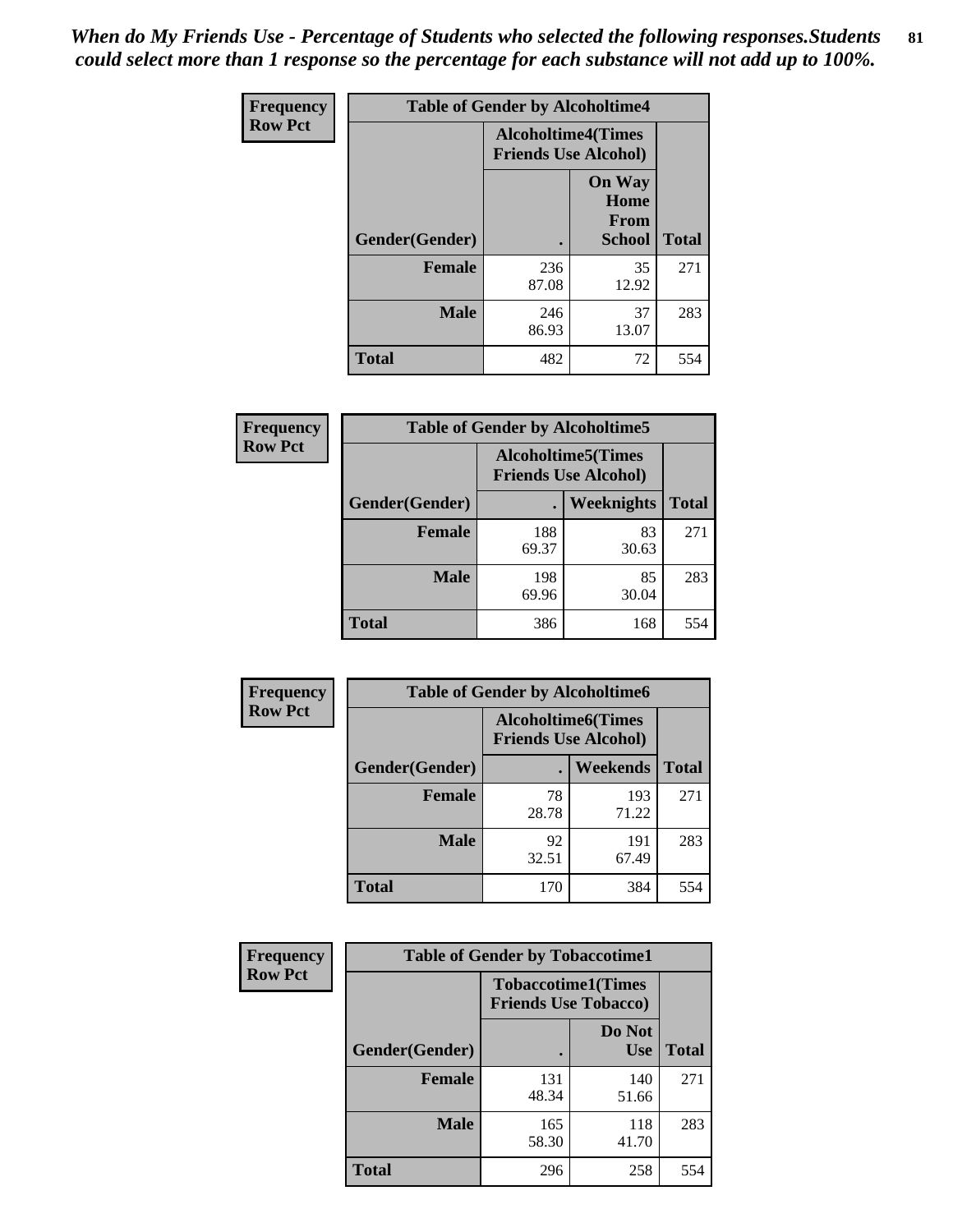*When do My Friends Use - Percentage of Students who selected the following responses.Students could select more than 1 response so the percentage for each substance will not add up to 100%.*

**Frequency**
**Row Pct**

| Table of Gender by Alcoholtime4 | | | |
|---|---|---|---|
| | Alcoholtime4(Times Friends Use Alcohol) | | |
| Gender(Gender) | . | On Way Home From School | Total |
| **Female** | 236<br>87.08 | 35<br>12.92 | 271 |
| **Male** | 246<br>86.93 | 37<br>13.07 | 283 |
| **Total** | 482 | 72 | 554 |

**Frequency**
**Row Pct**

| Table of Gender by Alcoholtime5 | | | |
|---|---|---|---|
| | Alcoholtime5(Times Friends Use Alcohol) | | |
| Gender(Gender) | . | Weeknights | Total |
| **Female** | 188<br>69.37 | 83<br>30.63 | 271 |
| **Male** | 198<br>69.96 | 85<br>30.04 | 283 |
| **Total** | 386 | 168 | 554 |

**Frequency**
**Row Pct**

| Table of Gender by Alcoholtime6 | | | |
|---|---|---|---|
| | Alcoholtime6(Times Friends Use Alcohol) | | |
| Gender(Gender) | . | Weekends | Total |
| **Female** | 78<br>28.78 | 193<br>71.22 | 271 |
| **Male** | 92<br>32.51 | 191<br>67.49 | 283 |
| **Total** | 170 | 384 | 554 |

**Frequency**
**Row Pct**

| Table of Gender by Tobaccotime1 | | | |
|---|---|---|---|
| | Tobaccotime1(Times Friends Use Tobacco) | | |
| Gender(Gender) | . | Do Not Use | Total |
| **Female** | 131<br>48.34 | 140<br>51.66 | 271 |
| **Male** | 165<br>58.30 | 118<br>41.70 | 283 |
| **Total** | 296 | 258 | 554 |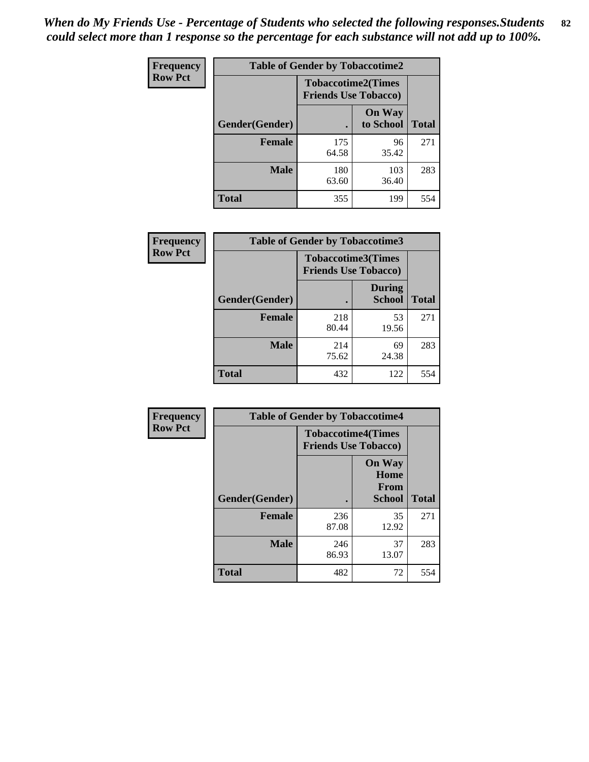*When do My Friends Use - Percentage of Students who selected the following responses.Students could select more than 1 response so the percentage for each substance will not add up to 100%.*

**Frequency**
**Row Pct**

| Table of Gender by Tobaccotime2 | | | |
|---|---|---|---|
| | Tobaccotime2(Times Friends Use Tobacco) | | |
| Gender(Gender) | . | On Way to School | Total |
| **Female** | 175<br>64.58 | 96<br>35.42 | 271 |
| **Male** | 180<br>63.60 | 103<br>36.40 | 283 |
| **Total** | 355 | 199 | 554 |

**Frequency**
**Row Pct**

| Table of Gender by Tobaccotime3 | | | |
|---|---|---|---|
| | Tobaccotime3(Times Friends Use Tobacco) | | |
| Gender(Gender) | . | During School | Total |
| **Female** | 218<br>80.44 | 53<br>19.56 | 271 |
| **Male** | 214<br>75.62 | 69<br>24.38 | 283 |
| **Total** | 432 | 122 | 554 |

**Frequency**
**Row Pct**

| Table of Gender by Tobaccotime4 | | | |
|---|---|---|---|
| | Tobaccotime4(Times Friends Use Tobacco) | | |
| Gender(Gender) | . | On Way Home From School | Total |
| **Female** | 236<br>87.08 | 35<br>12.92 | 271 |
| **Male** | 246<br>86.93 | 37<br>13.07 | 283 |
| **Total** | 482 | 72 | 554 |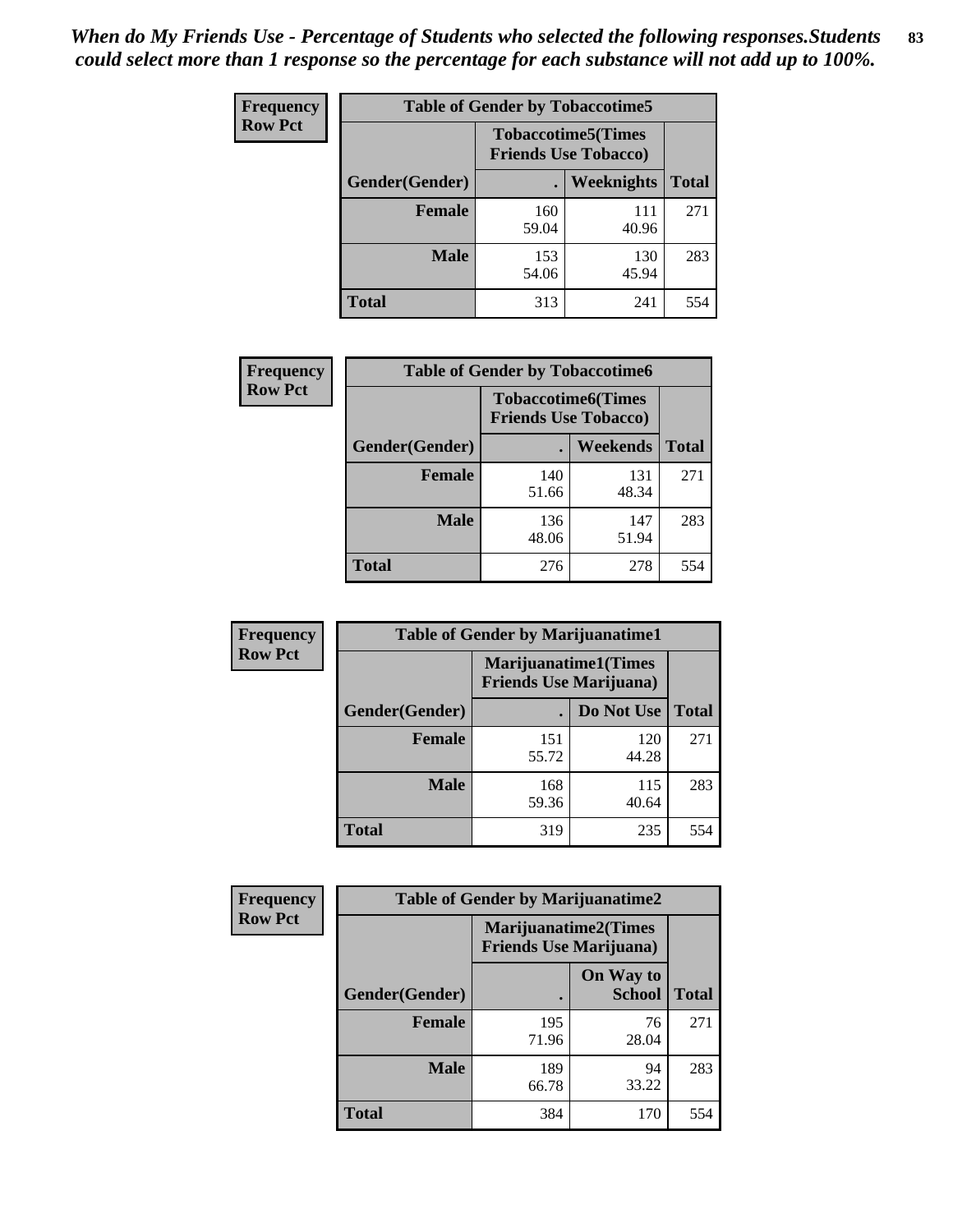*When do My Friends Use - Percentage of Students who selected the following responses.Students could select more than 1 response so the percentage for each substance will not add up to 100%.*

**Frequency**
**Row Pct**

| Table of Gender by Tobaccotime5 | | | |
|---|---|---|---|
| | Tobaccotime5(Times Friends Use Tobacco) | | |
| Gender(Gender) | . | Weeknights | Total |
| **Female** | 160<br>59.04 | 111<br>40.96 | 271 |
| **Male** | 153<br>54.06 | 130<br>45.94 | 283 |
| **Total** | 313 | 241 | 554 |

**Frequency**
**Row Pct**

| Table of Gender by Tobaccotime6 | | | |
|---|---|---|---|
| | Tobaccotime6(Times Friends Use Tobacco) | | |
| Gender(Gender) | . | Weekends | Total |
| **Female** | 140<br>51.66 | 131<br>48.34 | 271 |
| **Male** | 136<br>48.06 | 147<br>51.94 | 283 |
| **Total** | 276 | 278 | 554 |

**Frequency**
**Row Pct**

| Table of Gender by Marijuanatime1 | | | |
|---|---|---|---|
| | Marijuanatime1(Times Friends Use Marijuana) | | |
| Gender(Gender) | . | Do Not Use | Total |
| **Female** | 151<br>55.72 | 120<br>44.28 | 271 |
| **Male** | 168<br>59.36 | 115<br>40.64 | 283 |
| **Total** | 319 | 235 | 554 |

**Frequency**
**Row Pct**

| Table of Gender by Marijuanatime2 | | | |
|---|---|---|---|
| | Marijuanatime2(Times Friends Use Marijuana) | | |
| Gender(Gender) | . | On Way to School | Total |
| **Female** | 195<br>71.96 | 76<br>28.04 | 271 |
| **Male** | 189<br>66.78 | 94<br>33.22 | 283 |
| **Total** | 384 | 170 | 554 |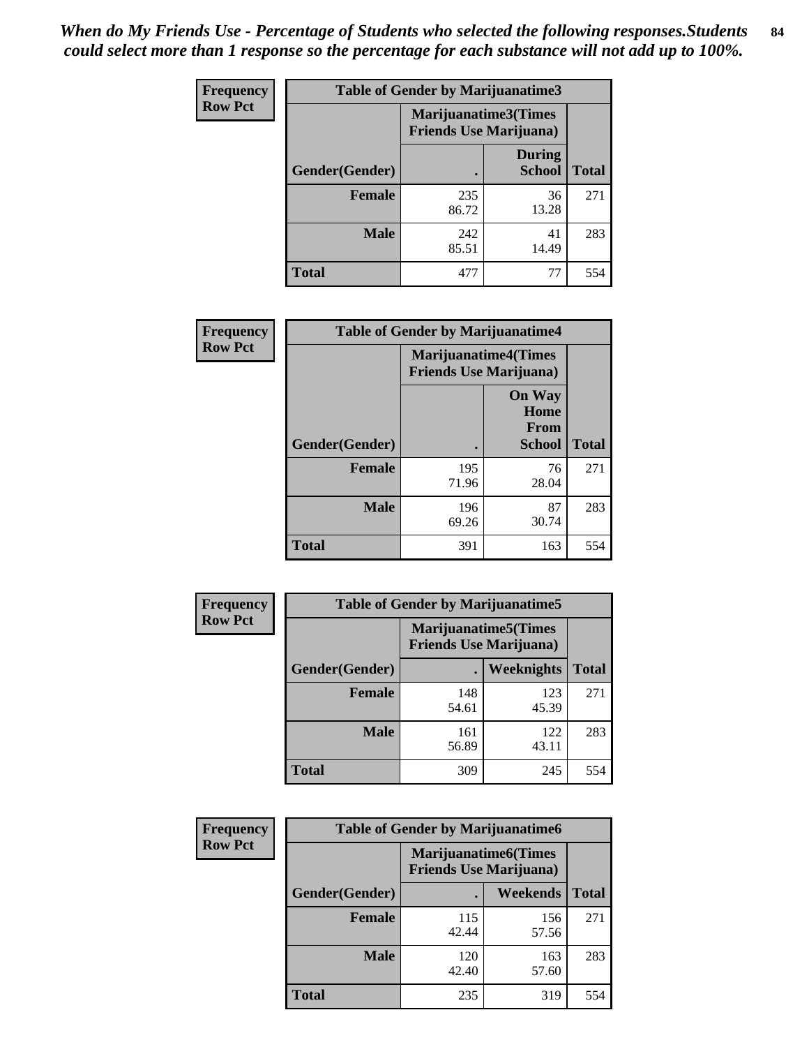*When do My Friends Use - Percentage of Students who selected the following responses.Students could select more than 1 response so the percentage for each substance will not add up to 100%.*

| Frequency Row Pct | Table of Gender by Marijuanatime3 | | |
|---|---|---|---|
| | Marijuanatime3(Times Friends Use Marijuana) | | |
| Gender(Gender) | . | During School | Total |
| Female | 235<br>86.72 | 36<br>13.28 | 271 |
| Male | 242<br>85.51 | 41<br>14.49 | 283 |
| Total | 477 | 77 | 554 |

| Frequency Row Pct | Table of Gender by Marijuanatime4 | | |
|---|---|---|---|
| | Marijuanatime4(Times Friends Use Marijuana) | | |
| Gender(Gender) | . | On Way Home From School | Total |
| Female | 195<br>71.96 | 76<br>28.04 | 271 |
| Male | 196<br>69.26 | 87<br>30.74 | 283 |
| Total | 391 | 163 | 554 |

| Frequency Row Pct | Table of Gender by Marijuanatime5 | | |
|---|---|---|---|
| | Marijuanatime5(Times Friends Use Marijuana) | | |
| Gender(Gender) | . | Weeknights | Total |
| Female | 148<br>54.61 | 123<br>45.39 | 271 |
| Male | 161<br>56.89 | 122<br>43.11 | 283 |
| Total | 309 | 245 | 554 |

| Frequency Row Pct | Table of Gender by Marijuanatime6 | | |
|---|---|---|---|
| | Marijuanatime6(Times Friends Use Marijuana) | | |
| Gender(Gender) | . | Weekends | Total |
| Female | 115<br>42.44 | 156<br>57.56 | 271 |
| Male | 120<br>42.40 | 163<br>57.60 | 283 |
| Total | 235 | 319 | 554 |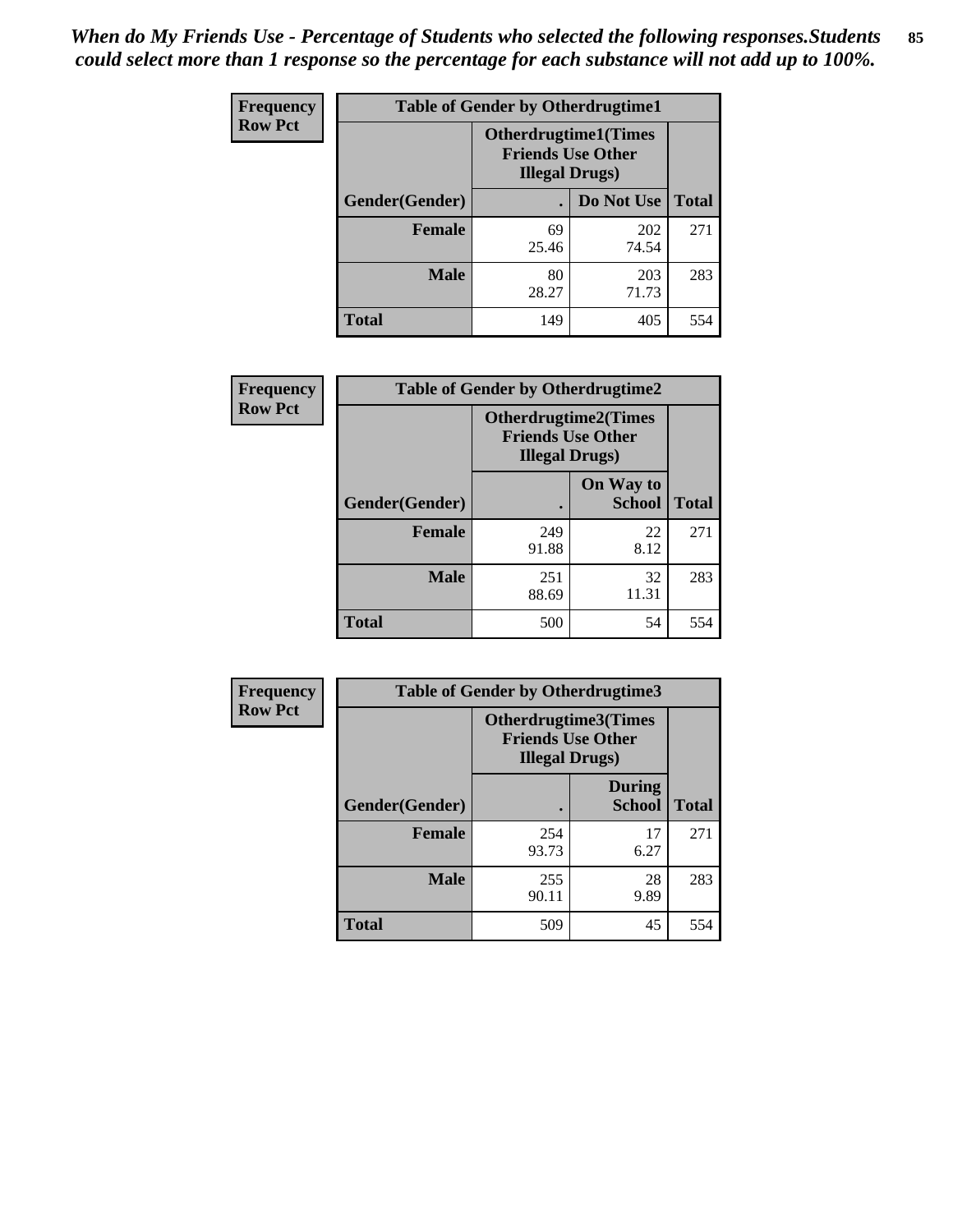*When do My Friends Use - Percentage of Students who selected the following responses.Students could select more than 1 response so the percentage for each substance will not add up to 100%.*

**Frequency**
**Row Pct**

| Table of Gender by Otherdrugtime1 | | | |
|---|---|---|---|
| | Otherdrugtime1(Times Friends Use Other Illegal Drugs) | | |
| Gender(Gender) | . | Do Not Use | Total |
| Female | 69<br>25.46 | 202<br>74.54 | 271 |
| Male | 80<br>28.27 | 203<br>71.73 | 283 |
| Total | 149 | 405 | 554 |

**Frequency**
**Row Pct**

| Table of Gender by Otherdrugtime2 | | | |
|---|---|---|---|
| | Otherdrugtime2(Times Friends Use Other Illegal Drugs) | | |
| Gender(Gender) | . | On Way to School | Total |
| Female | 249<br>91.88 | 22<br>8.12 | 271 |
| Male | 251<br>88.69 | 32<br>11.31 | 283 |
| Total | 500 | 54 | 554 |

**Frequency**
**Row Pct**

| Table of Gender by Otherdrugtime3 | | | |
|---|---|---|---|
| | Otherdrugtime3(Times Friends Use Other Illegal Drugs) | | |
| Gender(Gender) | . | During School | Total |
| Female | 254<br>93.73 | 17<br>6.27 | 271 |
| Male | 255<br>90.11 | 28<br>9.89 | 283 |
| Total | 509 | 45 | 554 |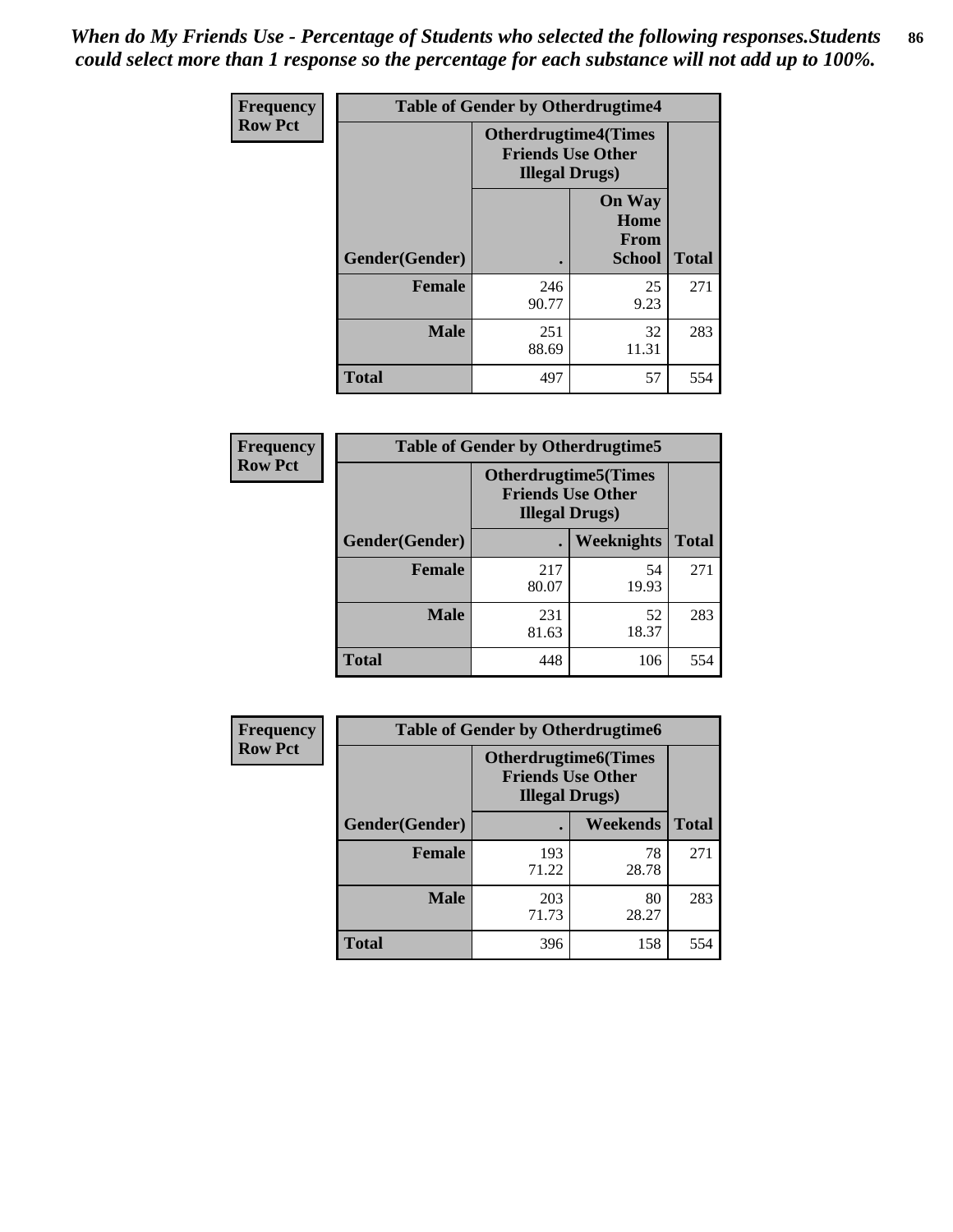*When do My Friends Use - Percentage of Students who selected the following responses.Students could select more than 1 response so the percentage for each substance will not add up to 100%.*

**Frequency**
**Row Pct**

| Table of Gender by Otherdrugtime4 | | | |
|---|---|---|---|
| | Otherdrugtime4(Times Friends Use Other Illegal Drugs) | | |
| Gender(Gender) | . | On Way Home From School | Total |
| **Female** | 246<br>90.77 | 25<br>9.23 | 271 |
| **Male** | 251<br>88.69 | 32<br>11.31 | 283 |
| **Total** | 497 | 57 | 554 |

**Frequency**
**Row Pct**

| Table of Gender by Otherdrugtime5 | | | |
|---|---|---|---|
| | Otherdrugtime5(Times Friends Use Other Illegal Drugs) | | |
| Gender(Gender) | . | Weeknights | Total |
| **Female** | 217<br>80.07 | 54<br>19.93 | 271 |
| **Male** | 231<br>81.63 | 52<br>18.37 | 283 |
| **Total** | 448 | 106 | 554 |

**Frequency**
**Row Pct**

| Table of Gender by Otherdrugtime6 | | | |
|---|---|---|---|
| | Otherdrugtime6(Times Friends Use Other Illegal Drugs) | | |
| Gender(Gender) | . | Weekends | Total |
| **Female** | 193<br>71.22 | 78<br>28.78 | 271 |
| **Male** | 203<br>71.73 | 80<br>28.27 | 283 |
| **Total** | 396 | 158 | 554 |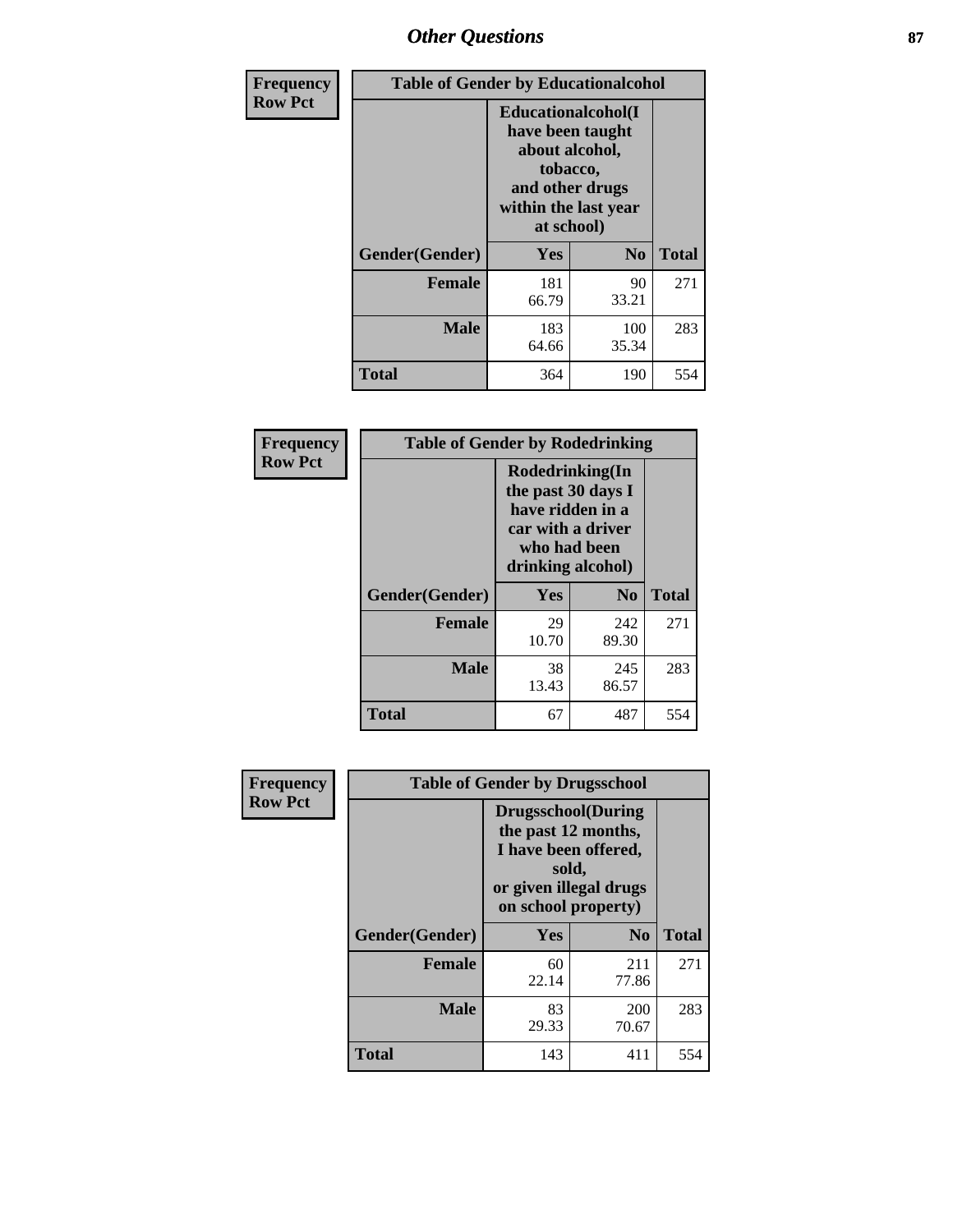| Frequency Row Pct | Table of Gender by Educationalcohol | | |
|---|---|---|---|
| | Educationalcohol(I have been taught about alcohol, tobacco, and other drugs within the last year at school) | | |
| Gender(Gender) | Yes | No | Total |
| Female | 181<br>66.79 | 90<br>33.21 | 271 |
| Male | 183<br>64.66 | 100<br>35.34 | 283 |
| Total | 364 | 190 | 554 |

| Frequency Row Pct | Table of Gender by Rodedrinking | | |
|---|---|---|---|
| | Rodedrinking(In the past 30 days I have ridden in a car with a driver who had been drinking alcohol) | | |
| Gender(Gender) | Yes | No | Total |
| Female | 29<br>10.70 | 242<br>89.30 | 271 |
| Male | 38<br>13.43 | 245<br>86.57 | 283 |
| Total | 67 | 487 | 554 |

| Frequency Row Pct | Table of Gender by Drugsschool | | |
|---|---|---|---|
| | Drugsschool(During the past 12 months, I have been offered, sold, or given illegal drugs on school property) | | |
| Gender(Gender) | Yes | No | Total |
| Female | 60<br>22.14 | 211<br>77.86 | 271 |
| Male | 83<br>29.33 | 200<br>70.67 | 283 |
| Total | 143 | 411 | 554 |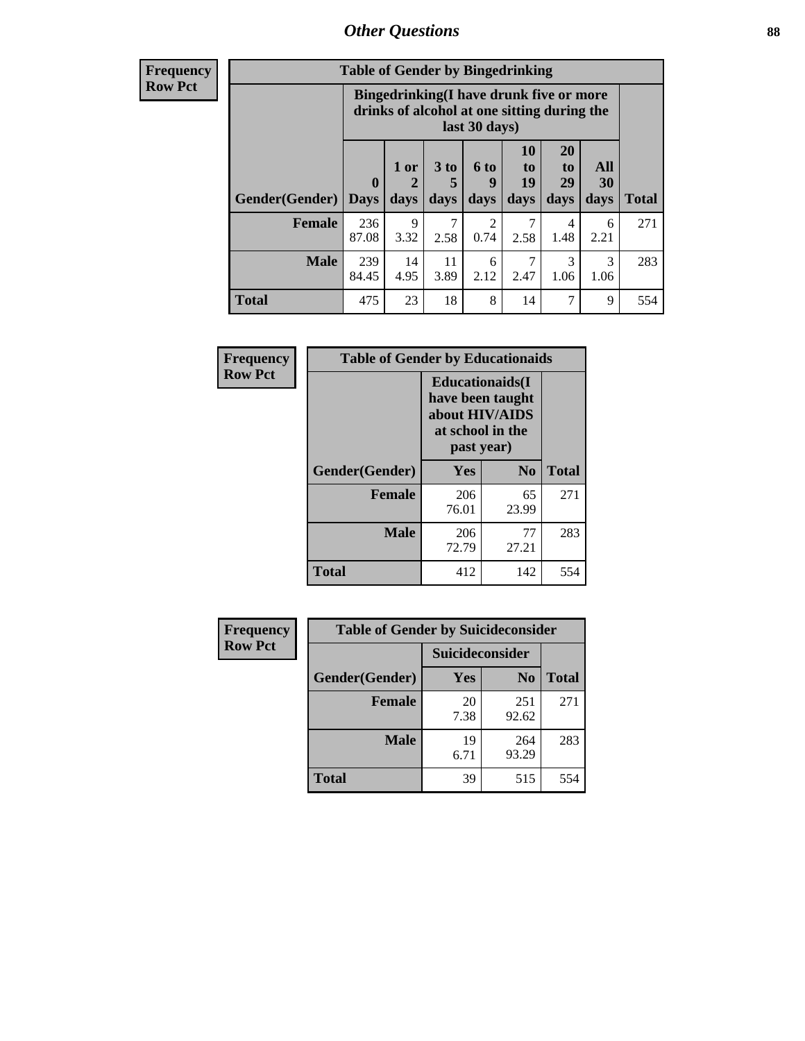## Other Questions

**Frequency / Row Pct**

**Table of Gender by Bingedrinking**

| Gender(Gender) | Bingedrinking(I have drunk five or more drinks of alcohol at one sitting during the last 30 days) | | | | | | | Total |
|---|---|---|---|---|---|---|---|---|
| | 0 Days | 1 or 2 days | 3 to 5 days | 6 to 9 days | 10 to 19 days | 20 to 29 days | All 30 days | |
| **Female** | 236<br>87.08 | 9<br>3.32 | 7<br>2.58 | 2<br>0.74 | 7<br>2.58 | 4<br>1.48 | 6<br>2.21 | 271 |
| **Male** | 239<br>84.45 | 14<br>4.95 | 11<br>3.89 | 6<br>2.12 | 7<br>2.47 | 3<br>1.06 | 3<br>1.06 | 283 |
| **Total** | 475 | 23 | 18 | 8 | 14 | 7 | 9 | 554 |

**Frequency / Row Pct**

**Table of Gender by Educationaids**

| Gender(Gender) | Educationaids(I have been taught about HIV/AIDS at school in the past year) | | Total |
|---|---|---|---|
| | Yes | No | |
| **Female** | 206<br>76.01 | 65<br>23.99 | 271 |
| **Male** | 206<br>72.79 | 77<br>27.21 | 283 |
| **Total** | 412 | 142 | 554 |

**Frequency / Row Pct**

**Table of Gender by Suicideconsider**

| Gender(Gender) | Suicideconsider | | Total |
|---|---|---|---|
| | Yes | No | |
| **Female** | 20<br>7.38 | 251<br>92.62 | 271 |
| **Male** | 19<br>6.71 | 264<br>93.29 | 283 |
| **Total** | 39 | 515 | 554 |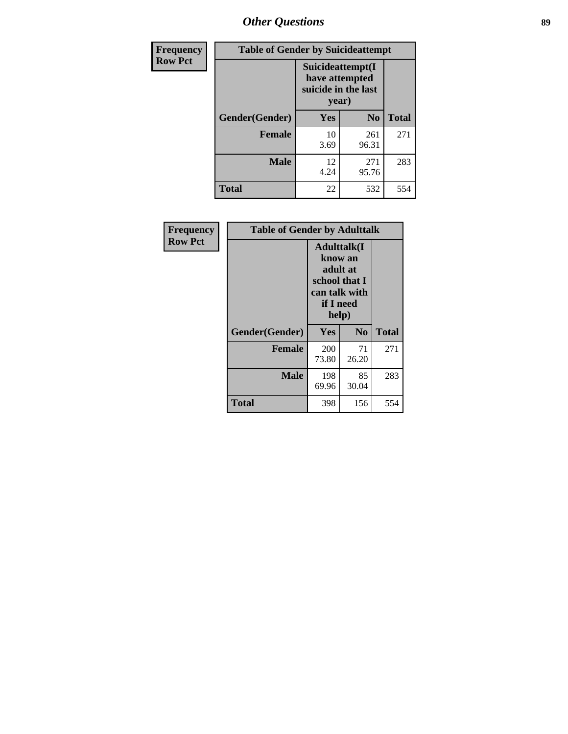| Frequency Row Pct | Table of Gender by Suicideattempt | | |
|---|---|---|---|
| | Suicideattempt(I have attempted suicide in the last year) | | |
| Gender(Gender) | Yes | No | Total |
| Female | 10<br>3.69 | 261<br>96.31 | 271 |
| Male | 12<br>4.24 | 271<br>95.76 | 283 |
| Total | 22 | 532 | 554 |

| Frequency Row Pct | Table of Gender by Adulttalk | | |
|---|---|---|---|
| | Adulttalk(I know an adult at school that I can talk with if I need help) | | |
| Gender(Gender) | Yes | No | Total |
| Female | 200<br>73.80 | 71<br>26.20 | 271 |
| Male | 198<br>69.96 | 85<br>30.04 | 283 |
| Total | 398 | 156 | 554 |